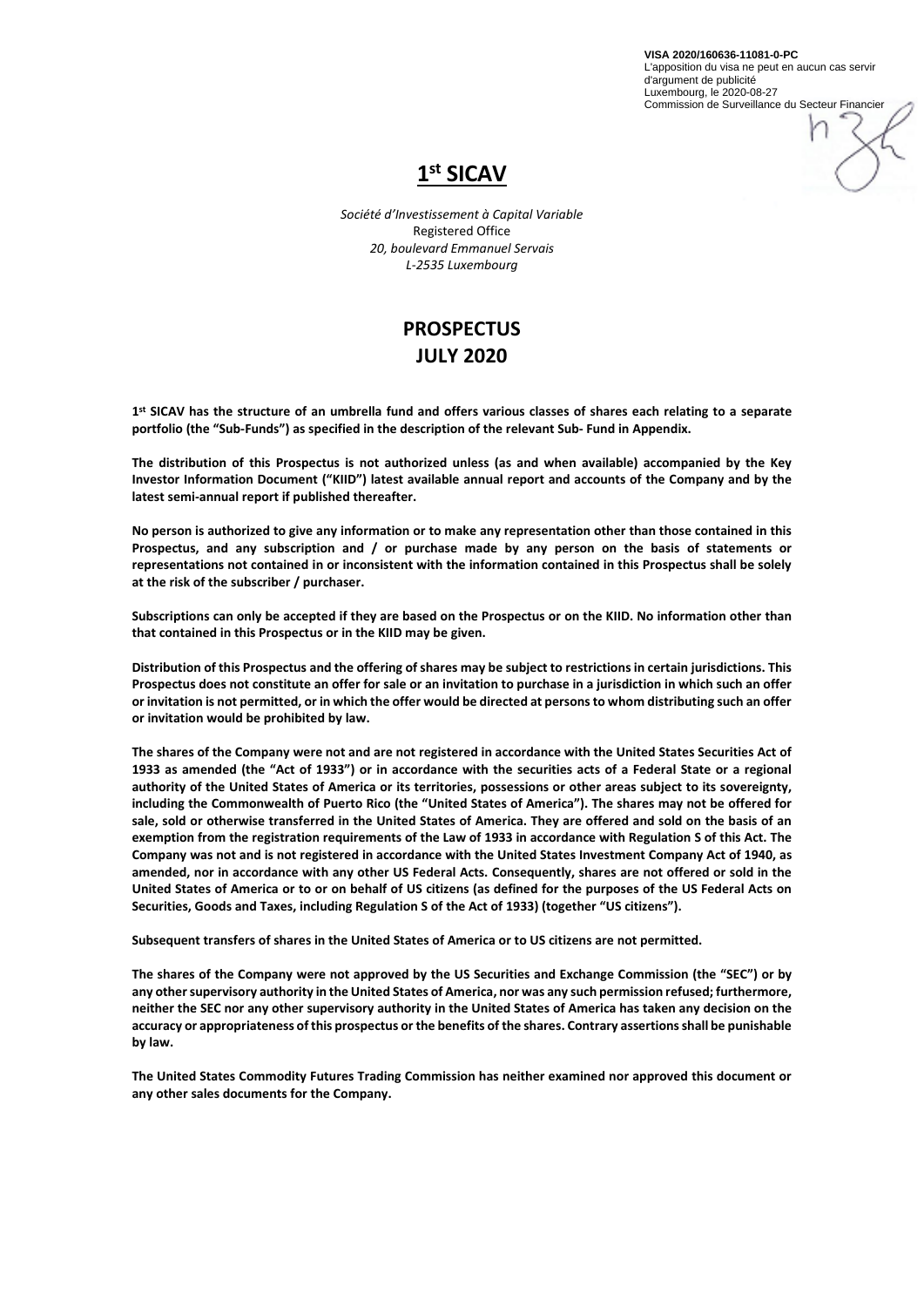**VISA 2020/160636-11081-0-PC**
L'apposition du visa ne peut en aucun cas servir d'argument de publicité
Luxembourg, le 2020-08-27
Commission de Surveillance du Secteur Financier

# 1st SICAV

*Société d'Investissement à Capital Variable*
Registered Office
*20, boulevard Emmanuel Servais*
*L-2535 Luxembourg*

# PROSPECTUS
# JULY 2020

**1st SICAV has the structure of an umbrella fund and offers various classes of shares each relating to a separate portfolio (the "Sub-Funds") as specified in the description of the relevant Sub- Fund in Appendix.**

**The distribution of this Prospectus is not authorized unless (as and when available) accompanied by the Key Investor Information Document ("KIID") latest available annual report and accounts of the Company and by the latest semi-annual report if published thereafter.**

**No person is authorized to give any information or to make any representation other than those contained in this Prospectus, and any subscription and / or purchase made by any person on the basis of statements or representations not contained in or inconsistent with the information contained in this Prospectus shall be solely at the risk of the subscriber / purchaser.**

**Subscriptions can only be accepted if they are based on the Prospectus or on the KIID. No information other than that contained in this Prospectus or in the KIID may be given.**

**Distribution of this Prospectus and the offering of shares may be subject to restrictions in certain jurisdictions. This Prospectus does not constitute an offer for sale or an invitation to purchase in a jurisdiction in which such an offer or invitation is not permitted, or in which the offer would be directed at persons to whom distributing such an offer or invitation would be prohibited by law.**

**The shares of the Company were not and are not registered in accordance with the United States Securities Act of 1933 as amended (the "Act of 1933") or in accordance with the securities acts of a Federal State or a regional authority of the United States of America or its territories, possessions or other areas subject to its sovereignty, including the Commonwealth of Puerto Rico (the "United States of America"). The shares may not be offered for sale, sold or otherwise transferred in the United States of America. They are offered and sold on the basis of an exemption from the registration requirements of the Law of 1933 in accordance with Regulation S of this Act. The Company was not and is not registered in accordance with the United States Investment Company Act of 1940, as amended, nor in accordance with any other US Federal Acts. Consequently, shares are not offered or sold in the United States of America or to or on behalf of US citizens (as defined for the purposes of the US Federal Acts on Securities, Goods and Taxes, including Regulation S of the Act of 1933) (together "US citizens").**

**Subsequent transfers of shares in the United States of America or to US citizens are not permitted.**

**The shares of the Company were not approved by the US Securities and Exchange Commission (the "SEC") or by any other supervisory authority in the United States of America, nor was any such permission refused; furthermore, neither the SEC nor any other supervisory authority in the United States of America has taken any decision on the accuracy or appropriateness of this prospectus or the benefits of the shares. Contrary assertions shall be punishable by law.**

**The United States Commodity Futures Trading Commission has neither examined nor approved this document or any other sales documents for the Company.**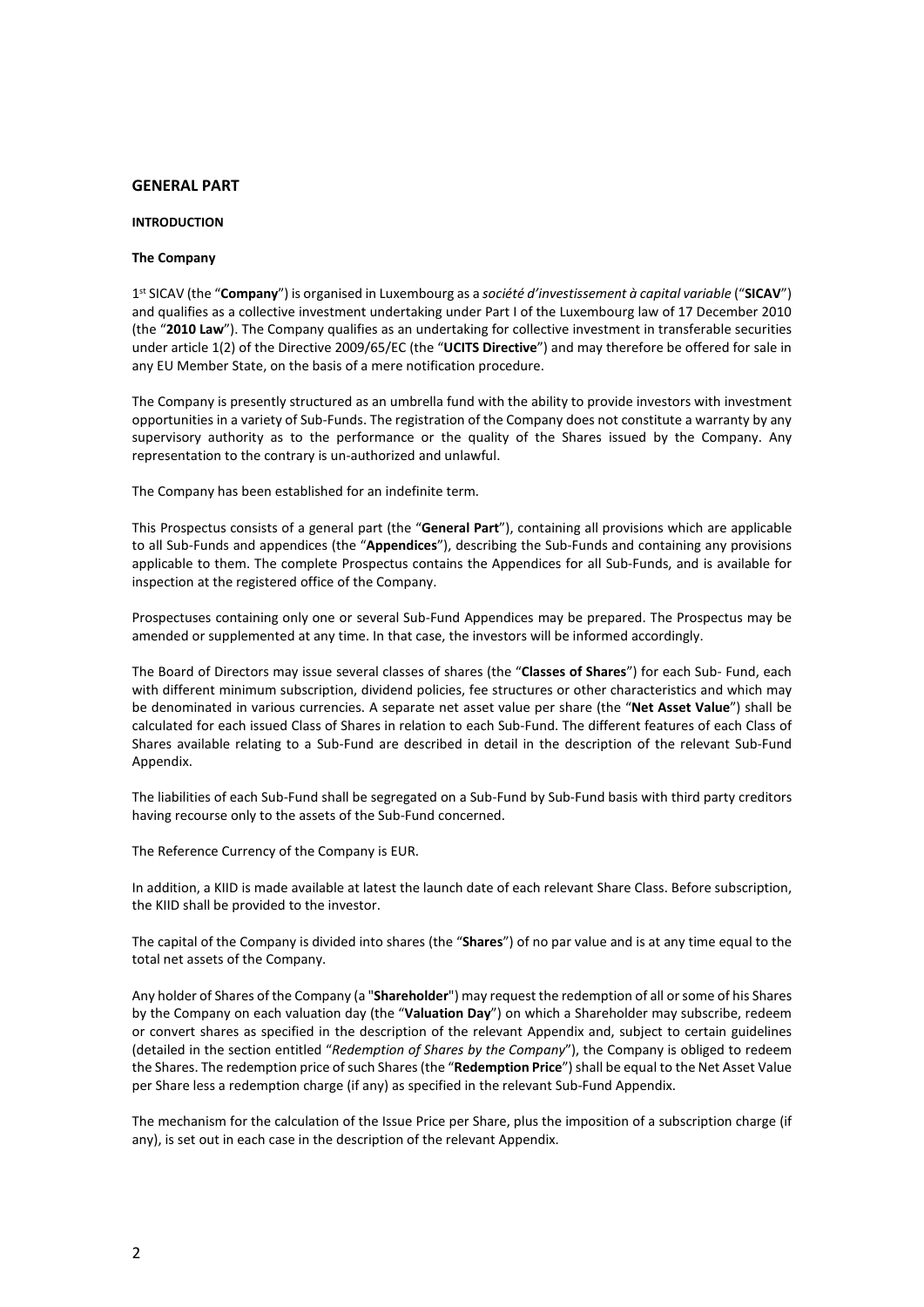## GENERAL PART

### INTRODUCTION

#### The Company

1st SICAV (the "**Company**") is organised in Luxembourg as a *société d'investissement à capital variable* ("**SICAV**") and qualifies as a collective investment undertaking under Part I of the Luxembourg law of 17 December 2010 (the "**2010 Law**"). The Company qualifies as an undertaking for collective investment in transferable securities under article 1(2) of the Directive 2009/65/EC (the "**UCITS Directive**") and may therefore be offered for sale in any EU Member State, on the basis of a mere notification procedure.

The Company is presently structured as an umbrella fund with the ability to provide investors with investment opportunities in a variety of Sub-Funds. The registration of the Company does not constitute a warranty by any supervisory authority as to the performance or the quality of the Shares issued by the Company. Any representation to the contrary is un-authorized and unlawful.

The Company has been established for an indefinite term.

This Prospectus consists of a general part (the "**General Part**"), containing all provisions which are applicable to all Sub-Funds and appendices (the "**Appendices**"), describing the Sub-Funds and containing any provisions applicable to them. The complete Prospectus contains the Appendices for all Sub-Funds, and is available for inspection at the registered office of the Company.

Prospectuses containing only one or several Sub-Fund Appendices may be prepared. The Prospectus may be amended or supplemented at any time. In that case, the investors will be informed accordingly.

The Board of Directors may issue several classes of shares (the "**Classes of Shares**") for each Sub- Fund, each with different minimum subscription, dividend policies, fee structures or other characteristics and which may be denominated in various currencies. A separate net asset value per share (the "**Net Asset Value**") shall be calculated for each issued Class of Shares in relation to each Sub-Fund. The different features of each Class of Shares available relating to a Sub-Fund are described in detail in the description of the relevant Sub-Fund Appendix.

The liabilities of each Sub-Fund shall be segregated on a Sub-Fund by Sub-Fund basis with third party creditors having recourse only to the assets of the Sub-Fund concerned.

The Reference Currency of the Company is EUR.

In addition, a KIID is made available at latest the launch date of each relevant Share Class. Before subscription, the KIID shall be provided to the investor.

The capital of the Company is divided into shares (the "**Shares**") of no par value and is at any time equal to the total net assets of the Company.

Any holder of Shares of the Company (a "**Shareholder**") may request the redemption of all or some of his Shares by the Company on each valuation day (the "**Valuation Day**") on which a Shareholder may subscribe, redeem or convert shares as specified in the description of the relevant Appendix and, subject to certain guidelines (detailed in the section entitled "*Redemption of Shares by the Company*"), the Company is obliged to redeem the Shares. The redemption price of such Shares (the "**Redemption Price**") shall be equal to the Net Asset Value per Share less a redemption charge (if any) as specified in the relevant Sub-Fund Appendix.

The mechanism for the calculation of the Issue Price per Share, plus the imposition of a subscription charge (if any), is set out in each case in the description of the relevant Appendix.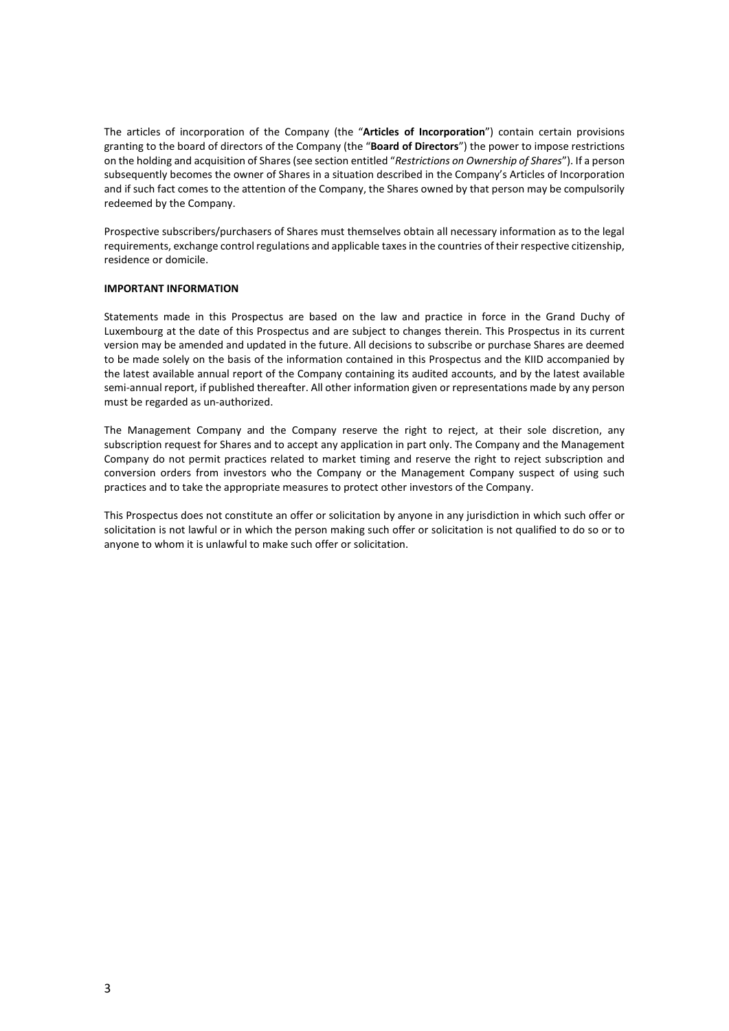The articles of incorporation of the Company (the "**Articles of Incorporation**") contain certain provisions granting to the board of directors of the Company (the "**Board of Directors**") the power to impose restrictions on the holding and acquisition of Shares (see section entitled "*Restrictions on Ownership of Shares*"). If a person subsequently becomes the owner of Shares in a situation described in the Company's Articles of Incorporation and if such fact comes to the attention of the Company, the Shares owned by that person may be compulsorily redeemed by the Company.

Prospective subscribers/purchasers of Shares must themselves obtain all necessary information as to the legal requirements, exchange control regulations and applicable taxes in the countries of their respective citizenship, residence or domicile.

**IMPORTANT INFORMATION**

Statements made in this Prospectus are based on the law and practice in force in the Grand Duchy of Luxembourg at the date of this Prospectus and are subject to changes therein. This Prospectus in its current version may be amended and updated in the future. All decisions to subscribe or purchase Shares are deemed to be made solely on the basis of the information contained in this Prospectus and the KIID accompanied by the latest available annual report of the Company containing its audited accounts, and by the latest available semi-annual report, if published thereafter. All other information given or representations made by any person must be regarded as un-authorized.

The Management Company and the Company reserve the right to reject, at their sole discretion, any subscription request for Shares and to accept any application in part only. The Company and the Management Company do not permit practices related to market timing and reserve the right to reject subscription and conversion orders from investors who the Company or the Management Company suspect of using such practices and to take the appropriate measures to protect other investors of the Company.

This Prospectus does not constitute an offer or solicitation by anyone in any jurisdiction in which such offer or solicitation is not lawful or in which the person making such offer or solicitation is not qualified to do so or to anyone to whom it is unlawful to make such offer or solicitation.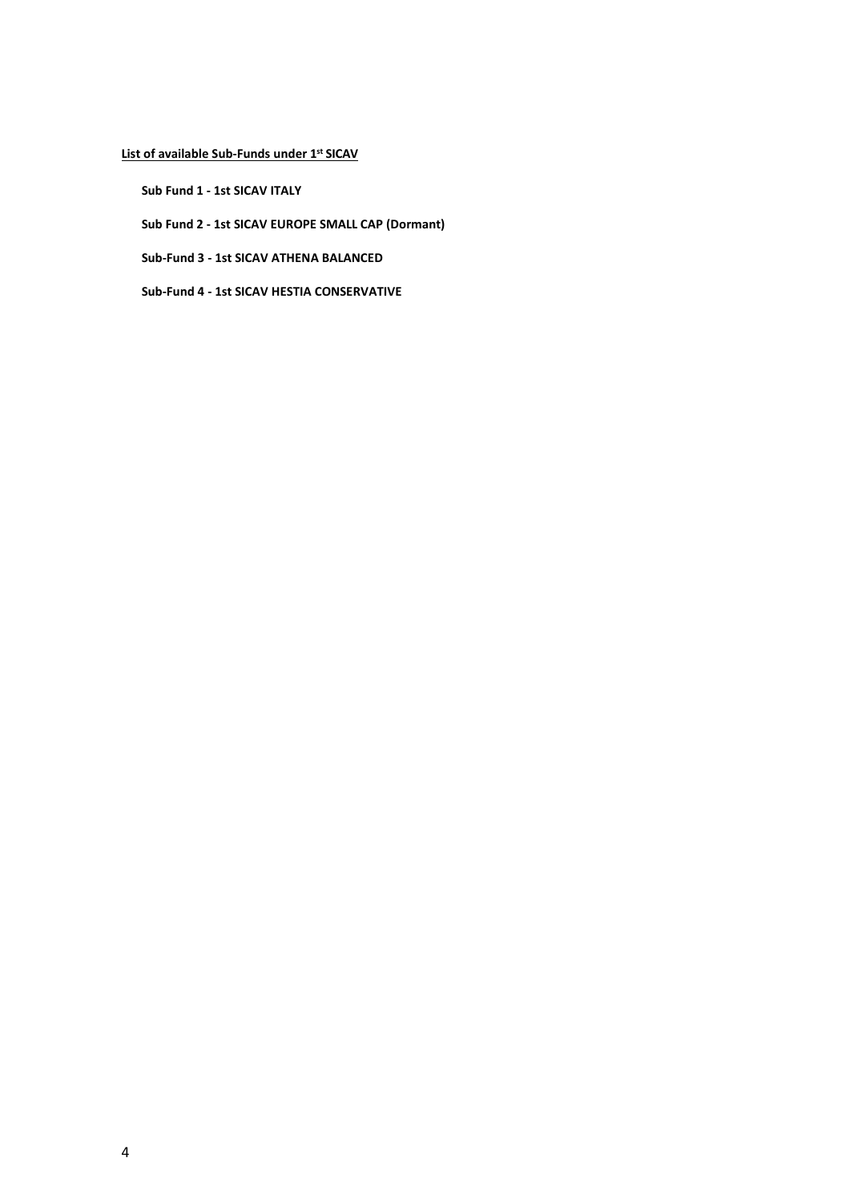**List of available Sub-Funds under 1st SICAV**

**Sub Fund 1 - 1st SICAV ITALY**

**Sub Fund 2 - 1st SICAV EUROPE SMALL CAP (Dormant)**

**Sub-Fund 3 - 1st SICAV ATHENA BALANCED**

**Sub-Fund 4 - 1st SICAV HESTIA CONSERVATIVE**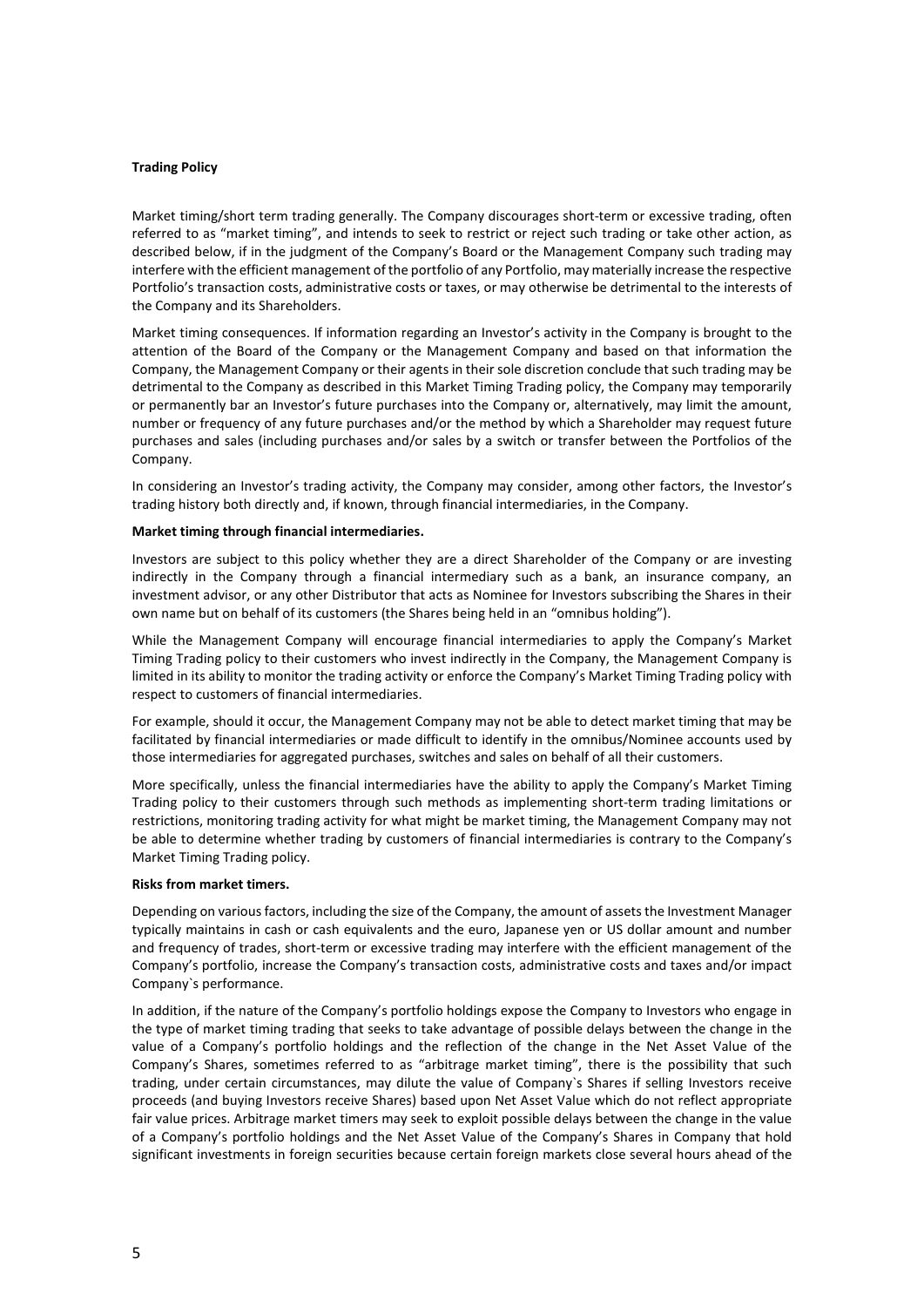**Trading Policy**

Market timing/short term trading generally. The Company discourages short-term or excessive trading, often referred to as "market timing", and intends to seek to restrict or reject such trading or take other action, as described below, if in the judgment of the Company's Board or the Management Company such trading may interfere with the efficient management of the portfolio of any Portfolio, may materially increase the respective Portfolio's transaction costs, administrative costs or taxes, or may otherwise be detrimental to the interests of the Company and its Shareholders.

Market timing consequences. If information regarding an Investor's activity in the Company is brought to the attention of the Board of the Company or the Management Company and based on that information the Company, the Management Company or their agents in their sole discretion conclude that such trading may be detrimental to the Company as described in this Market Timing Trading policy, the Company may temporarily or permanently bar an Investor's future purchases into the Company or, alternatively, may limit the amount, number or frequency of any future purchases and/or the method by which a Shareholder may request future purchases and sales (including purchases and/or sales by a switch or transfer between the Portfolios of the Company.

In considering an Investor's trading activity, the Company may consider, among other factors, the Investor's trading history both directly and, if known, through financial intermediaries, in the Company.

**Market timing through financial intermediaries.**

Investors are subject to this policy whether they are a direct Shareholder of the Company or are investing indirectly in the Company through a financial intermediary such as a bank, an insurance company, an investment advisor, or any other Distributor that acts as Nominee for Investors subscribing the Shares in their own name but on behalf of its customers (the Shares being held in an "omnibus holding").

While the Management Company will encourage financial intermediaries to apply the Company's Market Timing Trading policy to their customers who invest indirectly in the Company, the Management Company is limited in its ability to monitor the trading activity or enforce the Company's Market Timing Trading policy with respect to customers of financial intermediaries.

For example, should it occur, the Management Company may not be able to detect market timing that may be facilitated by financial intermediaries or made difficult to identify in the omnibus/Nominee accounts used by those intermediaries for aggregated purchases, switches and sales on behalf of all their customers.

More specifically, unless the financial intermediaries have the ability to apply the Company's Market Timing Trading policy to their customers through such methods as implementing short-term trading limitations or restrictions, monitoring trading activity for what might be market timing, the Management Company may not be able to determine whether trading by customers of financial intermediaries is contrary to the Company's Market Timing Trading policy.

**Risks from market timers.**

Depending on various factors, including the size of the Company, the amount of assets the Investment Manager typically maintains in cash or cash equivalents and the euro, Japanese yen or US dollar amount and number and frequency of trades, short-term or excessive trading may interfere with the efficient management of the Company's portfolio, increase the Company's transaction costs, administrative costs and taxes and/or impact Company`s performance.

In addition, if the nature of the Company's portfolio holdings expose the Company to Investors who engage in the type of market timing trading that seeks to take advantage of possible delays between the change in the value of a Company's portfolio holdings and the reflection of the change in the Net Asset Value of the Company's Shares, sometimes referred to as "arbitrage market timing", there is the possibility that such trading, under certain circumstances, may dilute the value of Company`s Shares if selling Investors receive proceeds (and buying Investors receive Shares) based upon Net Asset Value which do not reflect appropriate fair value prices. Arbitrage market timers may seek to exploit possible delays between the change in the value of a Company's portfolio holdings and the Net Asset Value of the Company's Shares in Company that hold significant investments in foreign securities because certain foreign markets close several hours ahead of the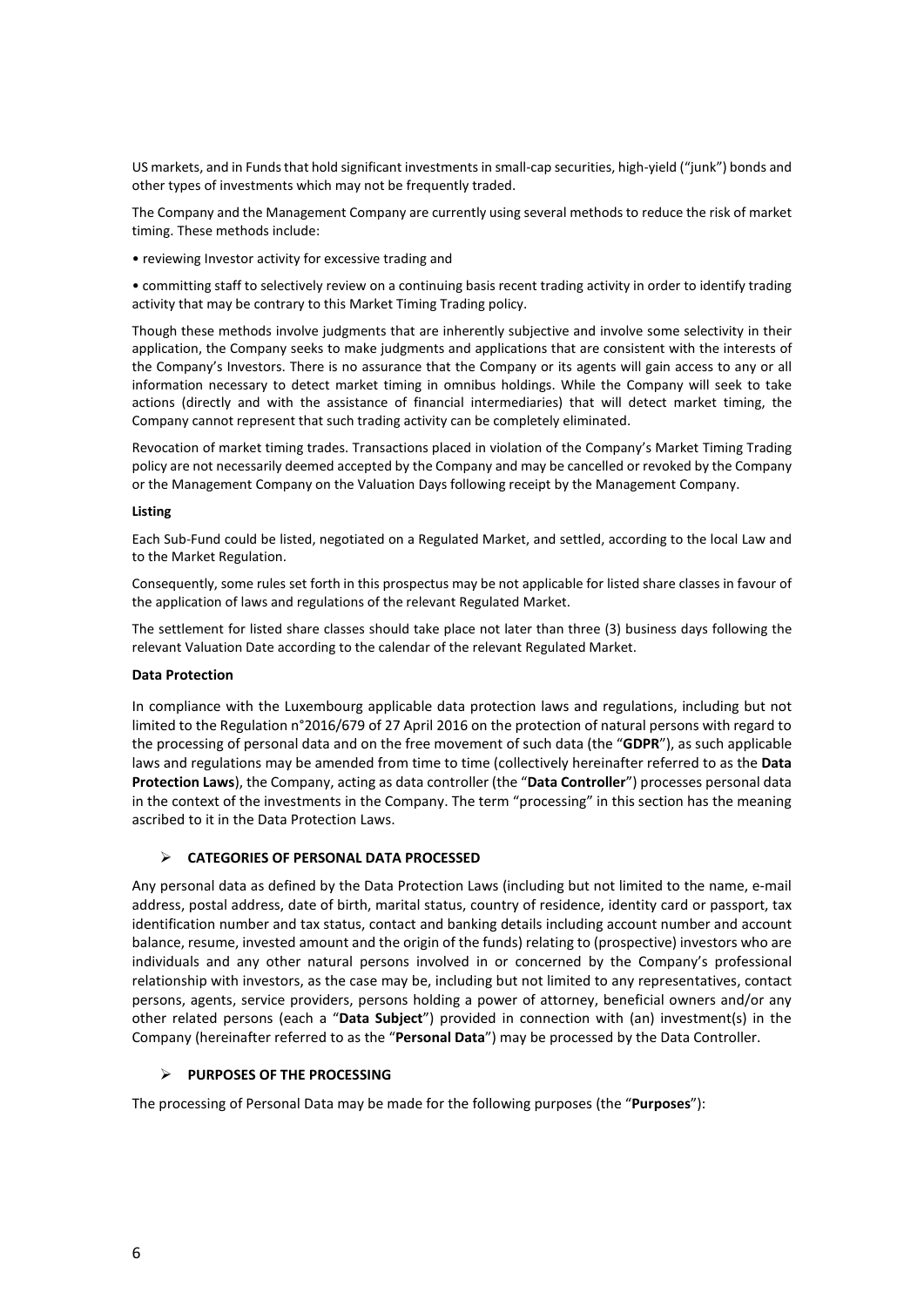US markets, and in Funds that hold significant investments in small-cap securities, high-yield ("junk") bonds and other types of investments which may not be frequently traded.

The Company and the Management Company are currently using several methods to reduce the risk of market timing. These methods include:

• reviewing Investor activity for excessive trading and

• committing staff to selectively review on a continuing basis recent trading activity in order to identify trading activity that may be contrary to this Market Timing Trading policy.

Though these methods involve judgments that are inherently subjective and involve some selectivity in their application, the Company seeks to make judgments and applications that are consistent with the interests of the Company's Investors. There is no assurance that the Company or its agents will gain access to any or all information necessary to detect market timing in omnibus holdings. While the Company will seek to take actions (directly and with the assistance of financial intermediaries) that will detect market timing, the Company cannot represent that such trading activity can be completely eliminated.

Revocation of market timing trades. Transactions placed in violation of the Company's Market Timing Trading policy are not necessarily deemed accepted by the Company and may be cancelled or revoked by the Company or the Management Company on the Valuation Days following receipt by the Management Company.

**Listing**

Each Sub-Fund could be listed, negotiated on a Regulated Market, and settled, according to the local Law and to the Market Regulation.

Consequently, some rules set forth in this prospectus may be not applicable for listed share classes in favour of the application of laws and regulations of the relevant Regulated Market.

The settlement for listed share classes should take place not later than three (3) business days following the relevant Valuation Date according to the calendar of the relevant Regulated Market.

**Data Protection**

In compliance with the Luxembourg applicable data protection laws and regulations, including but not limited to the Regulation n°2016/679 of 27 April 2016 on the protection of natural persons with regard to the processing of personal data and on the free movement of such data (the "**GDPR**"), as such applicable laws and regulations may be amended from time to time (collectively hereinafter referred to as the **Data Protection Laws**), the Company, acting as data controller (the "**Data Controller**") processes personal data in the context of the investments in the Company. The term "processing" in this section has the meaning ascribed to it in the Data Protection Laws.

- **CATEGORIES OF PERSONAL DATA PROCESSED**

Any personal data as defined by the Data Protection Laws (including but not limited to the name, e-mail address, postal address, date of birth, marital status, country of residence, identity card or passport, tax identification number and tax status, contact and banking details including account number and account balance, resume, invested amount and the origin of the funds) relating to (prospective) investors who are individuals and any other natural persons involved in or concerned by the Company's professional relationship with investors, as the case may be, including but not limited to any representatives, contact persons, agents, service providers, persons holding a power of attorney, beneficial owners and/or any other related persons (each a "**Data Subject**") provided in connection with (an) investment(s) in the Company (hereinafter referred to as the "**Personal Data**") may be processed by the Data Controller.

- **PURPOSES OF THE PROCESSING**

The processing of Personal Data may be made for the following purposes (the "**Purposes**"):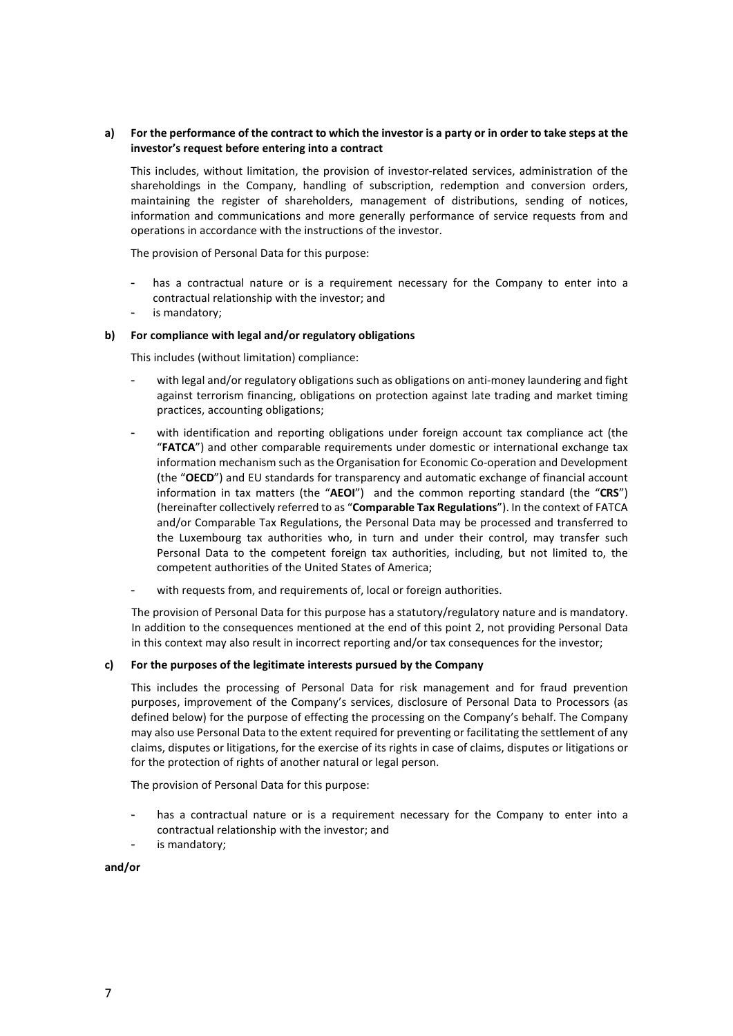**a) For the performance of the contract to which the investor is a party or in order to take steps at the investor's request before entering into a contract**

This includes, without limitation, the provision of investor-related services, administration of the shareholdings in the Company, handling of subscription, redemption and conversion orders, maintaining the register of shareholders, management of distributions, sending of notices, information and communications and more generally performance of service requests from and operations in accordance with the instructions of the investor.

The provision of Personal Data for this purpose:

- has a contractual nature or is a requirement necessary for the Company to enter into a contractual relationship with the investor; and
- is mandatory;

**b) For compliance with legal and/or regulatory obligations**

This includes (without limitation) compliance:

- with legal and/or regulatory obligations such as obligations on anti-money laundering and fight against terrorism financing, obligations on protection against late trading and market timing practices, accounting obligations;
- with identification and reporting obligations under foreign account tax compliance act (the "**FATCA**") and other comparable requirements under domestic or international exchange tax information mechanism such as the Organisation for Economic Co-operation and Development (the "**OECD**") and EU standards for transparency and automatic exchange of financial account information in tax matters (the "**AEOI**") and the common reporting standard (the "**CRS**") (hereinafter collectively referred to as "**Comparable Tax Regulations**"). In the context of FATCA and/or Comparable Tax Regulations, the Personal Data may be processed and transferred to the Luxembourg tax authorities who, in turn and under their control, may transfer such Personal Data to the competent foreign tax authorities, including, but not limited to, the competent authorities of the United States of America;
- with requests from, and requirements of, local or foreign authorities.

The provision of Personal Data for this purpose has a statutory/regulatory nature and is mandatory. In addition to the consequences mentioned at the end of this point 2, not providing Personal Data in this context may also result in incorrect reporting and/or tax consequences for the investor;

**c) For the purposes of the legitimate interests pursued by the Company**

This includes the processing of Personal Data for risk management and for fraud prevention purposes, improvement of the Company's services, disclosure of Personal Data to Processors (as defined below) for the purpose of effecting the processing on the Company's behalf. The Company may also use Personal Data to the extent required for preventing or facilitating the settlement of any claims, disputes or litigations, for the exercise of its rights in case of claims, disputes or litigations or for the protection of rights of another natural or legal person.

The provision of Personal Data for this purpose:

- has a contractual nature or is a requirement necessary for the Company to enter into a contractual relationship with the investor; and
- is mandatory;

**and/or**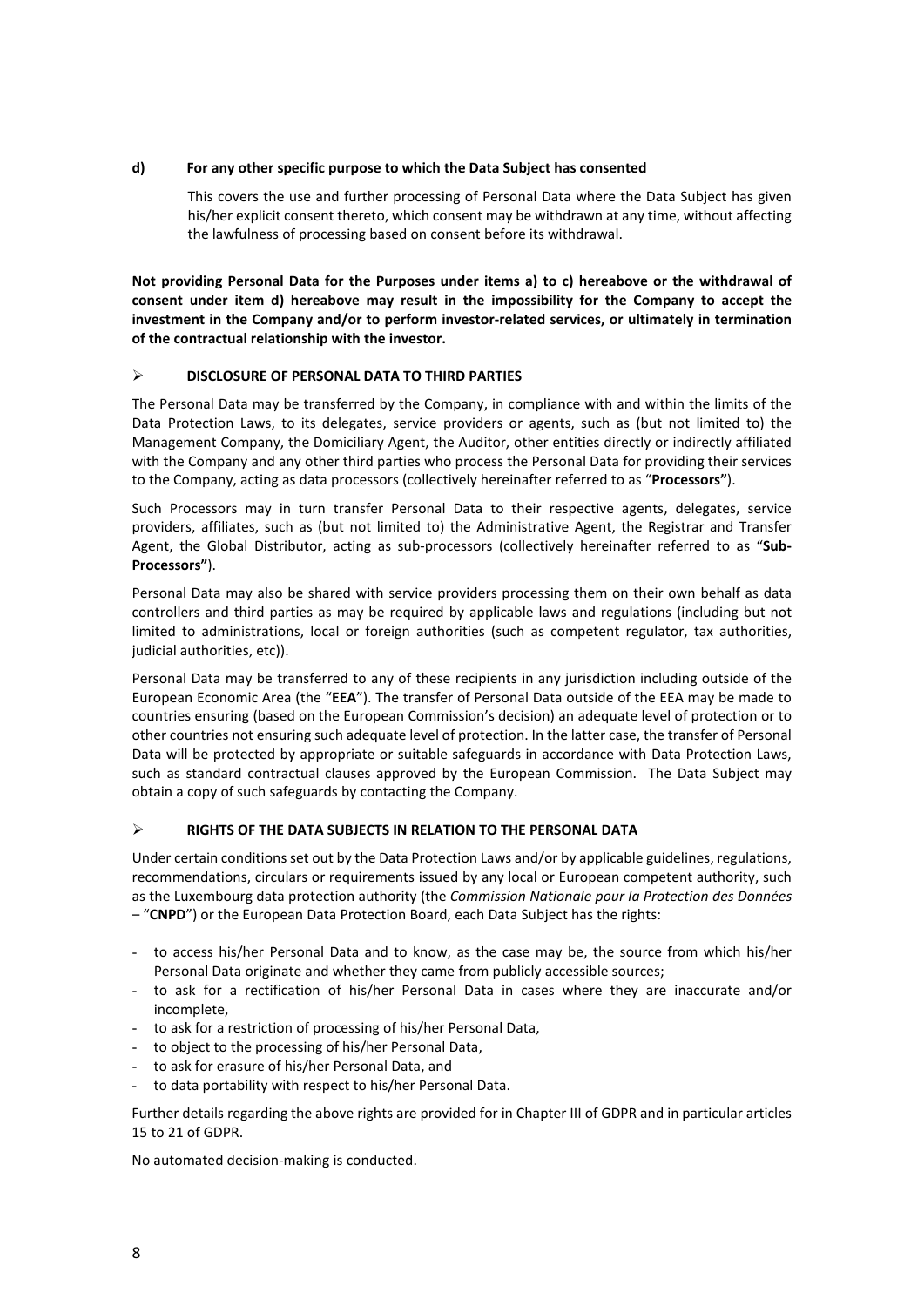**d) For any other specific purpose to which the Data Subject has consented**

This covers the use and further processing of Personal Data where the Data Subject has given his/her explicit consent thereto, which consent may be withdrawn at any time, without affecting the lawfulness of processing based on consent before its withdrawal.

**Not providing Personal Data for the Purposes under items a) to c) hereabove or the withdrawal of consent under item d) hereabove may result in the impossibility for the Company to accept the investment in the Company and/or to perform investor-related services, or ultimately in termination of the contractual relationship with the investor.**

## ➢ DISCLOSURE OF PERSONAL DATA TO THIRD PARTIES

The Personal Data may be transferred by the Company, in compliance with and within the limits of the Data Protection Laws, to its delegates, service providers or agents, such as (but not limited to) the Management Company, the Domiciliary Agent, the Auditor, other entities directly or indirectly affiliated with the Company and any other third parties who process the Personal Data for providing their services to the Company, acting as data processors (collectively hereinafter referred to as "**Processors"**).

Such Processors may in turn transfer Personal Data to their respective agents, delegates, service providers, affiliates, such as (but not limited to) the Administrative Agent, the Registrar and Transfer Agent, the Global Distributor, acting as sub-processors (collectively hereinafter referred to as "**Sub-Processors"**).

Personal Data may also be shared with service providers processing them on their own behalf as data controllers and third parties as may be required by applicable laws and regulations (including but not limited to administrations, local or foreign authorities (such as competent regulator, tax authorities, judicial authorities, etc)).

Personal Data may be transferred to any of these recipients in any jurisdiction including outside of the European Economic Area (the "**EEA**"). The transfer of Personal Data outside of the EEA may be made to countries ensuring (based on the European Commission's decision) an adequate level of protection or to other countries not ensuring such adequate level of protection. In the latter case, the transfer of Personal Data will be protected by appropriate or suitable safeguards in accordance with Data Protection Laws, such as standard contractual clauses approved by the European Commission. The Data Subject may obtain a copy of such safeguards by contacting the Company.

## ➢ RIGHTS OF THE DATA SUBJECTS IN RELATION TO THE PERSONAL DATA

Under certain conditions set out by the Data Protection Laws and/or by applicable guidelines, regulations, recommendations, circulars or requirements issued by any local or European competent authority, such as the Luxembourg data protection authority (the *Commission Nationale pour la Protection des Données* – "**CNPD**") or the European Data Protection Board, each Data Subject has the rights:

- to access his/her Personal Data and to know, as the case may be, the source from which his/her Personal Data originate and whether they came from publicly accessible sources;
- to ask for a rectification of his/her Personal Data in cases where they are inaccurate and/or incomplete,
- to ask for a restriction of processing of his/her Personal Data,
- to object to the processing of his/her Personal Data,
- to ask for erasure of his/her Personal Data, and
- to data portability with respect to his/her Personal Data.

Further details regarding the above rights are provided for in Chapter III of GDPR and in particular articles 15 to 21 of GDPR.

No automated decision-making is conducted.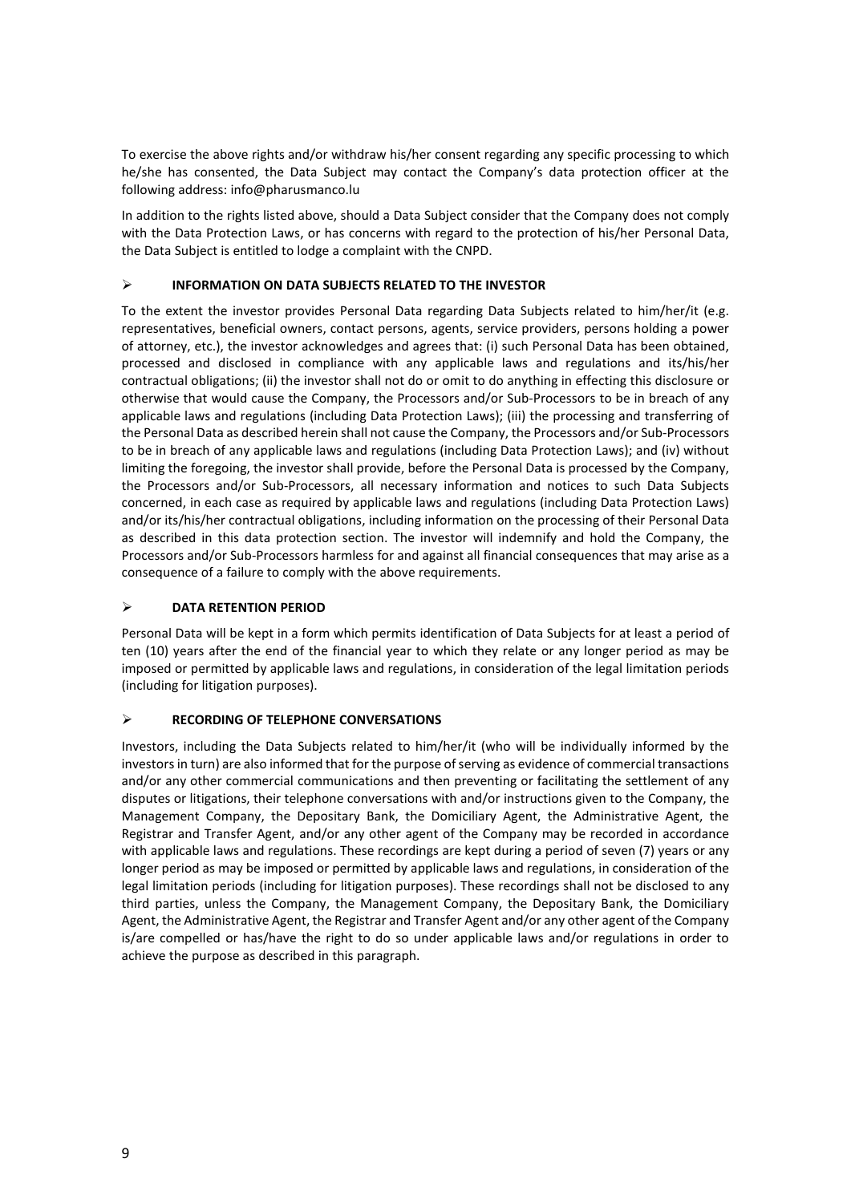To exercise the above rights and/or withdraw his/her consent regarding any specific processing to which he/she has consented, the Data Subject may contact the Company's data protection officer at the following address: info@pharusmanco.lu

In addition to the rights listed above, should a Data Subject consider that the Company does not comply with the Data Protection Laws, or has concerns with regard to the protection of his/her Personal Data, the Data Subject is entitled to lodge a complaint with the CNPD.

- **INFORMATION ON DATA SUBJECTS RELATED TO THE INVESTOR**

To the extent the investor provides Personal Data regarding Data Subjects related to him/her/it (e.g. representatives, beneficial owners, contact persons, agents, service providers, persons holding a power of attorney, etc.), the investor acknowledges and agrees that: (i) such Personal Data has been obtained, processed and disclosed in compliance with any applicable laws and regulations and its/his/her contractual obligations; (ii) the investor shall not do or omit to do anything in effecting this disclosure or otherwise that would cause the Company, the Processors and/or Sub-Processors to be in breach of any applicable laws and regulations (including Data Protection Laws); (iii) the processing and transferring of the Personal Data as described herein shall not cause the Company, the Processors and/or Sub-Processors to be in breach of any applicable laws and regulations (including Data Protection Laws); and (iv) without limiting the foregoing, the investor shall provide, before the Personal Data is processed by the Company, the Processors and/or Sub-Processors, all necessary information and notices to such Data Subjects concerned, in each case as required by applicable laws and regulations (including Data Protection Laws) and/or its/his/her contractual obligations, including information on the processing of their Personal Data as described in this data protection section. The investor will indemnify and hold the Company, the Processors and/or Sub-Processors harmless for and against all financial consequences that may arise as a consequence of a failure to comply with the above requirements.

- **DATA RETENTION PERIOD**

Personal Data will be kept in a form which permits identification of Data Subjects for at least a period of ten (10) years after the end of the financial year to which they relate or any longer period as may be imposed or permitted by applicable laws and regulations, in consideration of the legal limitation periods (including for litigation purposes).

- **RECORDING OF TELEPHONE CONVERSATIONS**

Investors, including the Data Subjects related to him/her/it (who will be individually informed by the investors in turn) are also informed that for the purpose of serving as evidence of commercial transactions and/or any other commercial communications and then preventing or facilitating the settlement of any disputes or litigations, their telephone conversations with and/or instructions given to the Company, the Management Company, the Depositary Bank, the Domiciliary Agent, the Administrative Agent, the Registrar and Transfer Agent, and/or any other agent of the Company may be recorded in accordance with applicable laws and regulations. These recordings are kept during a period of seven (7) years or any longer period as may be imposed or permitted by applicable laws and regulations, in consideration of the legal limitation periods (including for litigation purposes). These recordings shall not be disclosed to any third parties, unless the Company, the Management Company, the Depositary Bank, the Domiciliary Agent, the Administrative Agent, the Registrar and Transfer Agent and/or any other agent of the Company is/are compelled or has/have the right to do so under applicable laws and/or regulations in order to achieve the purpose as described in this paragraph.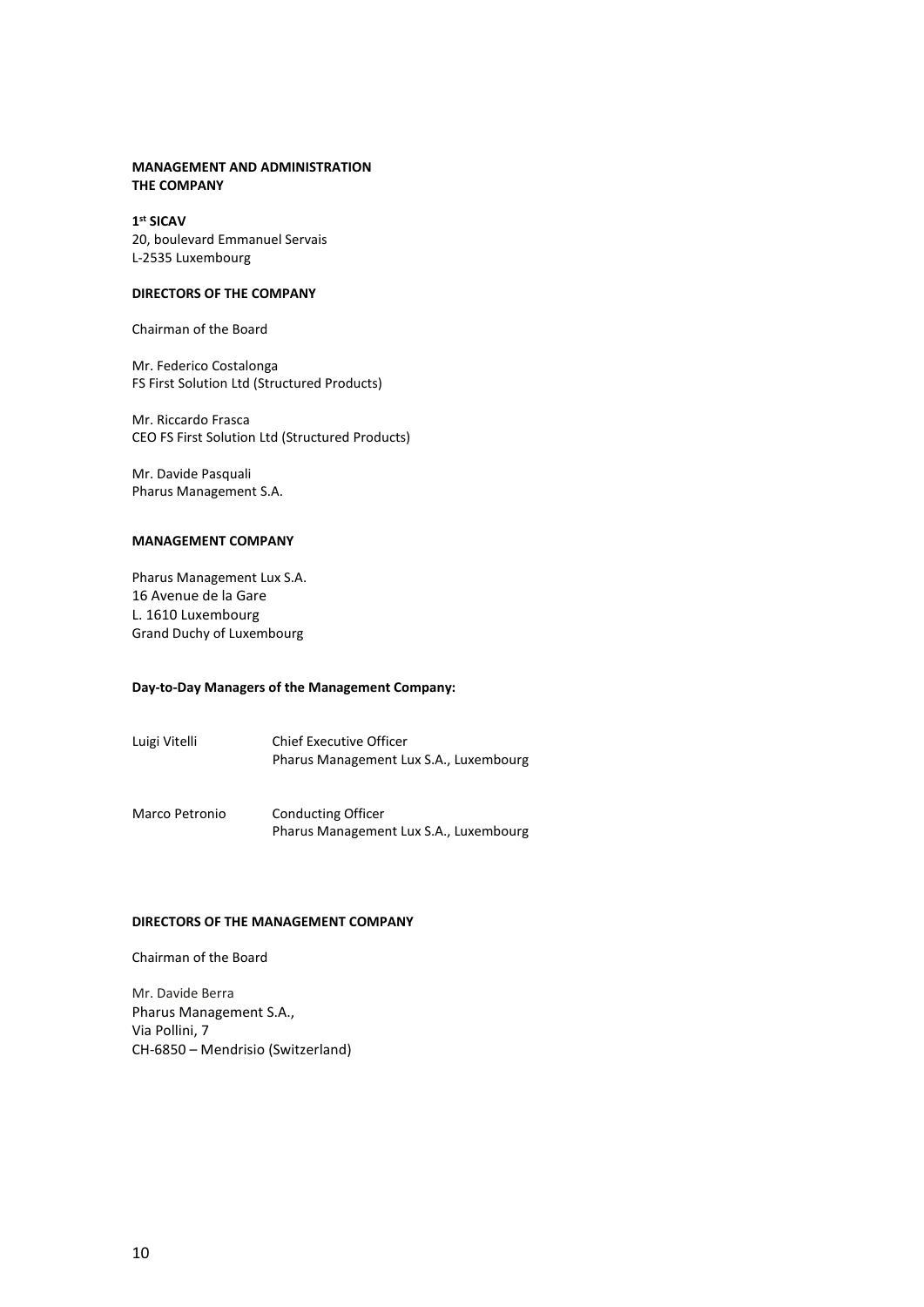**MANAGEMENT AND ADMINISTRATION**
**THE COMPANY**

**1st SICAV**
20, boulevard Emmanuel Servais
L-2535 Luxembourg

**DIRECTORS OF THE COMPANY**

Chairman of the Board

Mr. Federico Costalonga
FS First Solution Ltd (Structured Products)

Mr. Riccardo Frasca
CEO FS First Solution Ltd (Structured Products)

Mr. Davide Pasquali
Pharus Management S.A.

**MANAGEMENT COMPANY**

Pharus Management Lux S.A.
16 Avenue de la Gare
L. 1610 Luxembourg
Grand Duchy of Luxembourg

**Day-to-Day Managers of the Management Company:**

| | |
|---|---|
| Luigi Vitelli | Chief Executive Officer<br>Pharus Management Lux S.A., Luxembourg |
| Marco Petronio | Conducting Officer<br>Pharus Management Lux S.A., Luxembourg |

**DIRECTORS OF THE MANAGEMENT COMPANY**

Chairman of the Board

Mr. Davide Berra
Pharus Management S.A.,
Via Pollini, 7
CH-6850 – Mendrisio (Switzerland)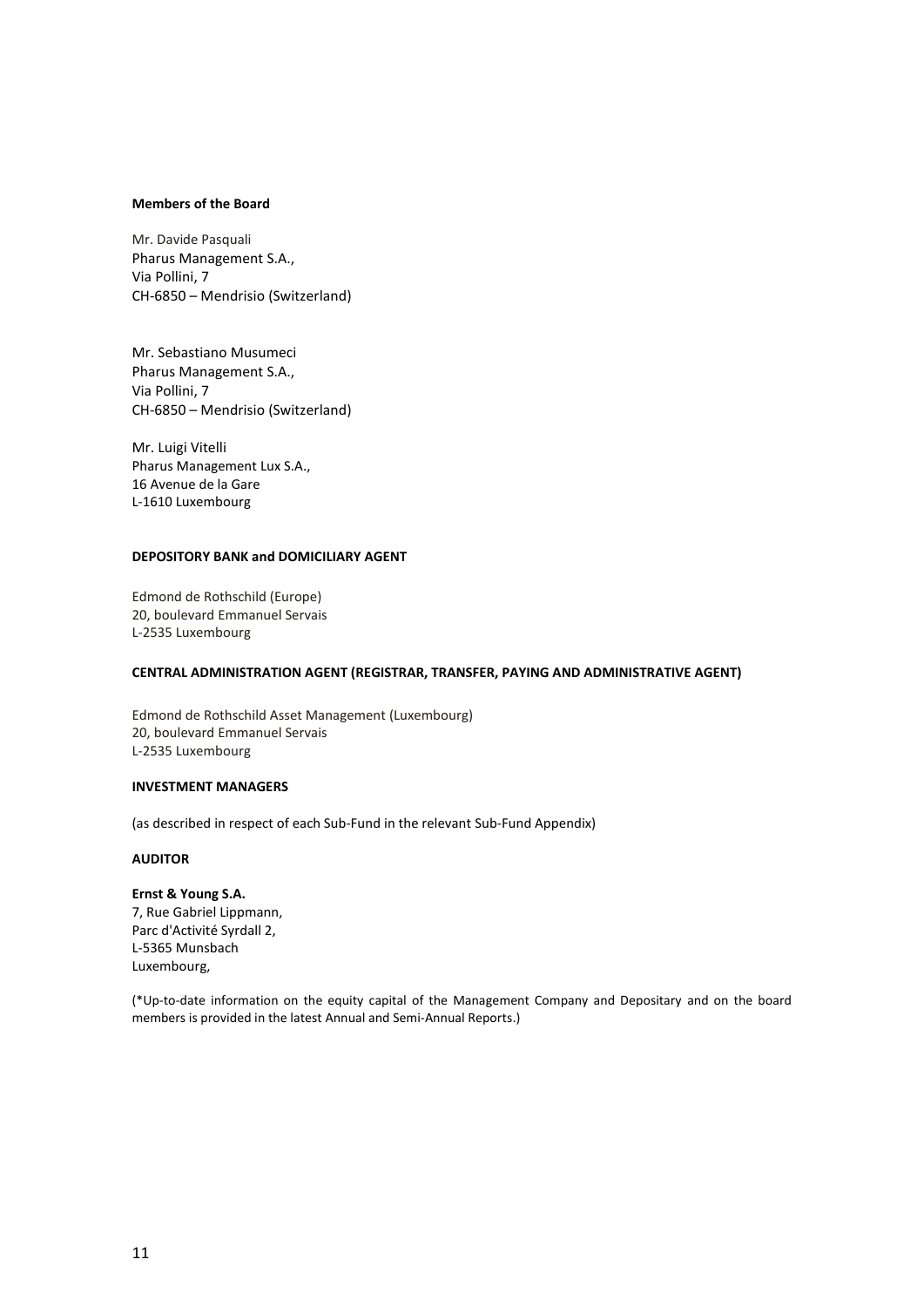**Members of the Board**

Mr. Davide Pasquali
Pharus Management S.A.,
Via Pollini, 7
CH-6850 – Mendrisio (Switzerland)

Mr. Sebastiano Musumeci
Pharus Management S.A.,
Via Pollini, 7
CH-6850 – Mendrisio (Switzerland)

Mr. Luigi Vitelli
Pharus Management Lux S.A.,
16 Avenue de la Gare
L-1610 Luxembourg

**DEPOSITORY BANK and DOMICILIARY AGENT**

Edmond de Rothschild (Europe)
20, boulevard Emmanuel Servais
L-2535 Luxembourg

**CENTRAL ADMINISTRATION AGENT (REGISTRAR, TRANSFER, PAYING AND ADMINISTRATIVE AGENT)**

Edmond de Rothschild Asset Management (Luxembourg)
20, boulevard Emmanuel Servais
L-2535 Luxembourg

**INVESTMENT MANAGERS**

(as described in respect of each Sub-Fund in the relevant Sub-Fund Appendix)

**AUDITOR**

**Ernst & Young S.A.**
7, Rue Gabriel Lippmann,
Parc d'Activité Syrdall 2,
L-5365 Munsbach
Luxembourg,

(*Up-to-date information on the equity capital of the Management Company and Depositary and on the board members is provided in the latest Annual and Semi-Annual Reports.)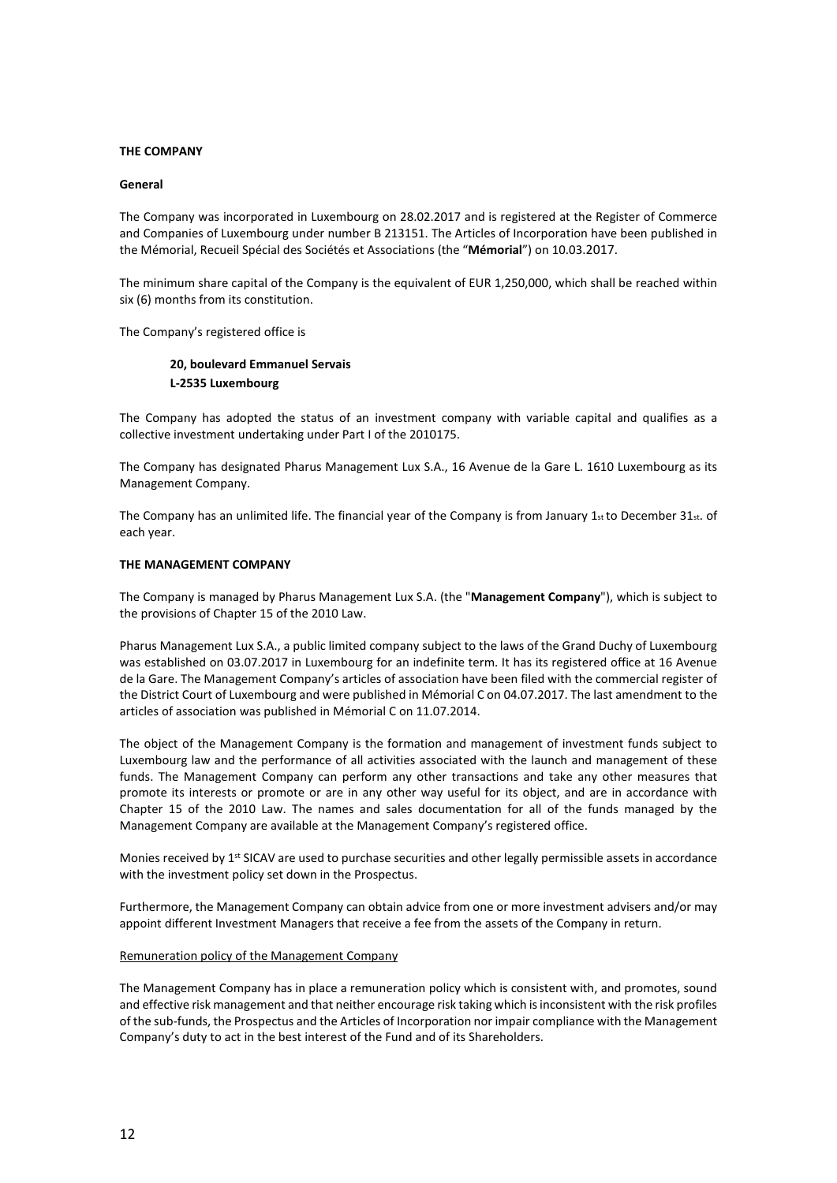**THE COMPANY**

**General**

The Company was incorporated in Luxembourg on 28.02.2017 and is registered at the Register of Commerce and Companies of Luxembourg under number B 213151. The Articles of Incorporation have been published in the Mémorial, Recueil Spécial des Sociétés et Associations (the "**Mémorial**") on 10.03.2017.

The minimum share capital of the Company is the equivalent of EUR 1,250,000, which shall be reached within six (6) months from its constitution.

The Company's registered office is

> **20, boulevard Emmanuel Servais**
> **L-2535 Luxembourg**

The Company has adopted the status of an investment company with variable capital and qualifies as a collective investment undertaking under Part I of the 2010175.

The Company has designated Pharus Management Lux S.A., 16 Avenue de la Gare L. 1610 Luxembourg as its Management Company.

The Company has an unlimited life. The financial year of the Company is from January 1st to December 31st. of each year.

**THE MANAGEMENT COMPANY**

The Company is managed by Pharus Management Lux S.A. (the "**Management Company**"), which is subject to the provisions of Chapter 15 of the 2010 Law.

Pharus Management Lux S.A., a public limited company subject to the laws of the Grand Duchy of Luxembourg was established on 03.07.2017 in Luxembourg for an indefinite term. It has its registered office at 16 Avenue de la Gare. The Management Company's articles of association have been filed with the commercial register of the District Court of Luxembourg and were published in Mémorial C on 04.07.2017. The last amendment to the articles of association was published in Mémorial C on 11.07.2014.

The object of the Management Company is the formation and management of investment funds subject to Luxembourg law and the performance of all activities associated with the launch and management of these funds. The Management Company can perform any other transactions and take any other measures that promote its interests or promote or are in any other way useful for its object, and are in accordance with Chapter 15 of the 2010 Law. The names and sales documentation for all of the funds managed by the Management Company are available at the Management Company's registered office.

Monies received by 1st SICAV are used to purchase securities and other legally permissible assets in accordance with the investment policy set down in the Prospectus.

Furthermore, the Management Company can obtain advice from one or more investment advisers and/or may appoint different Investment Managers that receive a fee from the assets of the Company in return.

Remuneration policy of the Management Company

The Management Company has in place a remuneration policy which is consistent with, and promotes, sound and effective risk management and that neither encourage risk taking which is inconsistent with the risk profiles of the sub-funds, the Prospectus and the Articles of Incorporation nor impair compliance with the Management Company's duty to act in the best interest of the Fund and of its Shareholders.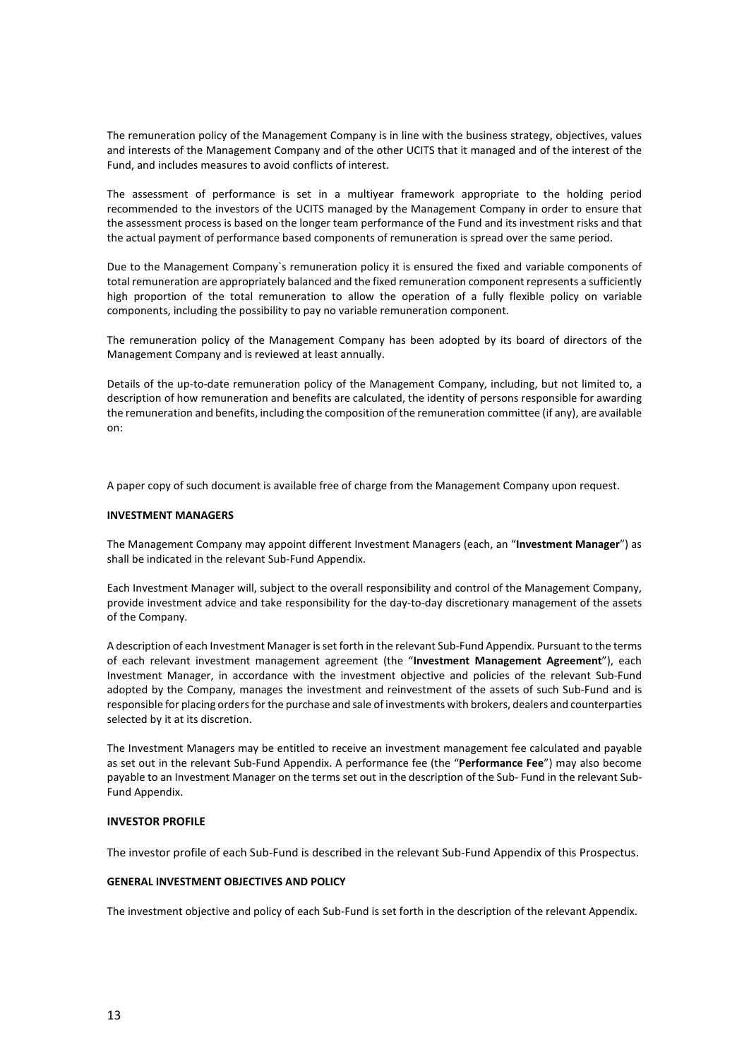The remuneration policy of the Management Company is in line with the business strategy, objectives, values and interests of the Management Company and of the other UCITS that it managed and of the interest of the Fund, and includes measures to avoid conflicts of interest.

The assessment of performance is set in a multiyear framework appropriate to the holding period recommended to the investors of the UCITS managed by the Management Company in order to ensure that the assessment process is based on the longer team performance of the Fund and its investment risks and that the actual payment of performance based components of remuneration is spread over the same period.

Due to the Management Company`s remuneration policy it is ensured the fixed and variable components of total remuneration are appropriately balanced and the fixed remuneration component represents a sufficiently high proportion of the total remuneration to allow the operation of a fully flexible policy on variable components, including the possibility to pay no variable remuneration component.

The remuneration policy of the Management Company has been adopted by its board of directors of the Management Company and is reviewed at least annually.

Details of the up-to-date remuneration policy of the Management Company, including, but not limited to, a description of how remuneration and benefits are calculated, the identity of persons responsible for awarding the remuneration and benefits, including the composition of the remuneration committee (if any), are available on:

A paper copy of such document is available free of charge from the Management Company upon request.

**INVESTMENT MANAGERS**

The Management Company may appoint different Investment Managers (each, an "**Investment Manager**") as shall be indicated in the relevant Sub-Fund Appendix.

Each Investment Manager will, subject to the overall responsibility and control of the Management Company, provide investment advice and take responsibility for the day-to-day discretionary management of the assets of the Company.

A description of each Investment Manager is set forth in the relevant Sub-Fund Appendix. Pursuant to the terms of each relevant investment management agreement (the "**Investment Management Agreement**"), each Investment Manager, in accordance with the investment objective and policies of the relevant Sub-Fund adopted by the Company, manages the investment and reinvestment of the assets of such Sub-Fund and is responsible for placing orders for the purchase and sale of investments with brokers, dealers and counterparties selected by it at its discretion.

The Investment Managers may be entitled to receive an investment management fee calculated and payable as set out in the relevant Sub-Fund Appendix. A performance fee (the "**Performance Fee**") may also become payable to an Investment Manager on the terms set out in the description of the Sub- Fund in the relevant Sub-Fund Appendix.

**INVESTOR PROFILE**

The investor profile of each Sub-Fund is described in the relevant Sub-Fund Appendix of this Prospectus.

**GENERAL INVESTMENT OBJECTIVES AND POLICY**

The investment objective and policy of each Sub-Fund is set forth in the description of the relevant Appendix.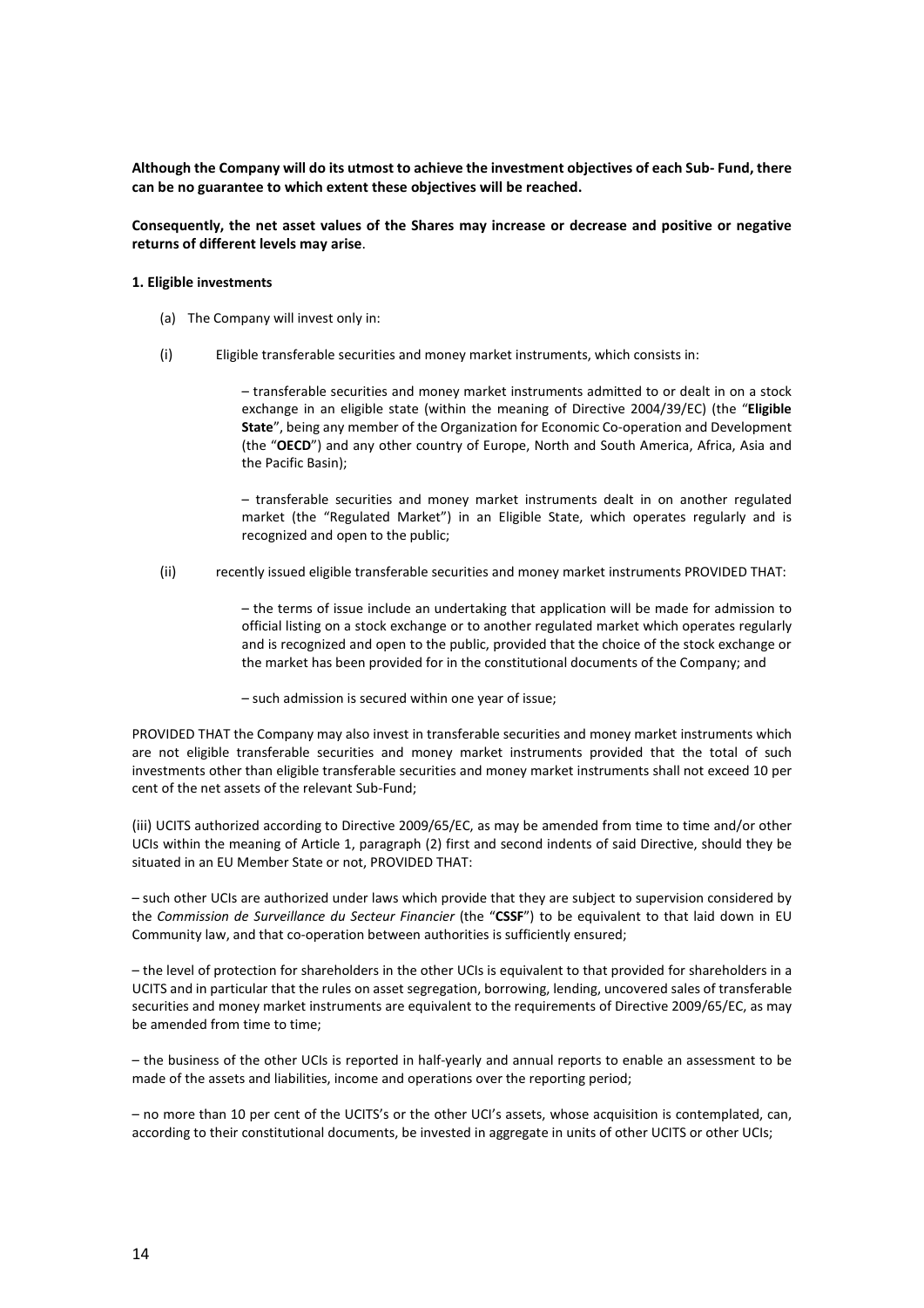**Although the Company will do its utmost to achieve the investment objectives of each Sub- Fund, there can be no guarantee to which extent these objectives will be reached.**

**Consequently, the net asset values of the Shares may increase or decrease and positive or negative returns of different levels may arise**.

**1. Eligible investments**

(a) The Company will invest only in:

(i) Eligible transferable securities and money market instruments, which consists in:

– transferable securities and money market instruments admitted to or dealt in on a stock exchange in an eligible state (within the meaning of Directive 2004/39/EC) (the "**Eligible State**", being any member of the Organization for Economic Co-operation and Development (the "**OECD**") and any other country of Europe, North and South America, Africa, Asia and the Pacific Basin);

– transferable securities and money market instruments dealt in on another regulated market (the "Regulated Market") in an Eligible State, which operates regularly and is recognized and open to the public;

(ii) recently issued eligible transferable securities and money market instruments PROVIDED THAT:

– the terms of issue include an undertaking that application will be made for admission to official listing on a stock exchange or to another regulated market which operates regularly and is recognized and open to the public, provided that the choice of the stock exchange or the market has been provided for in the constitutional documents of the Company; and

– such admission is secured within one year of issue;

PROVIDED THAT the Company may also invest in transferable securities and money market instruments which are not eligible transferable securities and money market instruments provided that the total of such investments other than eligible transferable securities and money market instruments shall not exceed 10 per cent of the net assets of the relevant Sub-Fund;

(iii) UCITS authorized according to Directive 2009/65/EC, as may be amended from time to time and/or other UCIs within the meaning of Article 1, paragraph (2) first and second indents of said Directive, should they be situated in an EU Member State or not, PROVIDED THAT:

– such other UCIs are authorized under laws which provide that they are subject to supervision considered by the *Commission de Surveillance du Secteur Financier* (the "**CSSF**") to be equivalent to that laid down in EU Community law, and that co-operation between authorities is sufficiently ensured;

– the level of protection for shareholders in the other UCIs is equivalent to that provided for shareholders in a UCITS and in particular that the rules on asset segregation, borrowing, lending, uncovered sales of transferable securities and money market instruments are equivalent to the requirements of Directive 2009/65/EC, as may be amended from time to time;

– the business of the other UCIs is reported in half-yearly and annual reports to enable an assessment to be made of the assets and liabilities, income and operations over the reporting period;

– no more than 10 per cent of the UCITS's or the other UCI's assets, whose acquisition is contemplated, can, according to their constitutional documents, be invested in aggregate in units of other UCITS or other UCIs;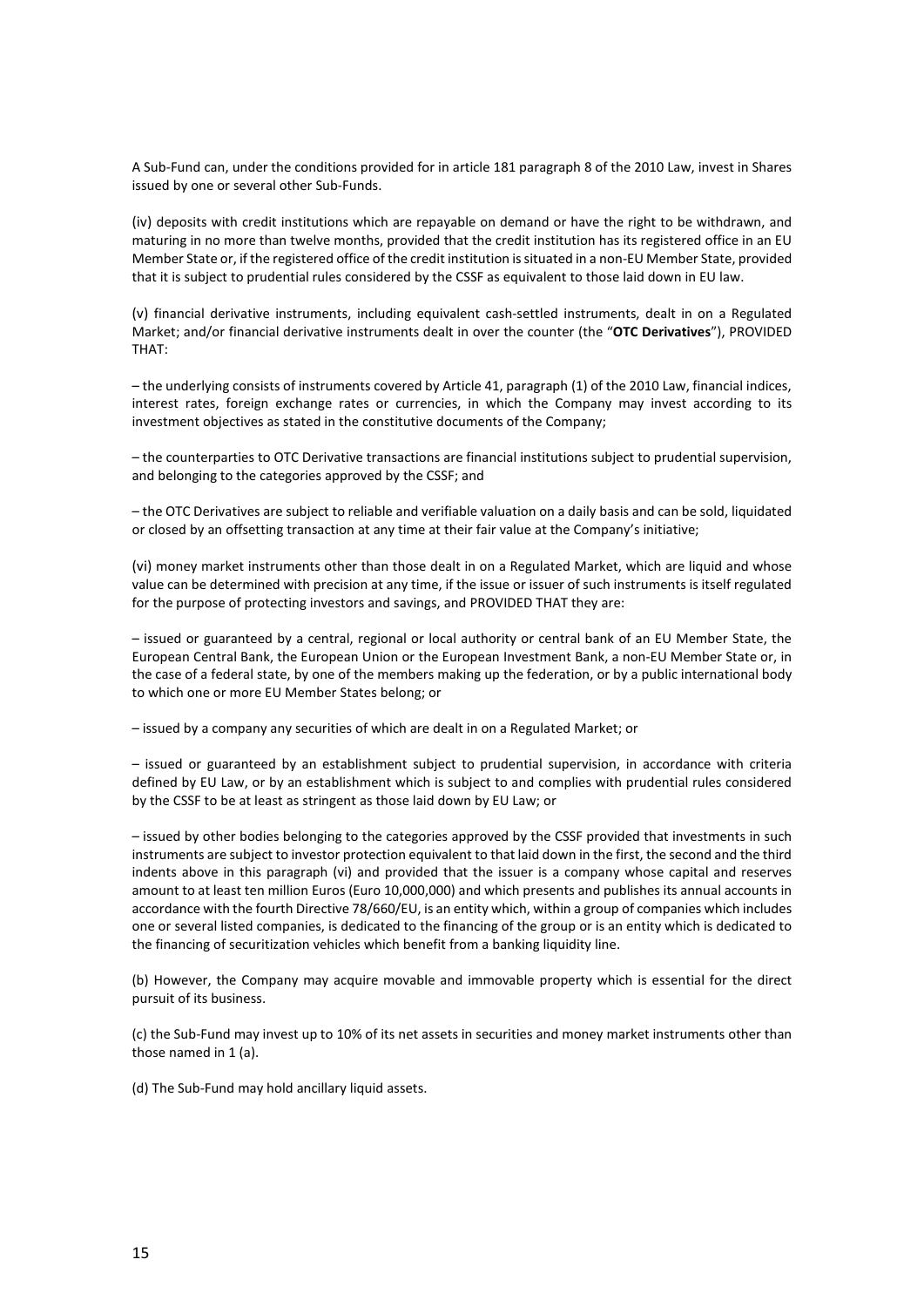A Sub-Fund can, under the conditions provided for in article 181 paragraph 8 of the 2010 Law, invest in Shares issued by one or several other Sub-Funds.

(iv) deposits with credit institutions which are repayable on demand or have the right to be withdrawn, and maturing in no more than twelve months, provided that the credit institution has its registered office in an EU Member State or, if the registered office of the credit institution is situated in a non-EU Member State, provided that it is subject to prudential rules considered by the CSSF as equivalent to those laid down in EU law.

(v) financial derivative instruments, including equivalent cash-settled instruments, dealt in on a Regulated Market; and/or financial derivative instruments dealt in over the counter (the "**OTC Derivatives**"), PROVIDED THAT:

– the underlying consists of instruments covered by Article 41, paragraph (1) of the 2010 Law, financial indices, interest rates, foreign exchange rates or currencies, in which the Company may invest according to its investment objectives as stated in the constitutive documents of the Company;

– the counterparties to OTC Derivative transactions are financial institutions subject to prudential supervision, and belonging to the categories approved by the CSSF; and

– the OTC Derivatives are subject to reliable and verifiable valuation on a daily basis and can be sold, liquidated or closed by an offsetting transaction at any time at their fair value at the Company's initiative;

(vi) money market instruments other than those dealt in on a Regulated Market, which are liquid and whose value can be determined with precision at any time, if the issue or issuer of such instruments is itself regulated for the purpose of protecting investors and savings, and PROVIDED THAT they are:

– issued or guaranteed by a central, regional or local authority or central bank of an EU Member State, the European Central Bank, the European Union or the European Investment Bank, a non-EU Member State or, in the case of a federal state, by one of the members making up the federation, or by a public international body to which one or more EU Member States belong; or

– issued by a company any securities of which are dealt in on a Regulated Market; or

– issued or guaranteed by an establishment subject to prudential supervision, in accordance with criteria defined by EU Law, or by an establishment which is subject to and complies with prudential rules considered by the CSSF to be at least as stringent as those laid down by EU Law; or

– issued by other bodies belonging to the categories approved by the CSSF provided that investments in such instruments are subject to investor protection equivalent to that laid down in the first, the second and the third indents above in this paragraph (vi) and provided that the issuer is a company whose capital and reserves amount to at least ten million Euros (Euro 10,000,000) and which presents and publishes its annual accounts in accordance with the fourth Directive 78/660/EU, is an entity which, within a group of companies which includes one or several listed companies, is dedicated to the financing of the group or is an entity which is dedicated to the financing of securitization vehicles which benefit from a banking liquidity line.

(b) However, the Company may acquire movable and immovable property which is essential for the direct pursuit of its business.

(c) the Sub-Fund may invest up to 10% of its net assets in securities and money market instruments other than those named in 1 (a).

(d) The Sub-Fund may hold ancillary liquid assets.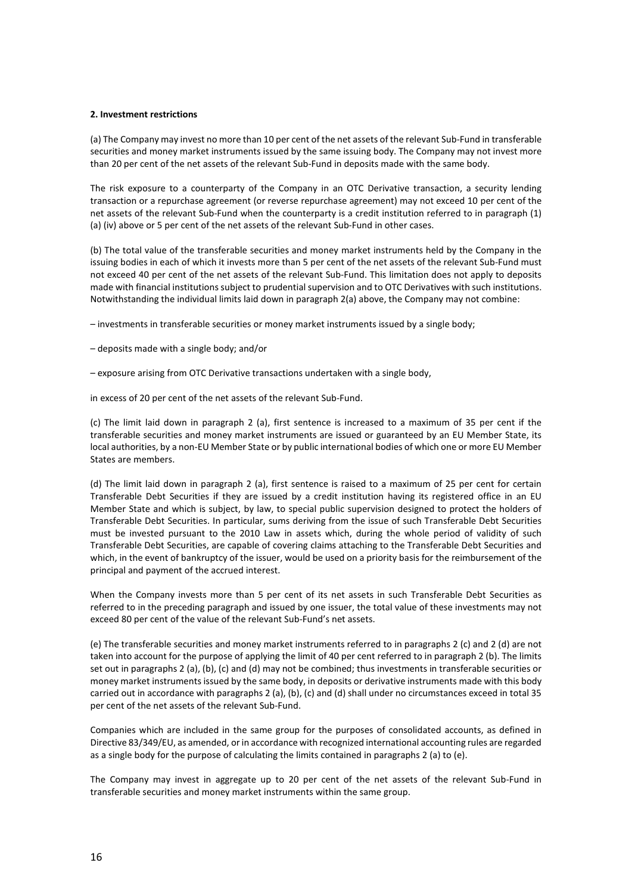**2. Investment restrictions**

(a) The Company may invest no more than 10 per cent of the net assets of the relevant Sub-Fund in transferable securities and money market instruments issued by the same issuing body. The Company may not invest more than 20 per cent of the net assets of the relevant Sub-Fund in deposits made with the same body.

The risk exposure to a counterparty of the Company in an OTC Derivative transaction, a security lending transaction or a repurchase agreement (or reverse repurchase agreement) may not exceed 10 per cent of the net assets of the relevant Sub-Fund when the counterparty is a credit institution referred to in paragraph (1) (a) (iv) above or 5 per cent of the net assets of the relevant Sub-Fund in other cases.

(b) The total value of the transferable securities and money market instruments held by the Company in the issuing bodies in each of which it invests more than 5 per cent of the net assets of the relevant Sub-Fund must not exceed 40 per cent of the net assets of the relevant Sub-Fund. This limitation does not apply to deposits made with financial institutions subject to prudential supervision and to OTC Derivatives with such institutions. Notwithstanding the individual limits laid down in paragraph 2(a) above, the Company may not combine:

– investments in transferable securities or money market instruments issued by a single body;

– deposits made with a single body; and/or

– exposure arising from OTC Derivative transactions undertaken with a single body,

in excess of 20 per cent of the net assets of the relevant Sub-Fund.

(c) The limit laid down in paragraph 2 (a), first sentence is increased to a maximum of 35 per cent if the transferable securities and money market instruments are issued or guaranteed by an EU Member State, its local authorities, by a non-EU Member State or by public international bodies of which one or more EU Member States are members.

(d) The limit laid down in paragraph 2 (a), first sentence is raised to a maximum of 25 per cent for certain Transferable Debt Securities if they are issued by a credit institution having its registered office in an EU Member State and which is subject, by law, to special public supervision designed to protect the holders of Transferable Debt Securities. In particular, sums deriving from the issue of such Transferable Debt Securities must be invested pursuant to the 2010 Law in assets which, during the whole period of validity of such Transferable Debt Securities, are capable of covering claims attaching to the Transferable Debt Securities and which, in the event of bankruptcy of the issuer, would be used on a priority basis for the reimbursement of the principal and payment of the accrued interest.

When the Company invests more than 5 per cent of its net assets in such Transferable Debt Securities as referred to in the preceding paragraph and issued by one issuer, the total value of these investments may not exceed 80 per cent of the value of the relevant Sub-Fund's net assets.

(e) The transferable securities and money market instruments referred to in paragraphs 2 (c) and 2 (d) are not taken into account for the purpose of applying the limit of 40 per cent referred to in paragraph 2 (b). The limits set out in paragraphs 2 (a), (b), (c) and (d) may not be combined; thus investments in transferable securities or money market instruments issued by the same body, in deposits or derivative instruments made with this body carried out in accordance with paragraphs 2 (a), (b), (c) and (d) shall under no circumstances exceed in total 35 per cent of the net assets of the relevant Sub-Fund.

Companies which are included in the same group for the purposes of consolidated accounts, as defined in Directive 83/349/EU, as amended, or in accordance with recognized international accounting rules are regarded as a single body for the purpose of calculating the limits contained in paragraphs 2 (a) to (e).

The Company may invest in aggregate up to 20 per cent of the net assets of the relevant Sub-Fund in transferable securities and money market instruments within the same group.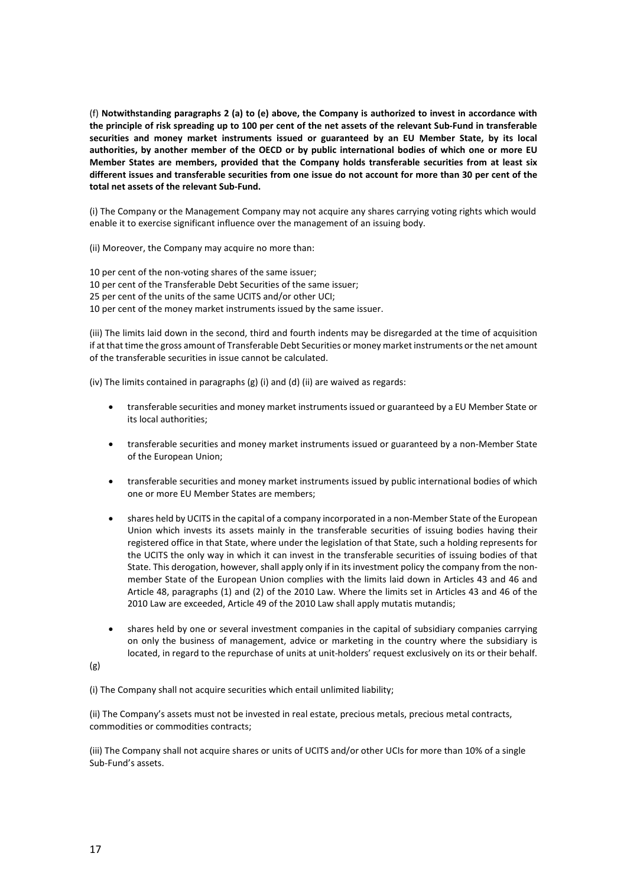(f) **Notwithstanding paragraphs 2 (a) to (e) above, the Company is authorized to invest in accordance with the principle of risk spreading up to 100 per cent of the net assets of the relevant Sub-Fund in transferable securities and money market instruments issued or guaranteed by an EU Member State, by its local authorities, by another member of the OECD or by public international bodies of which one or more EU Member States are members, provided that the Company holds transferable securities from at least six different issues and transferable securities from one issue do not account for more than 30 per cent of the total net assets of the relevant Sub-Fund.**

(i) The Company or the Management Company may not acquire any shares carrying voting rights which would enable it to exercise significant influence over the management of an issuing body.

(ii) Moreover, the Company may acquire no more than:

10 per cent of the non-voting shares of the same issuer;
10 per cent of the Transferable Debt Securities of the same issuer;
25 per cent of the units of the same UCITS and/or other UCI;
10 per cent of the money market instruments issued by the same issuer.

(iii) The limits laid down in the second, third and fourth indents may be disregarded at the time of acquisition if at that time the gross amount of Transferable Debt Securities or money market instruments or the net amount of the transferable securities in issue cannot be calculated.

(iv) The limits contained in paragraphs (g) (i) and (d) (ii) are waived as regards:

- transferable securities and money market instruments issued or guaranteed by a EU Member State or its local authorities;
- transferable securities and money market instruments issued or guaranteed by a non-Member State of the European Union;
- transferable securities and money market instruments issued by public international bodies of which one or more EU Member States are members;
- shares held by UCITS in the capital of a company incorporated in a non-Member State of the European Union which invests its assets mainly in the transferable securities of issuing bodies having their registered office in that State, where under the legislation of that State, such a holding represents for the UCITS the only way in which it can invest in the transferable securities of issuing bodies of that State. This derogation, however, shall apply only if in its investment policy the company from the non-member State of the European Union complies with the limits laid down in Articles 43 and 46 and Article 48, paragraphs (1) and (2) of the 2010 Law. Where the limits set in Articles 43 and 46 of the 2010 Law are exceeded, Article 49 of the 2010 Law shall apply mutatis mutandis;
- shares held by one or several investment companies in the capital of subsidiary companies carrying on only the business of management, advice or marketing in the country where the subsidiary is located, in regard to the repurchase of units at unit-holders' request exclusively on its or their behalf.

(g)

(i) The Company shall not acquire securities which entail unlimited liability;

(ii) The Company's assets must not be invested in real estate, precious metals, precious metal contracts, commodities or commodities contracts;

(iii) The Company shall not acquire shares or units of UCITS and/or other UCIs for more than 10% of a single Sub-Fund's assets.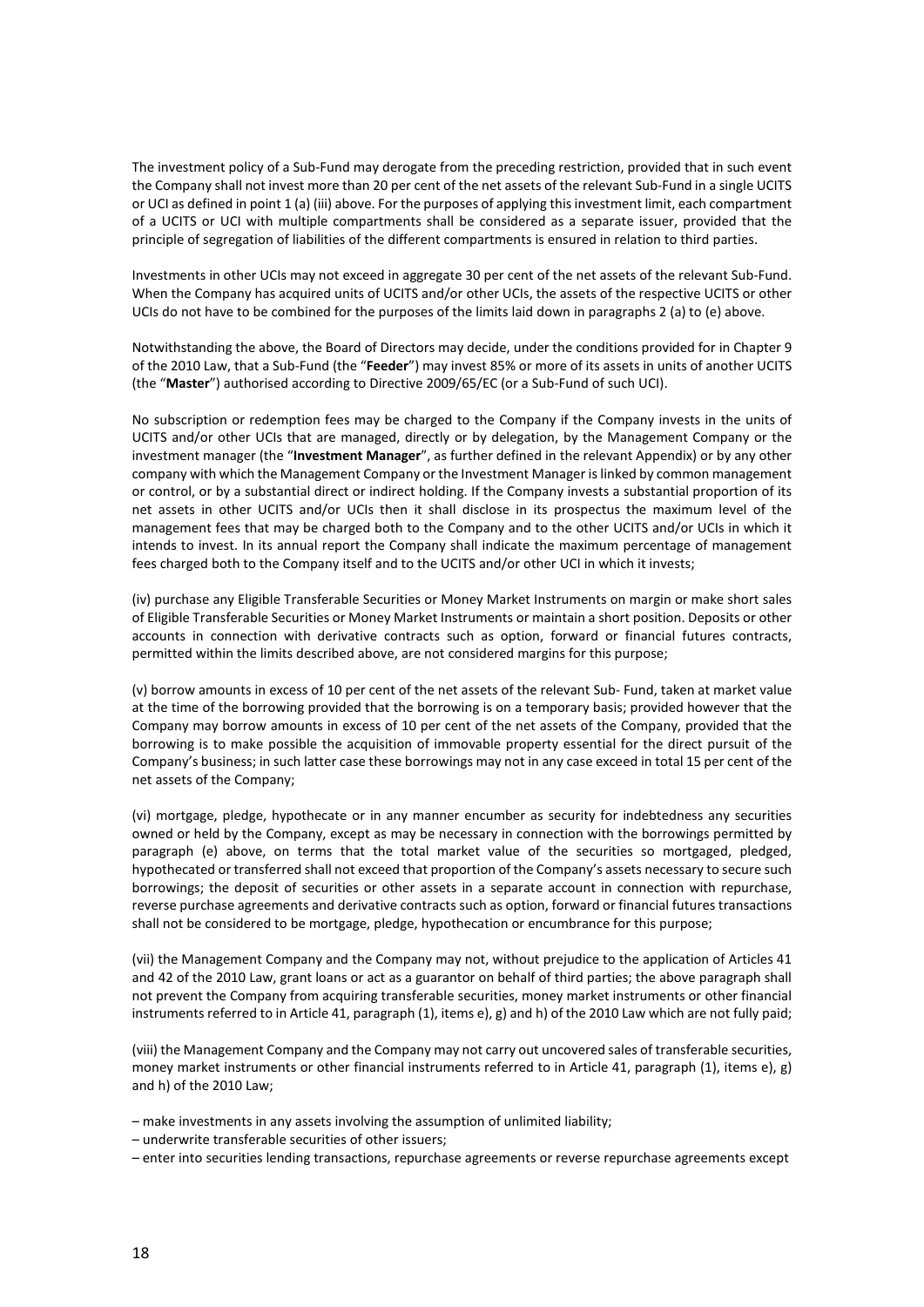The investment policy of a Sub-Fund may derogate from the preceding restriction, provided that in such event the Company shall not invest more than 20 per cent of the net assets of the relevant Sub-Fund in a single UCITS or UCI as defined in point 1 (a) (iii) above. For the purposes of applying this investment limit, each compartment of a UCITS or UCI with multiple compartments shall be considered as a separate issuer, provided that the principle of segregation of liabilities of the different compartments is ensured in relation to third parties.

Investments in other UCIs may not exceed in aggregate 30 per cent of the net assets of the relevant Sub-Fund. When the Company has acquired units of UCITS and/or other UCIs, the assets of the respective UCITS or other UCIs do not have to be combined for the purposes of the limits laid down in paragraphs 2 (a) to (e) above.

Notwithstanding the above, the Board of Directors may decide, under the conditions provided for in Chapter 9 of the 2010 Law, that a Sub-Fund (the "**Feeder**") may invest 85% or more of its assets in units of another UCITS (the "**Master**") authorised according to Directive 2009/65/EC (or a Sub-Fund of such UCI).

No subscription or redemption fees may be charged to the Company if the Company invests in the units of UCITS and/or other UCIs that are managed, directly or by delegation, by the Management Company or the investment manager (the "**Investment Manager**", as further defined in the relevant Appendix) or by any other company with which the Management Company or the Investment Manager is linked by common management or control, or by a substantial direct or indirect holding. If the Company invests a substantial proportion of its net assets in other UCITS and/or UCIs then it shall disclose in its prospectus the maximum level of the management fees that may be charged both to the Company and to the other UCITS and/or UCIs in which it intends to invest. In its annual report the Company shall indicate the maximum percentage of management fees charged both to the Company itself and to the UCITS and/or other UCI in which it invests;

(iv) purchase any Eligible Transferable Securities or Money Market Instruments on margin or make short sales of Eligible Transferable Securities or Money Market Instruments or maintain a short position. Deposits or other accounts in connection with derivative contracts such as option, forward or financial futures contracts, permitted within the limits described above, are not considered margins for this purpose;

(v) borrow amounts in excess of 10 per cent of the net assets of the relevant Sub- Fund, taken at market value at the time of the borrowing provided that the borrowing is on a temporary basis; provided however that the Company may borrow amounts in excess of 10 per cent of the net assets of the Company, provided that the borrowing is to make possible the acquisition of immovable property essential for the direct pursuit of the Company's business; in such latter case these borrowings may not in any case exceed in total 15 per cent of the net assets of the Company;

(vi) mortgage, pledge, hypothecate or in any manner encumber as security for indebtedness any securities owned or held by the Company, except as may be necessary in connection with the borrowings permitted by paragraph (e) above, on terms that the total market value of the securities so mortgaged, pledged, hypothecated or transferred shall not exceed that proportion of the Company's assets necessary to secure such borrowings; the deposit of securities or other assets in a separate account in connection with repurchase, reverse purchase agreements and derivative contracts such as option, forward or financial futures transactions shall not be considered to be mortgage, pledge, hypothecation or encumbrance for this purpose;

(vii) the Management Company and the Company may not, without prejudice to the application of Articles 41 and 42 of the 2010 Law, grant loans or act as a guarantor on behalf of third parties; the above paragraph shall not prevent the Company from acquiring transferable securities, money market instruments or other financial instruments referred to in Article 41, paragraph (1), items e), g) and h) of the 2010 Law which are not fully paid;

(viii) the Management Company and the Company may not carry out uncovered sales of transferable securities, money market instruments or other financial instruments referred to in Article 41, paragraph (1), items e), g) and h) of the 2010 Law;

– make investments in any assets involving the assumption of unlimited liability;
– underwrite transferable securities of other issuers;
– enter into securities lending transactions, repurchase agreements or reverse repurchase agreements except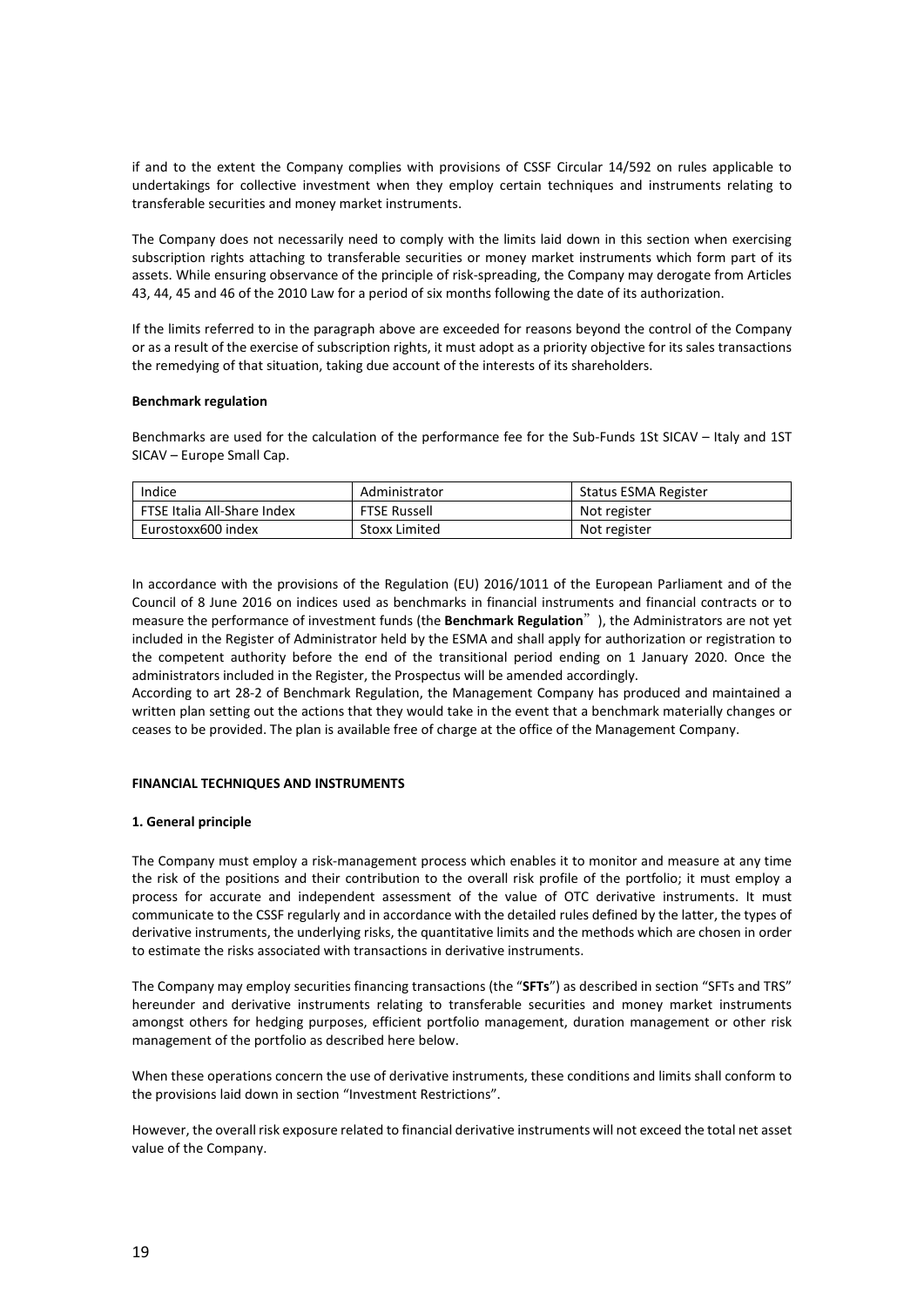if and to the extent the Company complies with provisions of CSSF Circular 14/592 on rules applicable to undertakings for collective investment when they employ certain techniques and instruments relating to transferable securities and money market instruments.

The Company does not necessarily need to comply with the limits laid down in this section when exercising subscription rights attaching to transferable securities or money market instruments which form part of its assets. While ensuring observance of the principle of risk-spreading, the Company may derogate from Articles 43, 44, 45 and 46 of the 2010 Law for a period of six months following the date of its authorization.

If the limits referred to in the paragraph above are exceeded for reasons beyond the control of the Company or as a result of the exercise of subscription rights, it must adopt as a priority objective for its sales transactions the remedying of that situation, taking due account of the interests of its shareholders.

**Benchmark regulation**

Benchmarks are used for the calculation of the performance fee for the Sub-Funds 1St SICAV – Italy and 1ST SICAV – Europe Small Cap.

| Indice | Administrator | Status ESMA Register |
| --- | --- | --- |
| FTSE Italia All-Share Index | FTSE Russell | Not register |
| Eurostoxx600 index | Stoxx Limited | Not register |

In accordance with the provisions of the Regulation (EU) 2016/1011 of the European Parliament and of the Council of 8 June 2016 on indices used as benchmarks in financial instruments and financial contracts or to measure the performance of investment funds (the **Benchmark Regulation**"), the Administrators are not yet included in the Register of Administrator held by the ESMA and shall apply for authorization or registration to the competent authority before the end of the transitional period ending on 1 January 2020. Once the administrators included in the Register, the Prospectus will be amended accordingly.

According to art 28-2 of Benchmark Regulation, the Management Company has produced and maintained a written plan setting out the actions that they would take in the event that a benchmark materially changes or ceases to be provided. The plan is available free of charge at the office of the Management Company.

## FINANCIAL TECHNIQUES AND INSTRUMENTS

### 1. General principle

The Company must employ a risk-management process which enables it to monitor and measure at any time the risk of the positions and their contribution to the overall risk profile of the portfolio; it must employ a process for accurate and independent assessment of the value of OTC derivative instruments. It must communicate to the CSSF regularly and in accordance with the detailed rules defined by the latter, the types of derivative instruments, the underlying risks, the quantitative limits and the methods which are chosen in order to estimate the risks associated with transactions in derivative instruments.

The Company may employ securities financing transactions (the "**SFTs**") as described in section "SFTs and TRS" hereunder and derivative instruments relating to transferable securities and money market instruments amongst others for hedging purposes, efficient portfolio management, duration management or other risk management of the portfolio as described here below.

When these operations concern the use of derivative instruments, these conditions and limits shall conform to the provisions laid down in section "Investment Restrictions".

However, the overall risk exposure related to financial derivative instruments will not exceed the total net asset value of the Company.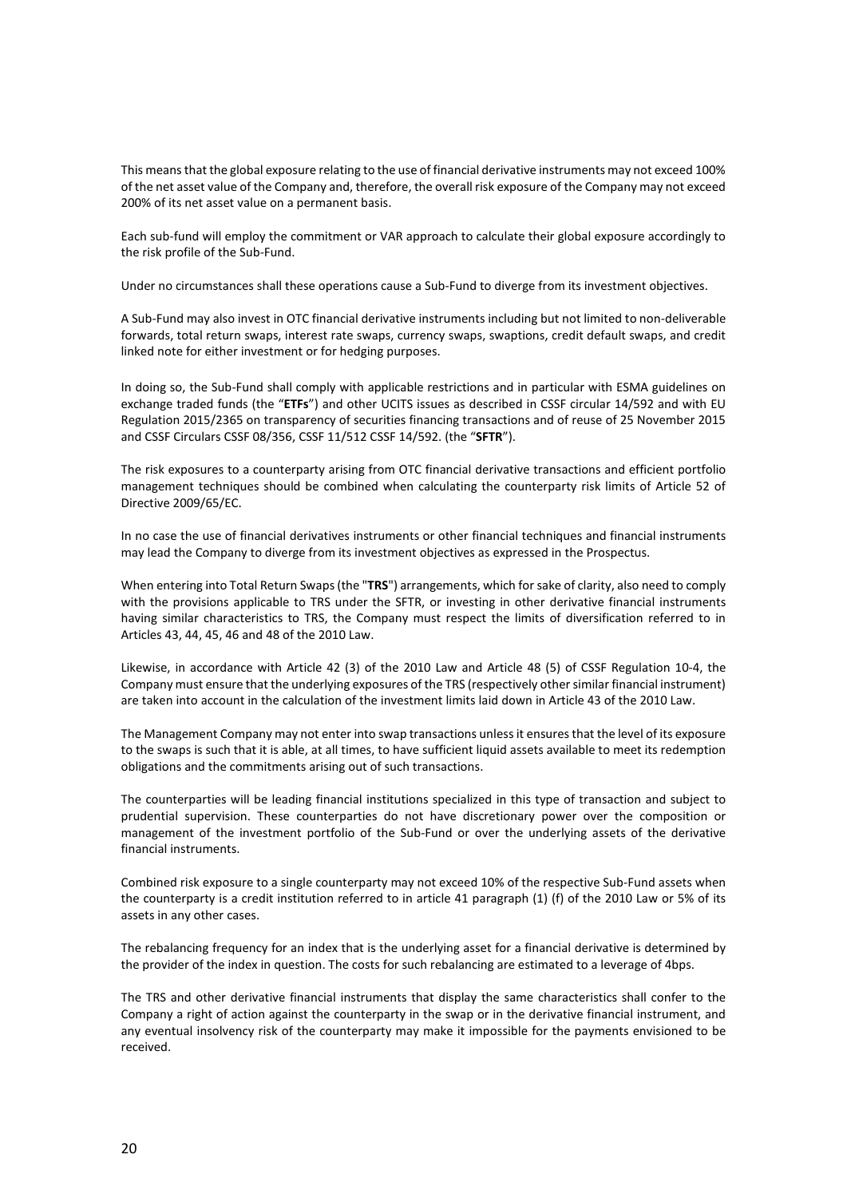This means that the global exposure relating to the use of financial derivative instruments may not exceed 100% of the net asset value of the Company and, therefore, the overall risk exposure of the Company may not exceed 200% of its net asset value on a permanent basis.

Each sub-fund will employ the commitment or VAR approach to calculate their global exposure accordingly to the risk profile of the Sub-Fund.

Under no circumstances shall these operations cause a Sub-Fund to diverge from its investment objectives.

A Sub-Fund may also invest in OTC financial derivative instruments including but not limited to non-deliverable forwards, total return swaps, interest rate swaps, currency swaps, swaptions, credit default swaps, and credit linked note for either investment or for hedging purposes.

In doing so, the Sub-Fund shall comply with applicable restrictions and in particular with ESMA guidelines on exchange traded funds (the "**ETFs**") and other UCITS issues as described in CSSF circular 14/592 and with EU Regulation 2015/2365 on transparency of securities financing transactions and of reuse of 25 November 2015 and CSSF Circulars CSSF 08/356, CSSF 11/512 CSSF 14/592. (the "**SFTR**").

The risk exposures to a counterparty arising from OTC financial derivative transactions and efficient portfolio management techniques should be combined when calculating the counterparty risk limits of Article 52 of Directive 2009/65/EC.

In no case the use of financial derivatives instruments or other financial techniques and financial instruments may lead the Company to diverge from its investment objectives as expressed in the Prospectus.

When entering into Total Return Swaps (the "**TRS**") arrangements, which for sake of clarity, also need to comply with the provisions applicable to TRS under the SFTR, or investing in other derivative financial instruments having similar characteristics to TRS, the Company must respect the limits of diversification referred to in Articles 43, 44, 45, 46 and 48 of the 2010 Law.

Likewise, in accordance with Article 42 (3) of the 2010 Law and Article 48 (5) of CSSF Regulation 10-4, the Company must ensure that the underlying exposures of the TRS (respectively other similar financial instrument) are taken into account in the calculation of the investment limits laid down in Article 43 of the 2010 Law.

The Management Company may not enter into swap transactions unless it ensures that the level of its exposure to the swaps is such that it is able, at all times, to have sufficient liquid assets available to meet its redemption obligations and the commitments arising out of such transactions.

The counterparties will be leading financial institutions specialized in this type of transaction and subject to prudential supervision. These counterparties do not have discretionary power over the composition or management of the investment portfolio of the Sub-Fund or over the underlying assets of the derivative financial instruments.

Combined risk exposure to a single counterparty may not exceed 10% of the respective Sub-Fund assets when the counterparty is a credit institution referred to in article 41 paragraph (1) (f) of the 2010 Law or 5% of its assets in any other cases.

The rebalancing frequency for an index that is the underlying asset for a financial derivative is determined by the provider of the index in question. The costs for such rebalancing are estimated to a leverage of 4bps.

The TRS and other derivative financial instruments that display the same characteristics shall confer to the Company a right of action against the counterparty in the swap or in the derivative financial instrument, and any eventual insolvency risk of the counterparty may make it impossible for the payments envisioned to be received.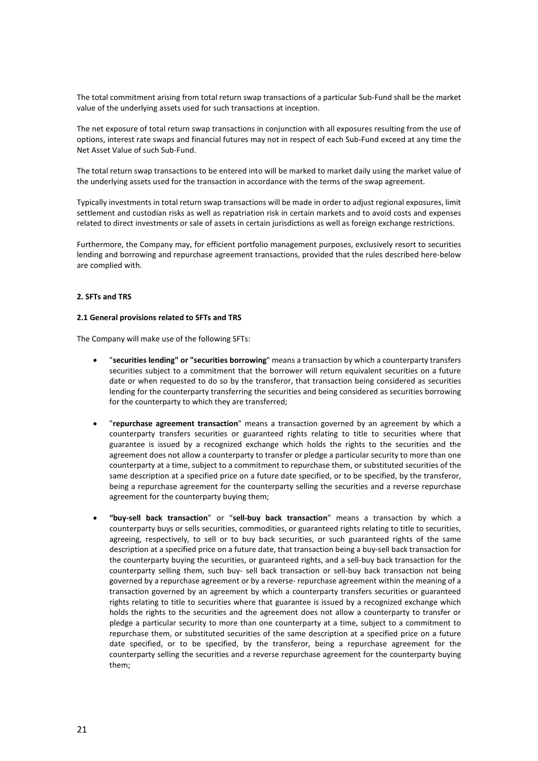The total commitment arising from total return swap transactions of a particular Sub-Fund shall be the market value of the underlying assets used for such transactions at inception.

The net exposure of total return swap transactions in conjunction with all exposures resulting from the use of options, interest rate swaps and financial futures may not in respect of each Sub-Fund exceed at any time the Net Asset Value of such Sub-Fund.

The total return swap transactions to be entered into will be marked to market daily using the market value of the underlying assets used for the transaction in accordance with the terms of the swap agreement.

Typically investments in total return swap transactions will be made in order to adjust regional exposures, limit settlement and custodian risks as well as repatriation risk in certain markets and to avoid costs and expenses related to direct investments or sale of assets in certain jurisdictions as well as foreign exchange restrictions.

Furthermore, the Company may, for efficient portfolio management purposes, exclusively resort to securities lending and borrowing and repurchase agreement transactions, provided that the rules described here-below are complied with.

## 2. SFTs and TRS

### 2.1 General provisions related to SFTs and TRS

The Company will make use of the following SFTs:

- "**securities lending" or "securities borrowing**" means a transaction by which a counterparty transfers securities subject to a commitment that the borrower will return equivalent securities on a future date or when requested to do so by the transferor, that transaction being considered as securities lending for the counterparty transferring the securities and being considered as securities borrowing for the counterparty to which they are transferred;
- "**repurchase agreement transaction**" means a transaction governed by an agreement by which a counterparty transfers securities or guaranteed rights relating to title to securities where that guarantee is issued by a recognized exchange which holds the rights to the securities and the agreement does not allow a counterparty to transfer or pledge a particular security to more than one counterparty at a time, subject to a commitment to repurchase them, or substituted securities of the same description at a specified price on a future date specified, or to be specified, by the transferor, being a repurchase agreement for the counterparty selling the securities and a reverse repurchase agreement for the counterparty buying them;
- **"buy-sell back transaction**" or "**sell-buy back transaction**" means a transaction by which a counterparty buys or sells securities, commodities, or guaranteed rights relating to title to securities, agreeing, respectively, to sell or to buy back securities, or such guaranteed rights of the same description at a specified price on a future date, that transaction being a buy-sell back transaction for the counterparty buying the securities, or guaranteed rights, and a sell-buy back transaction for the counterparty selling them, such buy- sell back transaction or sell-buy back transaction not being governed by a repurchase agreement or by a reverse- repurchase agreement within the meaning of a transaction governed by an agreement by which a counterparty transfers securities or guaranteed rights relating to title to securities where that guarantee is issued by a recognized exchange which holds the rights to the securities and the agreement does not allow a counterparty to transfer or pledge a particular security to more than one counterparty at a time, subject to a commitment to repurchase them, or substituted securities of the same description at a specified price on a future date specified, or to be specified, by the transferor, being a repurchase agreement for the counterparty selling the securities and a reverse repurchase agreement for the counterparty buying them;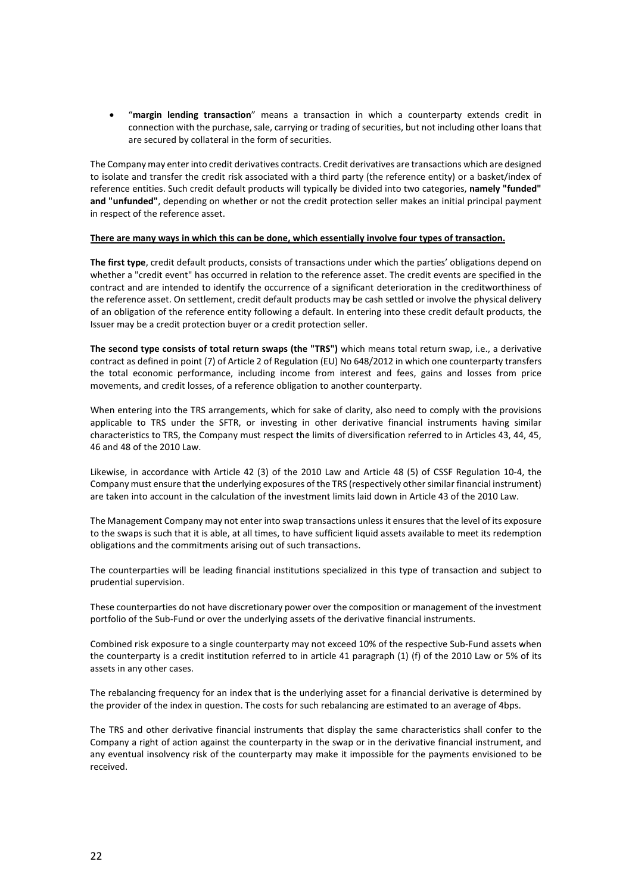- "**margin lending transaction**" means a transaction in which a counterparty extends credit in connection with the purchase, sale, carrying or trading of securities, but not including other loans that are secured by collateral in the form of securities.

The Company may enter into credit derivatives contracts. Credit derivatives are transactions which are designed to isolate and transfer the credit risk associated with a third party (the reference entity) or a basket/index of reference entities. Such credit default products will typically be divided into two categories, **namely "funded" and "unfunded"**, depending on whether or not the credit protection seller makes an initial principal payment in respect of the reference asset.

**There are many ways in which this can be done, which essentially involve four types of transaction.**

**The first type**, credit default products, consists of transactions under which the parties' obligations depend on whether a "credit event" has occurred in relation to the reference asset. The credit events are specified in the contract and are intended to identify the occurrence of a significant deterioration in the creditworthiness of the reference asset. On settlement, credit default products may be cash settled or involve the physical delivery of an obligation of the reference entity following a default. In entering into these credit default products, the Issuer may be a credit protection buyer or a credit protection seller.

**The second type consists of total return swaps (the "TRS")** which means total return swap, i.e., a derivative contract as defined in point (7) of Article 2 of Regulation (EU) No 648/2012 in which one counterparty transfers the total economic performance, including income from interest and fees, gains and losses from price movements, and credit losses, of a reference obligation to another counterparty.

When entering into the TRS arrangements, which for sake of clarity, also need to comply with the provisions applicable to TRS under the SFTR, or investing in other derivative financial instruments having similar characteristics to TRS, the Company must respect the limits of diversification referred to in Articles 43, 44, 45, 46 and 48 of the 2010 Law.

Likewise, in accordance with Article 42 (3) of the 2010 Law and Article 48 (5) of CSSF Regulation 10-4, the Company must ensure that the underlying exposures of the TRS (respectively other similar financial instrument) are taken into account in the calculation of the investment limits laid down in Article 43 of the 2010 Law.

The Management Company may not enter into swap transactions unless it ensures that the level of its exposure to the swaps is such that it is able, at all times, to have sufficient liquid assets available to meet its redemption obligations and the commitments arising out of such transactions.

The counterparties will be leading financial institutions specialized in this type of transaction and subject to prudential supervision.

These counterparties do not have discretionary power over the composition or management of the investment portfolio of the Sub-Fund or over the underlying assets of the derivative financial instruments.

Combined risk exposure to a single counterparty may not exceed 10% of the respective Sub-Fund assets when the counterparty is a credit institution referred to in article 41 paragraph (1) (f) of the 2010 Law or 5% of its assets in any other cases.

The rebalancing frequency for an index that is the underlying asset for a financial derivative is determined by the provider of the index in question. The costs for such rebalancing are estimated to an average of 4bps.

The TRS and other derivative financial instruments that display the same characteristics shall confer to the Company a right of action against the counterparty in the swap or in the derivative financial instrument, and any eventual insolvency risk of the counterparty may make it impossible for the payments envisioned to be received.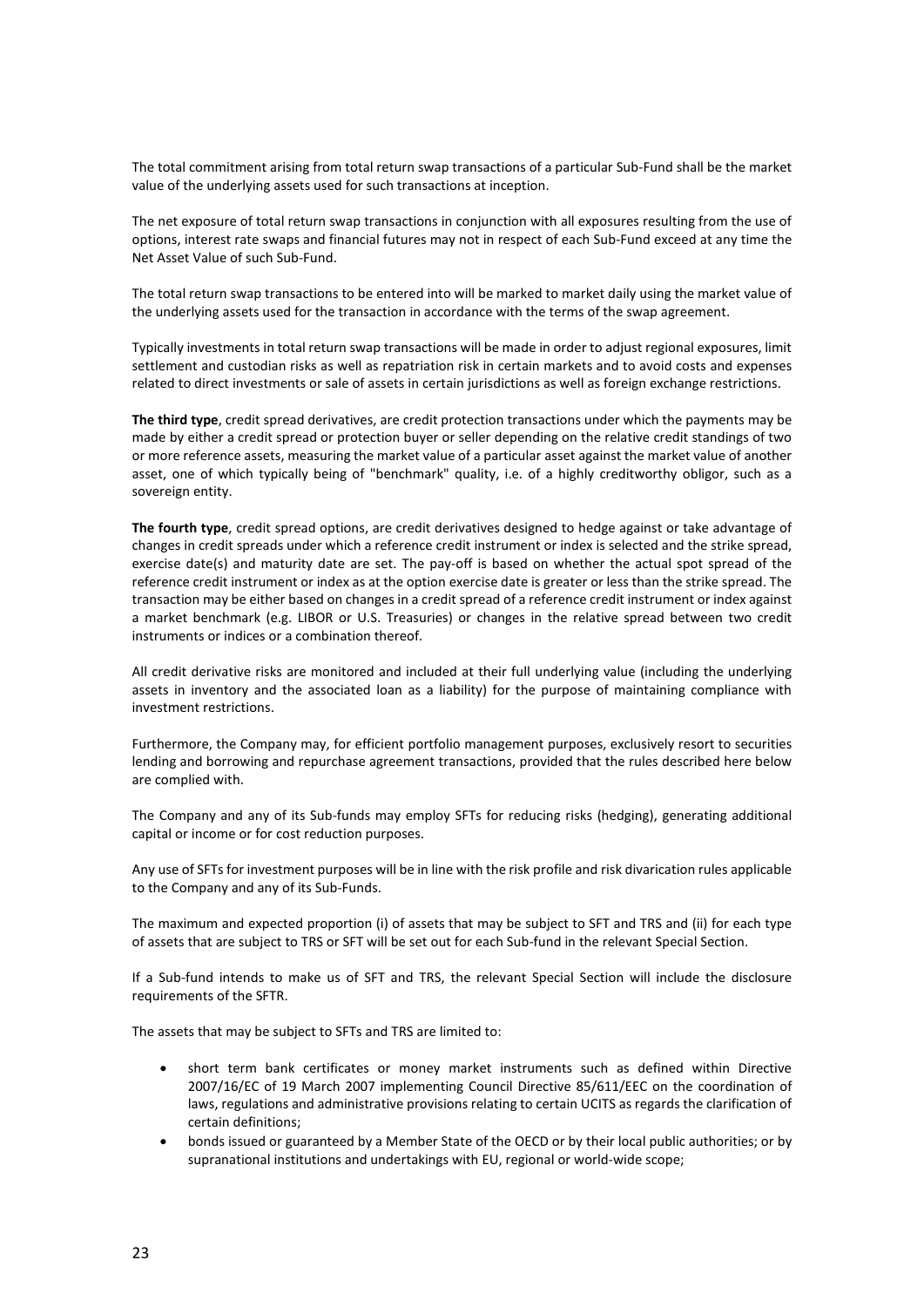The total commitment arising from total return swap transactions of a particular Sub-Fund shall be the market value of the underlying assets used for such transactions at inception.

The net exposure of total return swap transactions in conjunction with all exposures resulting from the use of options, interest rate swaps and financial futures may not in respect of each Sub-Fund exceed at any time the Net Asset Value of such Sub-Fund.

The total return swap transactions to be entered into will be marked to market daily using the market value of the underlying assets used for the transaction in accordance with the terms of the swap agreement.

Typically investments in total return swap transactions will be made in order to adjust regional exposures, limit settlement and custodian risks as well as repatriation risk in certain markets and to avoid costs and expenses related to direct investments or sale of assets in certain jurisdictions as well as foreign exchange restrictions.

**The third type**, credit spread derivatives, are credit protection transactions under which the payments may be made by either a credit spread or protection buyer or seller depending on the relative credit standings of two or more reference assets, measuring the market value of a particular asset against the market value of another asset, one of which typically being of "benchmark" quality, i.e. of a highly creditworthy obligor, such as a sovereign entity.

**The fourth type**, credit spread options, are credit derivatives designed to hedge against or take advantage of changes in credit spreads under which a reference credit instrument or index is selected and the strike spread, exercise date(s) and maturity date are set. The pay-off is based on whether the actual spot spread of the reference credit instrument or index as at the option exercise date is greater or less than the strike spread. The transaction may be either based on changes in a credit spread of a reference credit instrument or index against a market benchmark (e.g. LIBOR or U.S. Treasuries) or changes in the relative spread between two credit instruments or indices or a combination thereof.

All credit derivative risks are monitored and included at their full underlying value (including the underlying assets in inventory and the associated loan as a liability) for the purpose of maintaining compliance with investment restrictions.

Furthermore, the Company may, for efficient portfolio management purposes, exclusively resort to securities lending and borrowing and repurchase agreement transactions, provided that the rules described here below are complied with.

The Company and any of its Sub-funds may employ SFTs for reducing risks (hedging), generating additional capital or income or for cost reduction purposes.

Any use of SFTs for investment purposes will be in line with the risk profile and risk divarication rules applicable to the Company and any of its Sub-Funds.

The maximum and expected proportion (i) of assets that may be subject to SFT and TRS and (ii) for each type of assets that are subject to TRS or SFT will be set out for each Sub-fund in the relevant Special Section.

If a Sub-fund intends to make us of SFT and TRS, the relevant Special Section will include the disclosure requirements of the SFTR.

The assets that may be subject to SFTs and TRS are limited to:

- short term bank certificates or money market instruments such as defined within Directive 2007/16/EC of 19 March 2007 implementing Council Directive 85/611/EEC on the coordination of laws, regulations and administrative provisions relating to certain UCITS as regards the clarification of certain definitions;
- bonds issued or guaranteed by a Member State of the OECD or by their local public authorities; or by supranational institutions and undertakings with EU, regional or world-wide scope;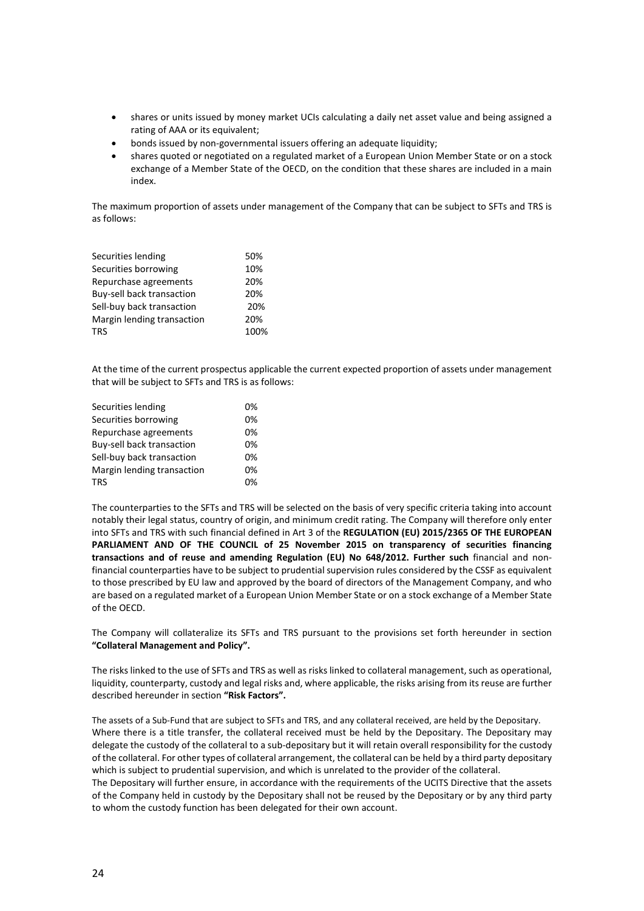- shares or units issued by money market UCIs calculating a daily net asset value and being assigned a rating of AAA or its equivalent;
- bonds issued by non-governmental issuers offering an adequate liquidity;
- shares quoted or negotiated on a regulated market of a European Union Member State or on a stock exchange of a Member State of the OECD, on the condition that these shares are included in a main index.

The maximum proportion of assets under management of the Company that can be subject to SFTs and TRS is as follows:

| | |
|---|---|
| Securities lending | 50% |
| Securities borrowing | 10% |
| Repurchase agreements | 20% |
| Buy-sell back transaction | 20% |
| Sell-buy back transaction | 20% |
| Margin lending transaction | 20% |
| TRS | 100% |

At the time of the current prospectus applicable the current expected proportion of assets under management that will be subject to SFTs and TRS is as follows:

| | |
|---|---|
| Securities lending | 0% |
| Securities borrowing | 0% |
| Repurchase agreements | 0% |
| Buy-sell back transaction | 0% |
| Sell-buy back transaction | 0% |
| Margin lending transaction | 0% |
| TRS | 0% |

The counterparties to the SFTs and TRS will be selected on the basis of very specific criteria taking into account notably their legal status, country of origin, and minimum credit rating. The Company will therefore only enter into SFTs and TRS with such financial defined in Art 3 of the **REGULATION (EU) 2015/2365 OF THE EUROPEAN PARLIAMENT AND OF THE COUNCIL of 25 November 2015 on transparency of securities financing transactions and of reuse and amending Regulation (EU) No 648/2012. Further such** financial and non-financial counterparties have to be subject to prudential supervision rules considered by the CSSF as equivalent to those prescribed by EU law and approved by the board of directors of the Management Company, and who are based on a regulated market of a European Union Member State or on a stock exchange of a Member State of the OECD.

The Company will collateralize its SFTs and TRS pursuant to the provisions set forth hereunder in section **"Collateral Management and Policy".**

The risks linked to the use of SFTs and TRS as well as risks linked to collateral management, such as operational, liquidity, counterparty, custody and legal risks and, where applicable, the risks arising from its reuse are further described hereunder in section **"Risk Factors".**

The assets of a Sub-Fund that are subject to SFTs and TRS, and any collateral received, are held by the Depositary. Where there is a title transfer, the collateral received must be held by the Depositary. The Depositary may delegate the custody of the collateral to a sub-depositary but it will retain overall responsibility for the custody of the collateral. For other types of collateral arrangement, the collateral can be held by a third party depositary which is subject to prudential supervision, and which is unrelated to the provider of the collateral.
The Depositary will further ensure, in accordance with the requirements of the UCITS Directive that the assets of the Company held in custody by the Depositary shall not be reused by the Depositary or by any third party to whom the custody function has been delegated for their own account.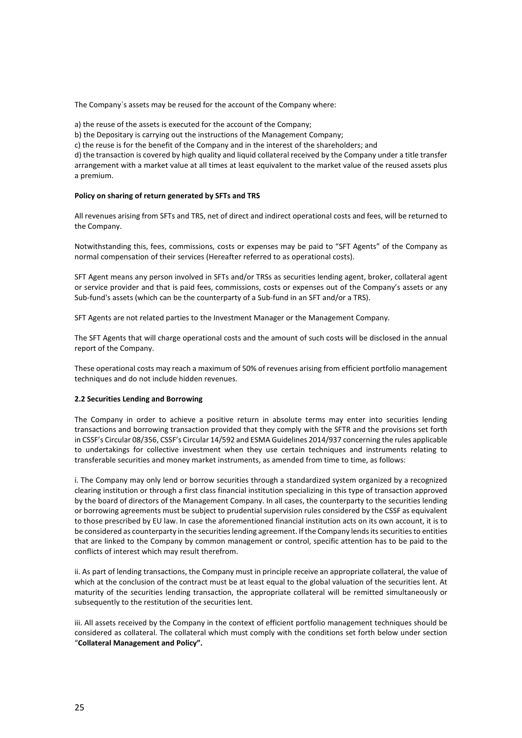The Company`s assets may be reused for the account of the Company where:

a) the reuse of the assets is executed for the account of the Company;

b) the Depositary is carrying out the instructions of the Management Company;

c) the reuse is for the benefit of the Company and in the interest of the shareholders; and

d) the transaction is covered by high quality and liquid collateral received by the Company under a title transfer arrangement with a market value at all times at least equivalent to the market value of the reused assets plus a premium.

**Policy on sharing of return generated by SFTs and TRS**

All revenues arising from SFTs and TRS, net of direct and indirect operational costs and fees, will be returned to the Company.

Notwithstanding this, fees, commissions, costs or expenses may be paid to "SFT Agents" of the Company as normal compensation of their services (Hereafter referred to as operational costs).

SFT Agent means any person involved in SFTs and/or TRSs as securities lending agent, broker, collateral agent or service provider and that is paid fees, commissions, costs or expenses out of the Company's assets or any Sub-fund's assets (which can be the counterparty of a Sub-fund in an SFT and/or a TRS).

SFT Agents are not related parties to the Investment Manager or the Management Company.

The SFT Agents that will charge operational costs and the amount of such costs will be disclosed in the annual report of the Company.

These operational costs may reach a maximum of 50% of revenues arising from efficient portfolio management techniques and do not include hidden revenues.

**2.2 Securities Lending and Borrowing**

The Company in order to achieve a positive return in absolute terms may enter into securities lending transactions and borrowing transaction provided that they comply with the SFTR and the provisions set forth in CSSF's Circular 08/356, CSSF's Circular 14/592 and ESMA Guidelines 2014/937 concerning the rules applicable to undertakings for collective investment when they use certain techniques and instruments relating to transferable securities and money market instruments, as amended from time to time, as follows:

i. The Company may only lend or borrow securities through a standardized system organized by a recognized clearing institution or through a first class financial institution specializing in this type of transaction approved by the board of directors of the Management Company. In all cases, the counterparty to the securities lending or borrowing agreements must be subject to prudential supervision rules considered by the CSSF as equivalent to those prescribed by EU law. In case the aforementioned financial institution acts on its own account, it is to be considered as counterparty in the securities lending agreement. If the Company lends its securities to entities that are linked to the Company by common management or control, specific attention has to be paid to the conflicts of interest which may result therefrom.

ii. As part of lending transactions, the Company must in principle receive an appropriate collateral, the value of which at the conclusion of the contract must be at least equal to the global valuation of the securities lent. At maturity of the securities lending transaction, the appropriate collateral will be remitted simultaneously or subsequently to the restitution of the securities lent.

iii. All assets received by the Company in the context of efficient portfolio management techniques should be considered as collateral. The collateral which must comply with the conditions set forth below under section "**Collateral Management and Policy".**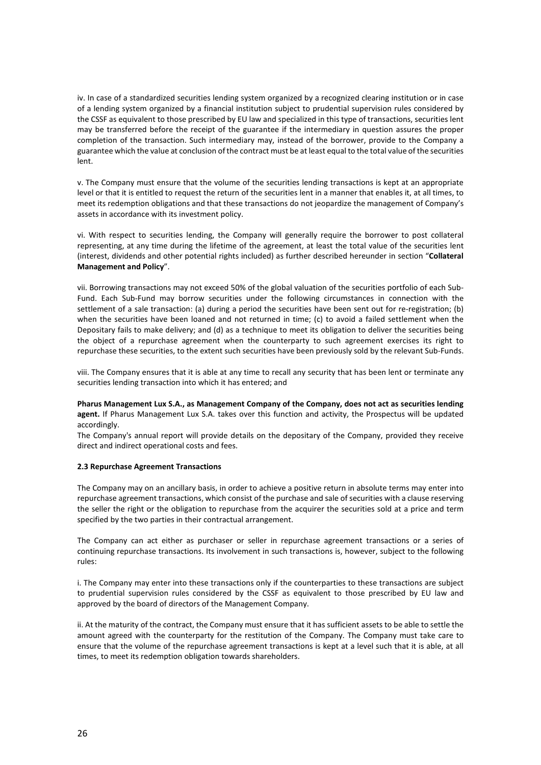iv. In case of a standardized securities lending system organized by a recognized clearing institution or in case of a lending system organized by a financial institution subject to prudential supervision rules considered by the CSSF as equivalent to those prescribed by EU law and specialized in this type of transactions, securities lent may be transferred before the receipt of the guarantee if the intermediary in question assures the proper completion of the transaction. Such intermediary may, instead of the borrower, provide to the Company a guarantee which the value at conclusion of the contract must be at least equal to the total value of the securities lent.

v. The Company must ensure that the volume of the securities lending transactions is kept at an appropriate level or that it is entitled to request the return of the securities lent in a manner that enables it, at all times, to meet its redemption obligations and that these transactions do not jeopardize the management of Company's assets in accordance with its investment policy.

vi. With respect to securities lending, the Company will generally require the borrower to post collateral representing, at any time during the lifetime of the agreement, at least the total value of the securities lent (interest, dividends and other potential rights included) as further described hereunder in section "**Collateral Management and Policy**".

vii. Borrowing transactions may not exceed 50% of the global valuation of the securities portfolio of each Sub-Fund. Each Sub-Fund may borrow securities under the following circumstances in connection with the settlement of a sale transaction: (a) during a period the securities have been sent out for re-registration; (b) when the securities have been loaned and not returned in time; (c) to avoid a failed settlement when the Depositary fails to make delivery; and (d) as a technique to meet its obligation to deliver the securities being the object of a repurchase agreement when the counterparty to such agreement exercises its right to repurchase these securities, to the extent such securities have been previously sold by the relevant Sub-Funds.

viii. The Company ensures that it is able at any time to recall any security that has been lent or terminate any securities lending transaction into which it has entered; and

**Pharus Management Lux S.A., as Management Company of the Company, does not act as securities lending agent.** If Pharus Management Lux S.A. takes over this function and activity, the Prospectus will be updated accordingly.

The Company's annual report will provide details on the depositary of the Company, provided they receive direct and indirect operational costs and fees.

**2.3 Repurchase Agreement Transactions**

The Company may on an ancillary basis, in order to achieve a positive return in absolute terms may enter into repurchase agreement transactions, which consist of the purchase and sale of securities with a clause reserving the seller the right or the obligation to repurchase from the acquirer the securities sold at a price and term specified by the two parties in their contractual arrangement.

The Company can act either as purchaser or seller in repurchase agreement transactions or a series of continuing repurchase transactions. Its involvement in such transactions is, however, subject to the following rules:

i. The Company may enter into these transactions only if the counterparties to these transactions are subject to prudential supervision rules considered by the CSSF as equivalent to those prescribed by EU law and approved by the board of directors of the Management Company.

ii. At the maturity of the contract, the Company must ensure that it has sufficient assets to be able to settle the amount agreed with the counterparty for the restitution of the Company. The Company must take care to ensure that the volume of the repurchase agreement transactions is kept at a level such that it is able, at all times, to meet its redemption obligation towards shareholders.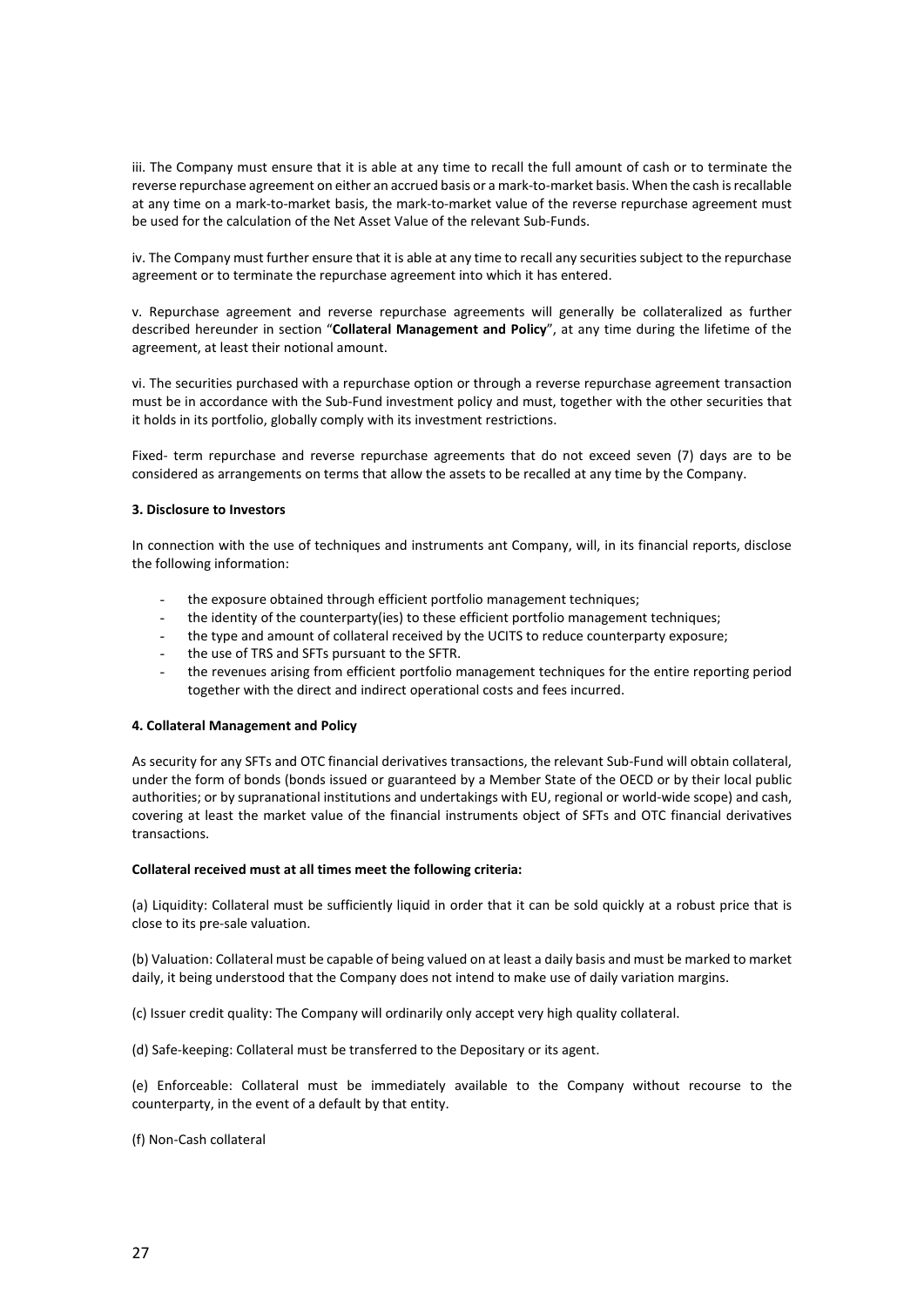iii. The Company must ensure that it is able at any time to recall the full amount of cash or to terminate the reverse repurchase agreement on either an accrued basis or a mark-to-market basis. When the cash is recallable at any time on a mark-to-market basis, the mark-to-market value of the reverse repurchase agreement must be used for the calculation of the Net Asset Value of the relevant Sub-Funds.

iv. The Company must further ensure that it is able at any time to recall any securities subject to the repurchase agreement or to terminate the repurchase agreement into which it has entered.

v. Repurchase agreement and reverse repurchase agreements will generally be collateralized as further described hereunder in section "**Collateral Management and Policy**", at any time during the lifetime of the agreement, at least their notional amount.

vi. The securities purchased with a repurchase option or through a reverse repurchase agreement transaction must be in accordance with the Sub-Fund investment policy and must, together with the other securities that it holds in its portfolio, globally comply with its investment restrictions.

Fixed- term repurchase and reverse repurchase agreements that do not exceed seven (7) days are to be considered as arrangements on terms that allow the assets to be recalled at any time by the Company.

**3. Disclosure to Investors**

In connection with the use of techniques and instruments ant Company, will, in its financial reports, disclose the following information:

- the exposure obtained through efficient portfolio management techniques;
- the identity of the counterparty(ies) to these efficient portfolio management techniques;
- the type and amount of collateral received by the UCITS to reduce counterparty exposure;
- the use of TRS and SFTs pursuant to the SFTR.
- the revenues arising from efficient portfolio management techniques for the entire reporting period together with the direct and indirect operational costs and fees incurred.

**4. Collateral Management and Policy**

As security for any SFTs and OTC financial derivatives transactions, the relevant Sub-Fund will obtain collateral, under the form of bonds (bonds issued or guaranteed by a Member State of the OECD or by their local public authorities; or by supranational institutions and undertakings with EU, regional or world-wide scope) and cash, covering at least the market value of the financial instruments object of SFTs and OTC financial derivatives transactions.

**Collateral received must at all times meet the following criteria:**

(a) Liquidity: Collateral must be sufficiently liquid in order that it can be sold quickly at a robust price that is close to its pre-sale valuation.

(b) Valuation: Collateral must be capable of being valued on at least a daily basis and must be marked to market daily, it being understood that the Company does not intend to make use of daily variation margins.

(c) Issuer credit quality: The Company will ordinarily only accept very high quality collateral.

(d) Safe-keeping: Collateral must be transferred to the Depositary or its agent.

(e) Enforceable: Collateral must be immediately available to the Company without recourse to the counterparty, in the event of a default by that entity.

(f) Non-Cash collateral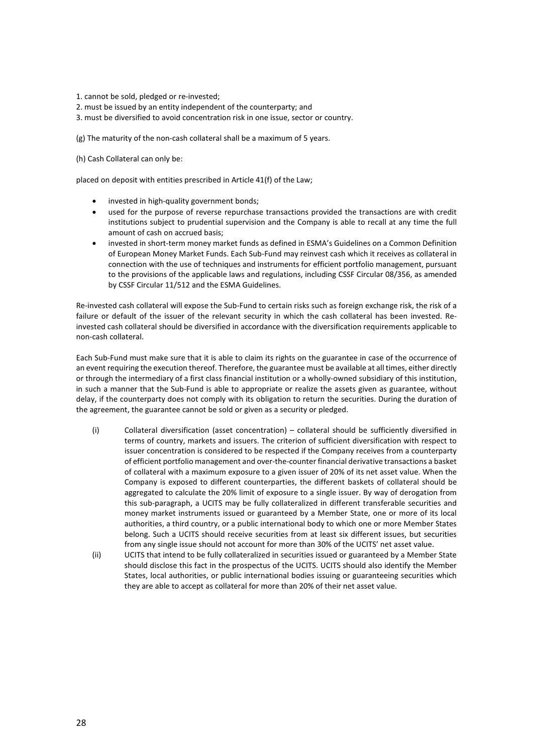1. cannot be sold, pledged or re-invested;
2. must be issued by an entity independent of the counterparty; and
3. must be diversified to avoid concentration risk in one issue, sector or country.

(g) The maturity of the non-cash collateral shall be a maximum of 5 years.

(h) Cash Collateral can only be:

placed on deposit with entities prescribed in Article 41(f) of the Law;

- invested in high-quality government bonds;
- used for the purpose of reverse repurchase transactions provided the transactions are with credit institutions subject to prudential supervision and the Company is able to recall at any time the full amount of cash on accrued basis;
- invested in short-term money market funds as defined in ESMA's Guidelines on a Common Definition of European Money Market Funds. Each Sub-Fund may reinvest cash which it receives as collateral in connection with the use of techniques and instruments for efficient portfolio management, pursuant to the provisions of the applicable laws and regulations, including CSSF Circular 08/356, as amended by CSSF Circular 11/512 and the ESMA Guidelines.

Re-invested cash collateral will expose the Sub-Fund to certain risks such as foreign exchange risk, the risk of a failure or default of the issuer of the relevant security in which the cash collateral has been invested. Re-invested cash collateral should be diversified in accordance with the diversification requirements applicable to non-cash collateral.

Each Sub-Fund must make sure that it is able to claim its rights on the guarantee in case of the occurrence of an event requiring the execution thereof. Therefore, the guarantee must be available at all times, either directly or through the intermediary of a first class financial institution or a wholly-owned subsidiary of this institution, in such a manner that the Sub-Fund is able to appropriate or realize the assets given as guarantee, without delay, if the counterparty does not comply with its obligation to return the securities. During the duration of the agreement, the guarantee cannot be sold or given as a security or pledged.

(i) Collateral diversification (asset concentration) – collateral should be sufficiently diversified in terms of country, markets and issuers. The criterion of sufficient diversification with respect to issuer concentration is considered to be respected if the Company receives from a counterparty of efficient portfolio management and over-the-counter financial derivative transactions a basket of collateral with a maximum exposure to a given issuer of 20% of its net asset value. When the Company is exposed to different counterparties, the different baskets of collateral should be aggregated to calculate the 20% limit of exposure to a single issuer. By way of derogation from this sub-paragraph, a UCITS may be fully collateralized in different transferable securities and money market instruments issued or guaranteed by a Member State, one or more of its local authorities, a third country, or a public international body to which one or more Member States belong. Such a UCITS should receive securities from at least six different issues, but securities from any single issue should not account for more than 30% of the UCITS' net asset value.

(ii) UCITS that intend to be fully collateralized in securities issued or guaranteed by a Member State should disclose this fact in the prospectus of the UCITS. UCITS should also identify the Member States, local authorities, or public international bodies issuing or guaranteeing securities which they are able to accept as collateral for more than 20% of their net asset value.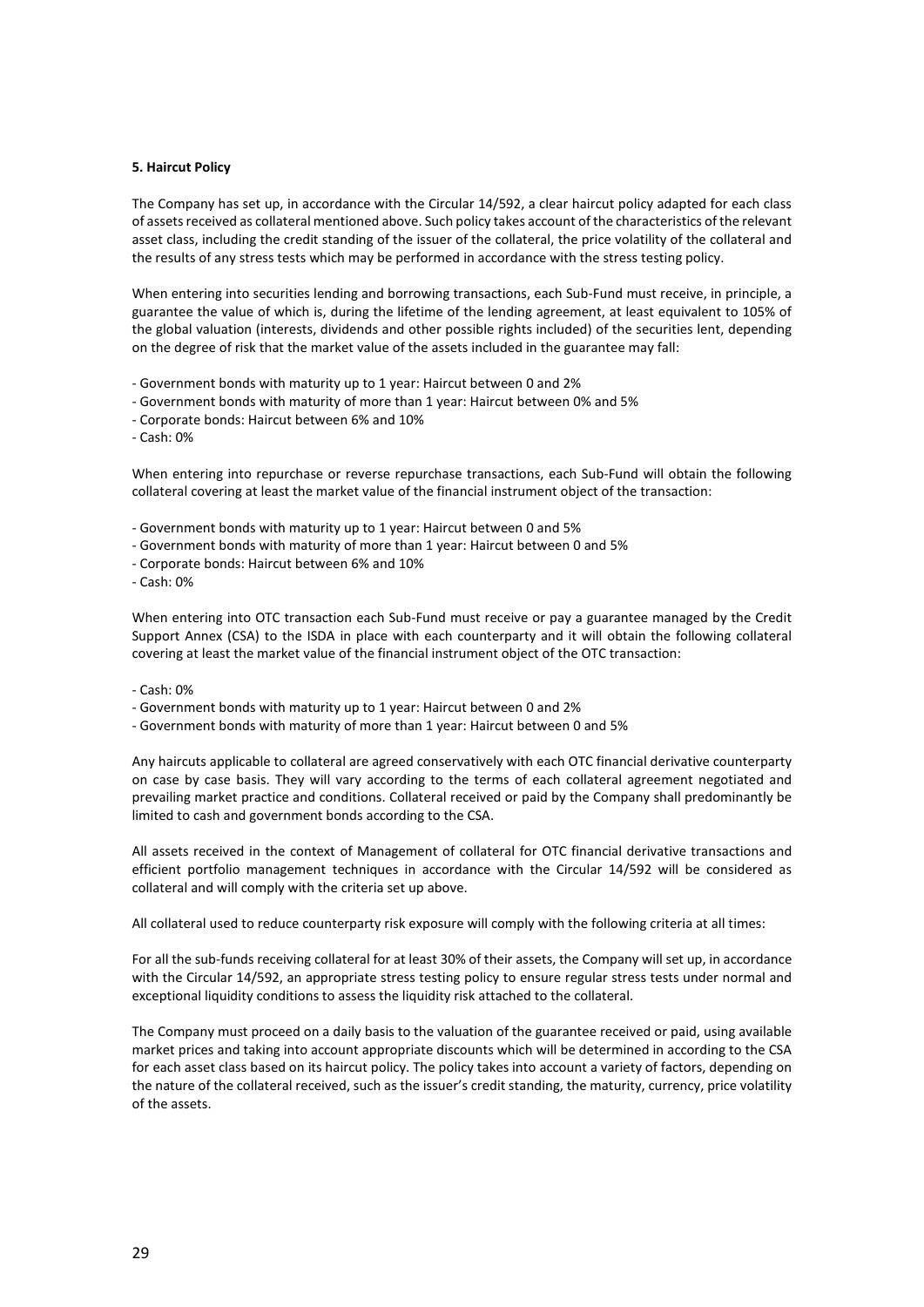**5. Haircut Policy**

The Company has set up, in accordance with the Circular 14/592, a clear haircut policy adapted for each class of assets received as collateral mentioned above. Such policy takes account of the characteristics of the relevant asset class, including the credit standing of the issuer of the collateral, the price volatility of the collateral and the results of any stress tests which may be performed in accordance with the stress testing policy.

When entering into securities lending and borrowing transactions, each Sub-Fund must receive, in principle, a guarantee the value of which is, during the lifetime of the lending agreement, at least equivalent to 105% of the global valuation (interests, dividends and other possible rights included) of the securities lent, depending on the degree of risk that the market value of the assets included in the guarantee may fall:

- Government bonds with maturity up to 1 year: Haircut between 0 and 2%
- Government bonds with maturity of more than 1 year: Haircut between 0% and 5%
- Corporate bonds: Haircut between 6% and 10%
- Cash: 0%

When entering into repurchase or reverse repurchase transactions, each Sub-Fund will obtain the following collateral covering at least the market value of the financial instrument object of the transaction:

- Government bonds with maturity up to 1 year: Haircut between 0 and 5%
- Government bonds with maturity of more than 1 year: Haircut between 0 and 5%
- Corporate bonds: Haircut between 6% and 10%
- Cash: 0%

When entering into OTC transaction each Sub-Fund must receive or pay a guarantee managed by the Credit Support Annex (CSA) to the ISDA in place with each counterparty and it will obtain the following collateral covering at least the market value of the financial instrument object of the OTC transaction:

- Cash: 0%
- Government bonds with maturity up to 1 year: Haircut between 0 and 2%
- Government bonds with maturity of more than 1 year: Haircut between 0 and 5%

Any haircuts applicable to collateral are agreed conservatively with each OTC financial derivative counterparty on case by case basis. They will vary according to the terms of each collateral agreement negotiated and prevailing market practice and conditions. Collateral received or paid by the Company shall predominantly be limited to cash and government bonds according to the CSA.

All assets received in the context of Management of collateral for OTC financial derivative transactions and efficient portfolio management techniques in accordance with the Circular 14/592 will be considered as collateral and will comply with the criteria set up above.

All collateral used to reduce counterparty risk exposure will comply with the following criteria at all times:

For all the sub-funds receiving collateral for at least 30% of their assets, the Company will set up, in accordance with the Circular 14/592, an appropriate stress testing policy to ensure regular stress tests under normal and exceptional liquidity conditions to assess the liquidity risk attached to the collateral.

The Company must proceed on a daily basis to the valuation of the guarantee received or paid, using available market prices and taking into account appropriate discounts which will be determined in according to the CSA for each asset class based on its haircut policy. The policy takes into account a variety of factors, depending on the nature of the collateral received, such as the issuer's credit standing, the maturity, currency, price volatility of the assets.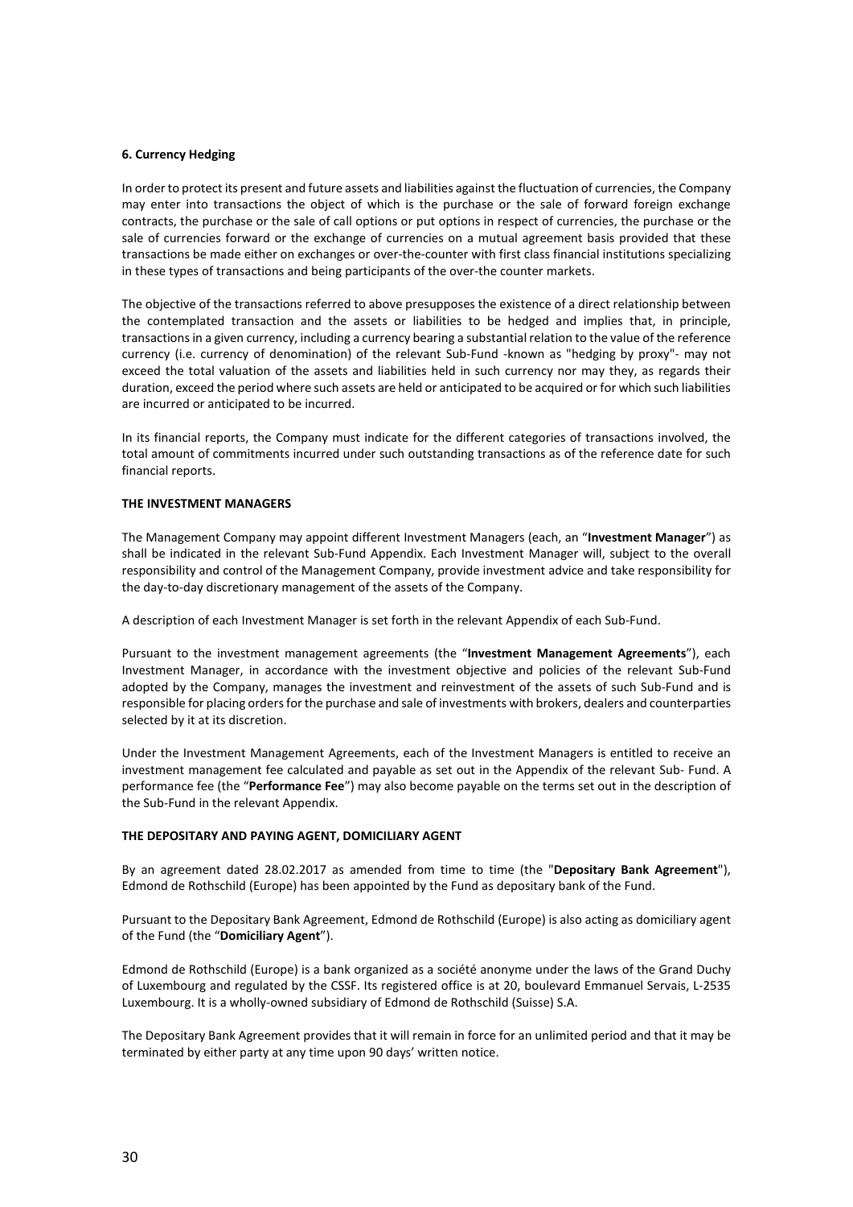**6. Currency Hedging**

In order to protect its present and future assets and liabilities against the fluctuation of currencies, the Company may enter into transactions the object of which is the purchase or the sale of forward foreign exchange contracts, the purchase or the sale of call options or put options in respect of currencies, the purchase or the sale of currencies forward or the exchange of currencies on a mutual agreement basis provided that these transactions be made either on exchanges or over-the-counter with first class financial institutions specializing in these types of transactions and being participants of the over-the counter markets.

The objective of the transactions referred to above presupposes the existence of a direct relationship between the contemplated transaction and the assets or liabilities to be hedged and implies that, in principle, transactions in a given currency, including a currency bearing a substantial relation to the value of the reference currency (i.e. currency of denomination) of the relevant Sub-Fund -known as "hedging by proxy"- may not exceed the total valuation of the assets and liabilities held in such currency nor may they, as regards their duration, exceed the period where such assets are held or anticipated to be acquired or for which such liabilities are incurred or anticipated to be incurred.

In its financial reports, the Company must indicate for the different categories of transactions involved, the total amount of commitments incurred under such outstanding transactions as of the reference date for such financial reports.

## THE INVESTMENT MANAGERS

The Management Company may appoint different Investment Managers (each, an "**Investment Manager**") as shall be indicated in the relevant Sub-Fund Appendix. Each Investment Manager will, subject to the overall responsibility and control of the Management Company, provide investment advice and take responsibility for the day-to-day discretionary management of the assets of the Company.

A description of each Investment Manager is set forth in the relevant Appendix of each Sub-Fund.

Pursuant to the investment management agreements (the "**Investment Management Agreements**"), each Investment Manager, in accordance with the investment objective and policies of the relevant Sub-Fund adopted by the Company, manages the investment and reinvestment of the assets of such Sub-Fund and is responsible for placing orders for the purchase and sale of investments with brokers, dealers and counterparties selected by it at its discretion.

Under the Investment Management Agreements, each of the Investment Managers is entitled to receive an investment management fee calculated and payable as set out in the Appendix of the relevant Sub- Fund. A performance fee (the "**Performance Fee**") may also become payable on the terms set out in the description of the Sub-Fund in the relevant Appendix.

## THE DEPOSITARY AND PAYING AGENT, DOMICILIARY AGENT

By an agreement dated 28.02.2017 as amended from time to time (the "**Depositary Bank Agreement**"), Edmond de Rothschild (Europe) has been appointed by the Fund as depositary bank of the Fund.

Pursuant to the Depositary Bank Agreement, Edmond de Rothschild (Europe) is also acting as domiciliary agent of the Fund (the "**Domiciliary Agent**").

Edmond de Rothschild (Europe) is a bank organized as a société anonyme under the laws of the Grand Duchy of Luxembourg and regulated by the CSSF. Its registered office is at 20, boulevard Emmanuel Servais, L-2535 Luxembourg. It is a wholly-owned subsidiary of Edmond de Rothschild (Suisse) S.A.

The Depositary Bank Agreement provides that it will remain in force for an unlimited period and that it may be terminated by either party at any time upon 90 days' written notice.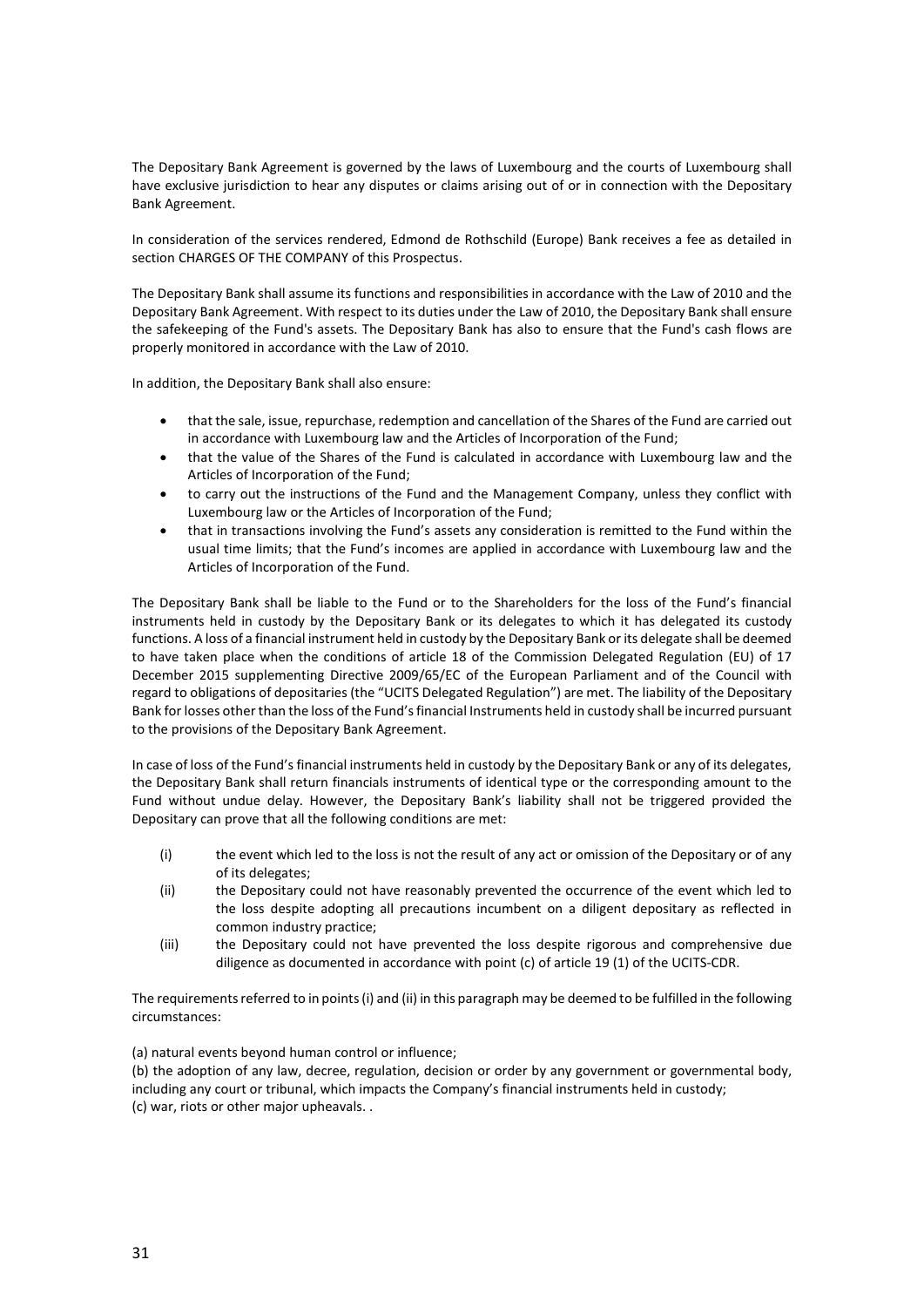The Depositary Bank Agreement is governed by the laws of Luxembourg and the courts of Luxembourg shall have exclusive jurisdiction to hear any disputes or claims arising out of or in connection with the Depositary Bank Agreement.

In consideration of the services rendered, Edmond de Rothschild (Europe) Bank receives a fee as detailed in section CHARGES OF THE COMPANY of this Prospectus.

The Depositary Bank shall assume its functions and responsibilities in accordance with the Law of 2010 and the Depositary Bank Agreement. With respect to its duties under the Law of 2010, the Depositary Bank shall ensure the safekeeping of the Fund's assets. The Depositary Bank has also to ensure that the Fund's cash flows are properly monitored in accordance with the Law of 2010.

In addition, the Depositary Bank shall also ensure:

- that the sale, issue, repurchase, redemption and cancellation of the Shares of the Fund are carried out in accordance with Luxembourg law and the Articles of Incorporation of the Fund;
- that the value of the Shares of the Fund is calculated in accordance with Luxembourg law and the Articles of Incorporation of the Fund;
- to carry out the instructions of the Fund and the Management Company, unless they conflict with Luxembourg law or the Articles of Incorporation of the Fund;
- that in transactions involving the Fund's assets any consideration is remitted to the Fund within the usual time limits; that the Fund's incomes are applied in accordance with Luxembourg law and the Articles of Incorporation of the Fund.

The Depositary Bank shall be liable to the Fund or to the Shareholders for the loss of the Fund's financial instruments held in custody by the Depositary Bank or its delegates to which it has delegated its custody functions. A loss of a financial instrument held in custody by the Depositary Bank or its delegate shall be deemed to have taken place when the conditions of article 18 of the Commission Delegated Regulation (EU) of 17 December 2015 supplementing Directive 2009/65/EC of the European Parliament and of the Council with regard to obligations of depositaries (the "UCITS Delegated Regulation") are met. The liability of the Depositary Bank for losses other than the loss of the Fund's financial Instruments held in custody shall be incurred pursuant to the provisions of the Depositary Bank Agreement.

In case of loss of the Fund's financial instruments held in custody by the Depositary Bank or any of its delegates, the Depositary Bank shall return financials instruments of identical type or the corresponding amount to the Fund without undue delay. However, the Depositary Bank's liability shall not be triggered provided the Depositary can prove that all the following conditions are met:

(i) the event which led to the loss is not the result of any act or omission of the Depositary or of any of its delegates;

(ii) the Depositary could not have reasonably prevented the occurrence of the event which led to the loss despite adopting all precautions incumbent on a diligent depositary as reflected in common industry practice;

(iii) the Depositary could not have prevented the loss despite rigorous and comprehensive due diligence as documented in accordance with point (c) of article 19 (1) of the UCITS-CDR.

The requirements referred to in points (i) and (ii) in this paragraph may be deemed to be fulfilled in the following circumstances:

(a) natural events beyond human control or influence;
(b) the adoption of any law, decree, regulation, decision or order by any government or governmental body, including any court or tribunal, which impacts the Company's financial instruments held in custody;
(c) war, riots or other major upheavals. .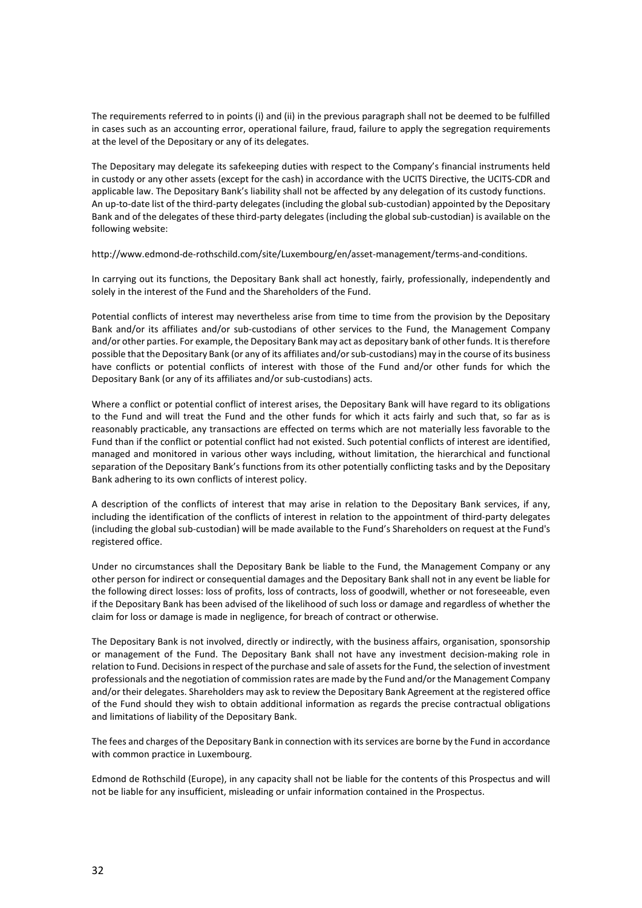The requirements referred to in points (i) and (ii) in the previous paragraph shall not be deemed to be fulfilled in cases such as an accounting error, operational failure, fraud, failure to apply the segregation requirements at the level of the Depositary or any of its delegates.

The Depositary may delegate its safekeeping duties with respect to the Company's financial instruments held in custody or any other assets (except for the cash) in accordance with the UCITS Directive, the UCITS-CDR and applicable law. The Depositary Bank's liability shall not be affected by any delegation of its custody functions. An up-to-date list of the third-party delegates (including the global sub-custodian) appointed by the Depositary Bank and of the delegates of these third-party delegates (including the global sub-custodian) is available on the following website:

http://www.edmond-de-rothschild.com/site/Luxembourg/en/asset-management/terms-and-conditions.

In carrying out its functions, the Depositary Bank shall act honestly, fairly, professionally, independently and solely in the interest of the Fund and the Shareholders of the Fund.

Potential conflicts of interest may nevertheless arise from time to time from the provision by the Depositary Bank and/or its affiliates and/or sub-custodians of other services to the Fund, the Management Company and/or other parties. For example, the Depositary Bank may act as depositary bank of other funds. It is therefore possible that the Depositary Bank (or any of its affiliates and/or sub-custodians) may in the course of its business have conflicts or potential conflicts of interest with those of the Fund and/or other funds for which the Depositary Bank (or any of its affiliates and/or sub-custodians) acts.

Where a conflict or potential conflict of interest arises, the Depositary Bank will have regard to its obligations to the Fund and will treat the Fund and the other funds for which it acts fairly and such that, so far as is reasonably practicable, any transactions are effected on terms which are not materially less favorable to the Fund than if the conflict or potential conflict had not existed. Such potential conflicts of interest are identified, managed and monitored in various other ways including, without limitation, the hierarchical and functional separation of the Depositary Bank's functions from its other potentially conflicting tasks and by the Depositary Bank adhering to its own conflicts of interest policy.

A description of the conflicts of interest that may arise in relation to the Depositary Bank services, if any, including the identification of the conflicts of interest in relation to the appointment of third-party delegates (including the global sub-custodian) will be made available to the Fund's Shareholders on request at the Fund's registered office.

Under no circumstances shall the Depositary Bank be liable to the Fund, the Management Company or any other person for indirect or consequential damages and the Depositary Bank shall not in any event be liable for the following direct losses: loss of profits, loss of contracts, loss of goodwill, whether or not foreseeable, even if the Depositary Bank has been advised of the likelihood of such loss or damage and regardless of whether the claim for loss or damage is made in negligence, for breach of contract or otherwise.

The Depositary Bank is not involved, directly or indirectly, with the business affairs, organisation, sponsorship or management of the Fund. The Depositary Bank shall not have any investment decision-making role in relation to Fund. Decisions in respect of the purchase and sale of assets for the Fund, the selection of investment professionals and the negotiation of commission rates are made by the Fund and/or the Management Company and/or their delegates. Shareholders may ask to review the Depositary Bank Agreement at the registered office of the Fund should they wish to obtain additional information as regards the precise contractual obligations and limitations of liability of the Depositary Bank.

The fees and charges of the Depositary Bank in connection with its services are borne by the Fund in accordance with common practice in Luxembourg.

Edmond de Rothschild (Europe), in any capacity shall not be liable for the contents of this Prospectus and will not be liable for any insufficient, misleading or unfair information contained in the Prospectus.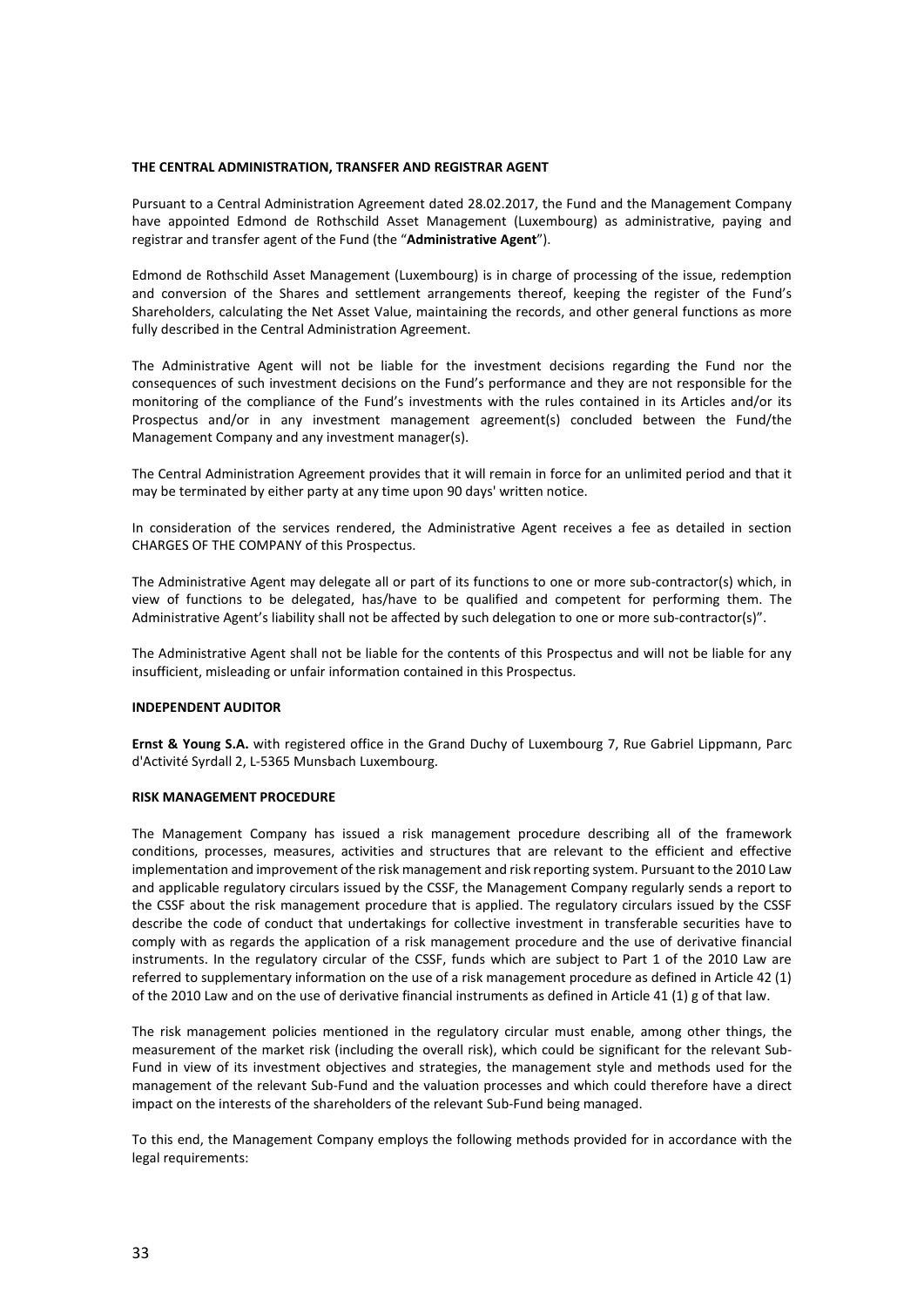## THE CENTRAL ADMINISTRATION, TRANSFER AND REGISTRAR AGENT

Pursuant to a Central Administration Agreement dated 28.02.2017, the Fund and the Management Company have appointed Edmond de Rothschild Asset Management (Luxembourg) as administrative, paying and registrar and transfer agent of the Fund (the "**Administrative Agent**").

Edmond de Rothschild Asset Management (Luxembourg) is in charge of processing of the issue, redemption and conversion of the Shares and settlement arrangements thereof, keeping the register of the Fund's Shareholders, calculating the Net Asset Value, maintaining the records, and other general functions as more fully described in the Central Administration Agreement.

The Administrative Agent will not be liable for the investment decisions regarding the Fund nor the consequences of such investment decisions on the Fund's performance and they are not responsible for the monitoring of the compliance of the Fund's investments with the rules contained in its Articles and/or its Prospectus and/or in any investment management agreement(s) concluded between the Fund/the Management Company and any investment manager(s).

The Central Administration Agreement provides that it will remain in force for an unlimited period and that it may be terminated by either party at any time upon 90 days' written notice.

In consideration of the services rendered, the Administrative Agent receives a fee as detailed in section CHARGES OF THE COMPANY of this Prospectus.

The Administrative Agent may delegate all or part of its functions to one or more sub-contractor(s) which, in view of functions to be delegated, has/have to be qualified and competent for performing them. The Administrative Agent's liability shall not be affected by such delegation to one or more sub-contractor(s)".

The Administrative Agent shall not be liable for the contents of this Prospectus and will not be liable for any insufficient, misleading or unfair information contained in this Prospectus.

## INDEPENDENT AUDITOR

**Ernst & Young S.A.** with registered office in the Grand Duchy of Luxembourg 7, Rue Gabriel Lippmann, Parc d'Activité Syrdall 2, L-5365 Munsbach Luxembourg.

## RISK MANAGEMENT PROCEDURE

The Management Company has issued a risk management procedure describing all of the framework conditions, processes, measures, activities and structures that are relevant to the efficient and effective implementation and improvement of the risk management and risk reporting system. Pursuant to the 2010 Law and applicable regulatory circulars issued by the CSSF, the Management Company regularly sends a report to the CSSF about the risk management procedure that is applied. The regulatory circulars issued by the CSSF describe the code of conduct that undertakings for collective investment in transferable securities have to comply with as regards the application of a risk management procedure and the use of derivative financial instruments. In the regulatory circular of the CSSF, funds which are subject to Part 1 of the 2010 Law are referred to supplementary information on the use of a risk management procedure as defined in Article 42 (1) of the 2010 Law and on the use of derivative financial instruments as defined in Article 41 (1) g of that law.

The risk management policies mentioned in the regulatory circular must enable, among other things, the measurement of the market risk (including the overall risk), which could be significant for the relevant Sub-Fund in view of its investment objectives and strategies, the management style and methods used for the management of the relevant Sub-Fund and the valuation processes and which could therefore have a direct impact on the interests of the shareholders of the relevant Sub-Fund being managed.

To this end, the Management Company employs the following methods provided for in accordance with the legal requirements: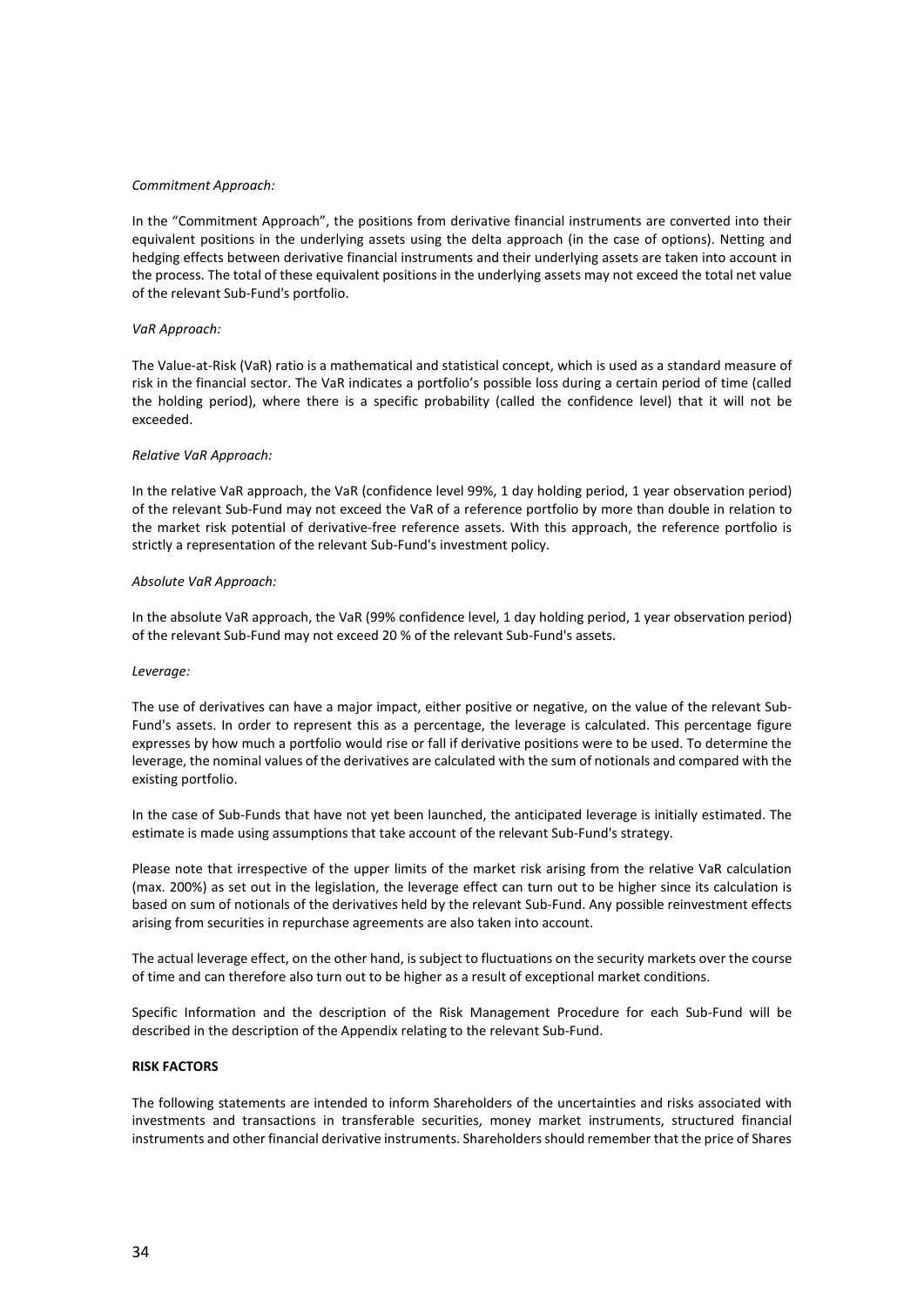*Commitment Approach:*

In the "Commitment Approach", the positions from derivative financial instruments are converted into their equivalent positions in the underlying assets using the delta approach (in the case of options). Netting and hedging effects between derivative financial instruments and their underlying assets are taken into account in the process. The total of these equivalent positions in the underlying assets may not exceed the total net value of the relevant Sub-Fund's portfolio.

*VaR Approach:*

The Value-at-Risk (VaR) ratio is a mathematical and statistical concept, which is used as a standard measure of risk in the financial sector. The VaR indicates a portfolio's possible loss during a certain period of time (called the holding period), where there is a specific probability (called the confidence level) that it will not be exceeded.

*Relative VaR Approach:*

In the relative VaR approach, the VaR (confidence level 99%, 1 day holding period, 1 year observation period) of the relevant Sub-Fund may not exceed the VaR of a reference portfolio by more than double in relation to the market risk potential of derivative-free reference assets. With this approach, the reference portfolio is strictly a representation of the relevant Sub-Fund's investment policy.

*Absolute VaR Approach:*

In the absolute VaR approach, the VaR (99% confidence level, 1 day holding period, 1 year observation period) of the relevant Sub-Fund may not exceed 20 % of the relevant Sub-Fund's assets.

*Leverage:*

The use of derivatives can have a major impact, either positive or negative, on the value of the relevant Sub-Fund's assets. In order to represent this as a percentage, the leverage is calculated. This percentage figure expresses by how much a portfolio would rise or fall if derivative positions were to be used. To determine the leverage, the nominal values of the derivatives are calculated with the sum of notionals and compared with the existing portfolio.

In the case of Sub-Funds that have not yet been launched, the anticipated leverage is initially estimated. The estimate is made using assumptions that take account of the relevant Sub-Fund's strategy.

Please note that irrespective of the upper limits of the market risk arising from the relative VaR calculation (max. 200%) as set out in the legislation, the leverage effect can turn out to be higher since its calculation is based on sum of notionals of the derivatives held by the relevant Sub-Fund. Any possible reinvestment effects arising from securities in repurchase agreements are also taken into account.

The actual leverage effect, on the other hand, is subject to fluctuations on the security markets over the course of time and can therefore also turn out to be higher as a result of exceptional market conditions.

Specific Information and the description of the Risk Management Procedure for each Sub-Fund will be described in the description of the Appendix relating to the relevant Sub-Fund.

**RISK FACTORS**

The following statements are intended to inform Shareholders of the uncertainties and risks associated with investments and transactions in transferable securities, money market instruments, structured financial instruments and other financial derivative instruments. Shareholders should remember that the price of Shares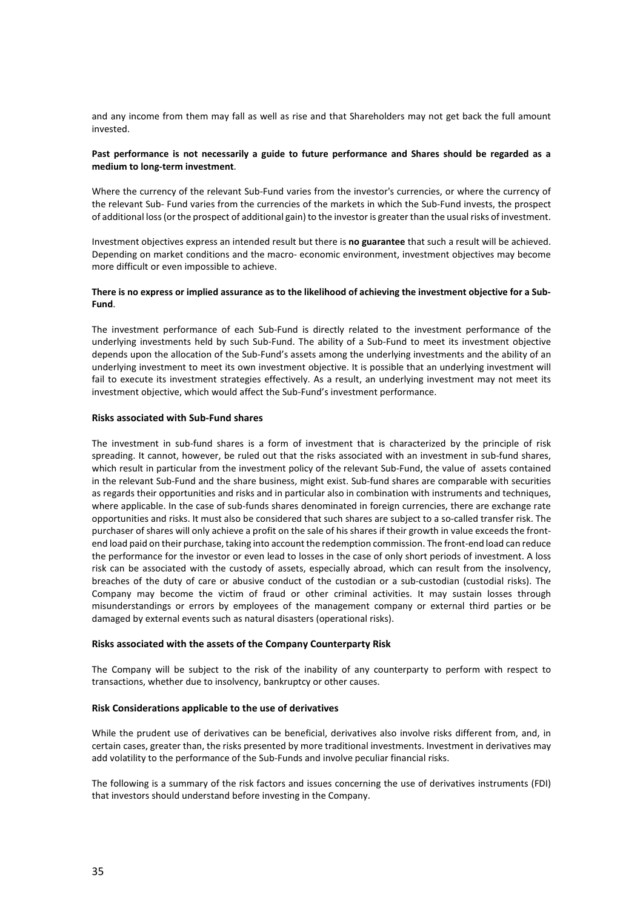and any income from them may fall as well as rise and that Shareholders may not get back the full amount invested.

**Past performance is not necessarily a guide to future performance and Shares should be regarded as a medium to long-term investment**.

Where the currency of the relevant Sub-Fund varies from the investor's currencies, or where the currency of the relevant Sub- Fund varies from the currencies of the markets in which the Sub-Fund invests, the prospect of additional loss (or the prospect of additional gain) to the investor is greater than the usual risks of investment.

Investment objectives express an intended result but there is **no guarantee** that such a result will be achieved. Depending on market conditions and the macro- economic environment, investment objectives may become more difficult or even impossible to achieve.

**There is no express or implied assurance as to the likelihood of achieving the investment objective for a Sub-Fund**.

The investment performance of each Sub-Fund is directly related to the investment performance of the underlying investments held by such Sub-Fund. The ability of a Sub-Fund to meet its investment objective depends upon the allocation of the Sub-Fund's assets among the underlying investments and the ability of an underlying investment to meet its own investment objective. It is possible that an underlying investment will fail to execute its investment strategies effectively. As a result, an underlying investment may not meet its investment objective, which would affect the Sub-Fund's investment performance.

**Risks associated with Sub-Fund shares**

The investment in sub-fund shares is a form of investment that is characterized by the principle of risk spreading. It cannot, however, be ruled out that the risks associated with an investment in sub-fund shares, which result in particular from the investment policy of the relevant Sub-Fund, the value of assets contained in the relevant Sub-Fund and the share business, might exist. Sub-fund shares are comparable with securities as regards their opportunities and risks and in particular also in combination with instruments and techniques, where applicable. In the case of sub-funds shares denominated in foreign currencies, there are exchange rate opportunities and risks. It must also be considered that such shares are subject to a so-called transfer risk. The purchaser of shares will only achieve a profit on the sale of his shares if their growth in value exceeds the front-end load paid on their purchase, taking into account the redemption commission. The front-end load can reduce the performance for the investor or even lead to losses in the case of only short periods of investment. A loss risk can be associated with the custody of assets, especially abroad, which can result from the insolvency, breaches of the duty of care or abusive conduct of the custodian or a sub-custodian (custodial risks). The Company may become the victim of fraud or other criminal activities. It may sustain losses through misunderstandings or errors by employees of the management company or external third parties or be damaged by external events such as natural disasters (operational risks).

**Risks associated with the assets of the Company Counterparty Risk**

The Company will be subject to the risk of the inability of any counterparty to perform with respect to transactions, whether due to insolvency, bankruptcy or other causes.

**Risk Considerations applicable to the use of derivatives**

While the prudent use of derivatives can be beneficial, derivatives also involve risks different from, and, in certain cases, greater than, the risks presented by more traditional investments. Investment in derivatives may add volatility to the performance of the Sub-Funds and involve peculiar financial risks.

The following is a summary of the risk factors and issues concerning the use of derivatives instruments (FDI) that investors should understand before investing in the Company.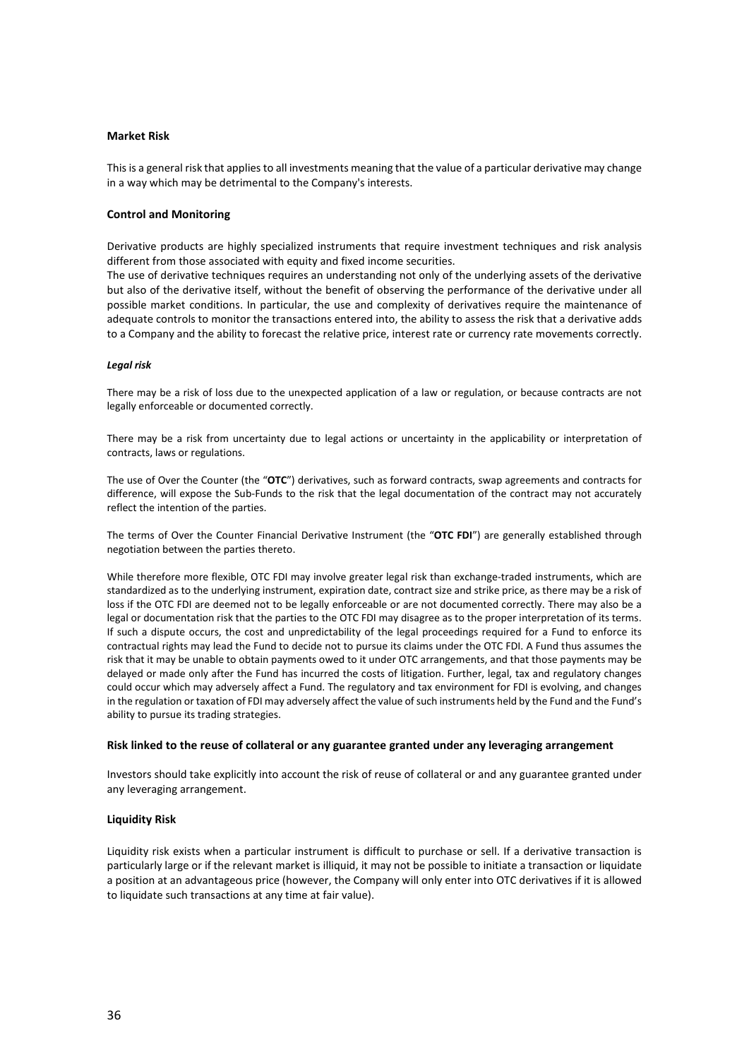**Market Risk**

This is a general risk that applies to all investments meaning that the value of a particular derivative may change in a way which may be detrimental to the Company's interests.

**Control and Monitoring**

Derivative products are highly specialized instruments that require investment techniques and risk analysis different from those associated with equity and fixed income securities.
The use of derivative techniques requires an understanding not only of the underlying assets of the derivative but also of the derivative itself, without the benefit of observing the performance of the derivative under all possible market conditions. In particular, the use and complexity of derivatives require the maintenance of adequate controls to monitor the transactions entered into, the ability to assess the risk that a derivative adds to a Company and the ability to forecast the relative price, interest rate or currency rate movements correctly.

***Legal risk***

There may be a risk of loss due to the unexpected application of a law or regulation, or because contracts are not legally enforceable or documented correctly.

There may be a risk from uncertainty due to legal actions or uncertainty in the applicability or interpretation of contracts, laws or regulations.

The use of Over the Counter (the "**OTC**") derivatives, such as forward contracts, swap agreements and contracts for difference, will expose the Sub-Funds to the risk that the legal documentation of the contract may not accurately reflect the intention of the parties.

The terms of Over the Counter Financial Derivative Instrument (the "**OTC FDI**") are generally established through negotiation between the parties thereto.

While therefore more flexible, OTC FDI may involve greater legal risk than exchange-traded instruments, which are standardized as to the underlying instrument, expiration date, contract size and strike price, as there may be a risk of loss if the OTC FDI are deemed not to be legally enforceable or are not documented correctly. There may also be a legal or documentation risk that the parties to the OTC FDI may disagree as to the proper interpretation of its terms. If such a dispute occurs, the cost and unpredictability of the legal proceedings required for a Fund to enforce its contractual rights may lead the Fund to decide not to pursue its claims under the OTC FDI. A Fund thus assumes the risk that it may be unable to obtain payments owed to it under OTC arrangements, and that those payments may be delayed or made only after the Fund has incurred the costs of litigation. Further, legal, tax and regulatory changes could occur which may adversely affect a Fund. The regulatory and tax environment for FDI is evolving, and changes in the regulation or taxation of FDI may adversely affect the value of such instruments held by the Fund and the Fund's ability to pursue its trading strategies.

**Risk linked to the reuse of collateral or any guarantee granted under any leveraging arrangement**

Investors should take explicitly into account the risk of reuse of collateral or and any guarantee granted under any leveraging arrangement.

**Liquidity Risk**

Liquidity risk exists when a particular instrument is difficult to purchase or sell. If a derivative transaction is particularly large or if the relevant market is illiquid, it may not be possible to initiate a transaction or liquidate a position at an advantageous price (however, the Company will only enter into OTC derivatives if it is allowed to liquidate such transactions at any time at fair value).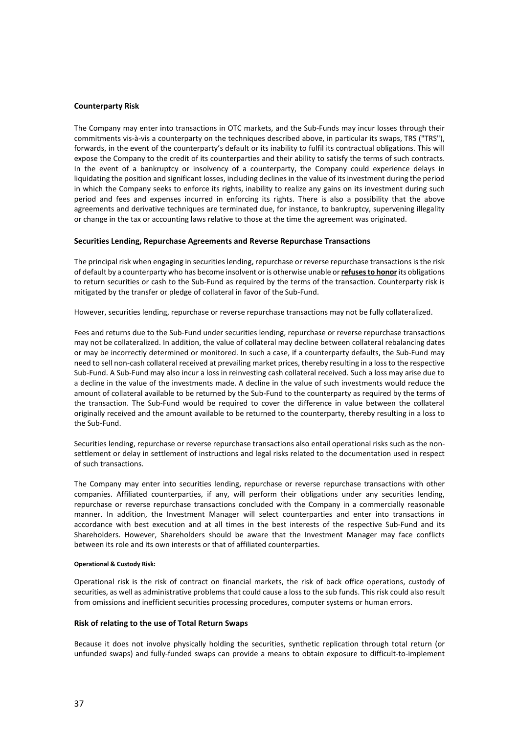**Counterparty Risk**

The Company may enter into transactions in OTC markets, and the Sub-Funds may incur losses through their commitments vis-à-vis a counterparty on the techniques described above, in particular its swaps, TRS ("TRS"), forwards, in the event of the counterparty's default or its inability to fulfil its contractual obligations. This will expose the Company to the credit of its counterparties and their ability to satisfy the terms of such contracts. In the event of a bankruptcy or insolvency of a counterparty, the Company could experience delays in liquidating the position and significant losses, including declines in the value of its investment during the period in which the Company seeks to enforce its rights, inability to realize any gains on its investment during such period and fees and expenses incurred in enforcing its rights. There is also a possibility that the above agreements and derivative techniques are terminated due, for instance, to bankruptcy, supervening illegality or change in the tax or accounting laws relative to those at the time the agreement was originated.

**Securities Lending, Repurchase Agreements and Reverse Repurchase Transactions**

The principal risk when engaging in securities lending, repurchase or reverse repurchase transactions is the risk of default by a counterparty who has become insolvent or is otherwise unable or **refuses to honor** its obligations to return securities or cash to the Sub-Fund as required by the terms of the transaction. Counterparty risk is mitigated by the transfer or pledge of collateral in favor of the Sub-Fund.

However, securities lending, repurchase or reverse repurchase transactions may not be fully collateralized.

Fees and returns due to the Sub-Fund under securities lending, repurchase or reverse repurchase transactions may not be collateralized. In addition, the value of collateral may decline between collateral rebalancing dates or may be incorrectly determined or monitored. In such a case, if a counterparty defaults, the Sub-Fund may need to sell non-cash collateral received at prevailing market prices, thereby resulting in a loss to the respective Sub-Fund. A Sub-Fund may also incur a loss in reinvesting cash collateral received. Such a loss may arise due to a decline in the value of the investments made. A decline in the value of such investments would reduce the amount of collateral available to be returned by the Sub-Fund to the counterparty as required by the terms of the transaction. The Sub-Fund would be required to cover the difference in value between the collateral originally received and the amount available to be returned to the counterparty, thereby resulting in a loss to the Sub-Fund.

Securities lending, repurchase or reverse repurchase transactions also entail operational risks such as the non-settlement or delay in settlement of instructions and legal risks related to the documentation used in respect of such transactions.

The Company may enter into securities lending, repurchase or reverse repurchase transactions with other companies. Affiliated counterparties, if any, will perform their obligations under any securities lending, repurchase or reverse repurchase transactions concluded with the Company in a commercially reasonable manner. In addition, the Investment Manager will select counterparties and enter into transactions in accordance with best execution and at all times in the best interests of the respective Sub-Fund and its Shareholders. However, Shareholders should be aware that the Investment Manager may face conflicts between its role and its own interests or that of affiliated counterparties.

**Operational & Custody Risk:**

Operational risk is the risk of contract on financial markets, the risk of back office operations, custody of securities, as well as administrative problems that could cause a loss to the sub funds. This risk could also result from omissions and inefficient securities processing procedures, computer systems or human errors.

**Risk of relating to the use of Total Return Swaps**

Because it does not involve physically holding the securities, synthetic replication through total return (or unfunded swaps) and fully-funded swaps can provide a means to obtain exposure to difficult-to-implement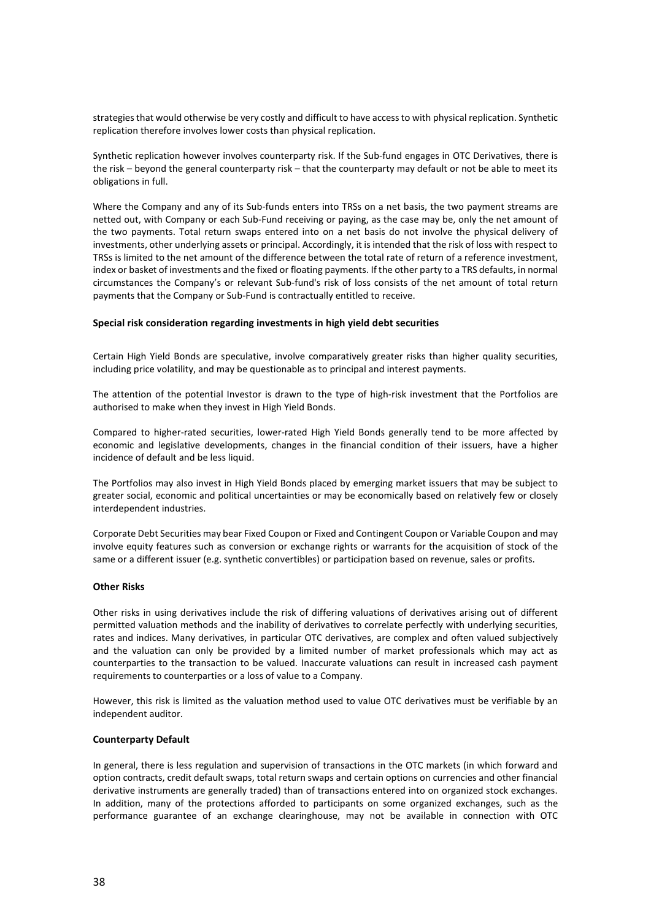strategies that would otherwise be very costly and difficult to have access to with physical replication. Synthetic replication therefore involves lower costs than physical replication.

Synthetic replication however involves counterparty risk. If the Sub-fund engages in OTC Derivatives, there is the risk – beyond the general counterparty risk – that the counterparty may default or not be able to meet its obligations in full.

Where the Company and any of its Sub-funds enters into TRSs on a net basis, the two payment streams are netted out, with Company or each Sub-Fund receiving or paying, as the case may be, only the net amount of the two payments. Total return swaps entered into on a net basis do not involve the physical delivery of investments, other underlying assets or principal. Accordingly, it is intended that the risk of loss with respect to TRSs is limited to the net amount of the difference between the total rate of return of a reference investment, index or basket of investments and the fixed or floating payments. If the other party to a TRS defaults, in normal circumstances the Company's or relevant Sub-fund's risk of loss consists of the net amount of total return payments that the Company or Sub-Fund is contractually entitled to receive.

**Special risk consideration regarding investments in high yield debt securities**

Certain High Yield Bonds are speculative, involve comparatively greater risks than higher quality securities, including price volatility, and may be questionable as to principal and interest payments.

The attention of the potential Investor is drawn to the type of high-risk investment that the Portfolios are authorised to make when they invest in High Yield Bonds.

Compared to higher-rated securities, lower-rated High Yield Bonds generally tend to be more affected by economic and legislative developments, changes in the financial condition of their issuers, have a higher incidence of default and be less liquid.

The Portfolios may also invest in High Yield Bonds placed by emerging market issuers that may be subject to greater social, economic and political uncertainties or may be economically based on relatively few or closely interdependent industries.

Corporate Debt Securities may bear Fixed Coupon or Fixed and Contingent Coupon or Variable Coupon and may involve equity features such as conversion or exchange rights or warrants for the acquisition of stock of the same or a different issuer (e.g. synthetic convertibles) or participation based on revenue, sales or profits.

**Other Risks**

Other risks in using derivatives include the risk of differing valuations of derivatives arising out of different permitted valuation methods and the inability of derivatives to correlate perfectly with underlying securities, rates and indices. Many derivatives, in particular OTC derivatives, are complex and often valued subjectively and the valuation can only be provided by a limited number of market professionals which may act as counterparties to the transaction to be valued. Inaccurate valuations can result in increased cash payment requirements to counterparties or a loss of value to a Company.

However, this risk is limited as the valuation method used to value OTC derivatives must be verifiable by an independent auditor.

**Counterparty Default**

In general, there is less regulation and supervision of transactions in the OTC markets (in which forward and option contracts, credit default swaps, total return swaps and certain options on currencies and other financial derivative instruments are generally traded) than of transactions entered into on organized stock exchanges. In addition, many of the protections afforded to participants on some organized exchanges, such as the performance guarantee of an exchange clearinghouse, may not be available in connection with OTC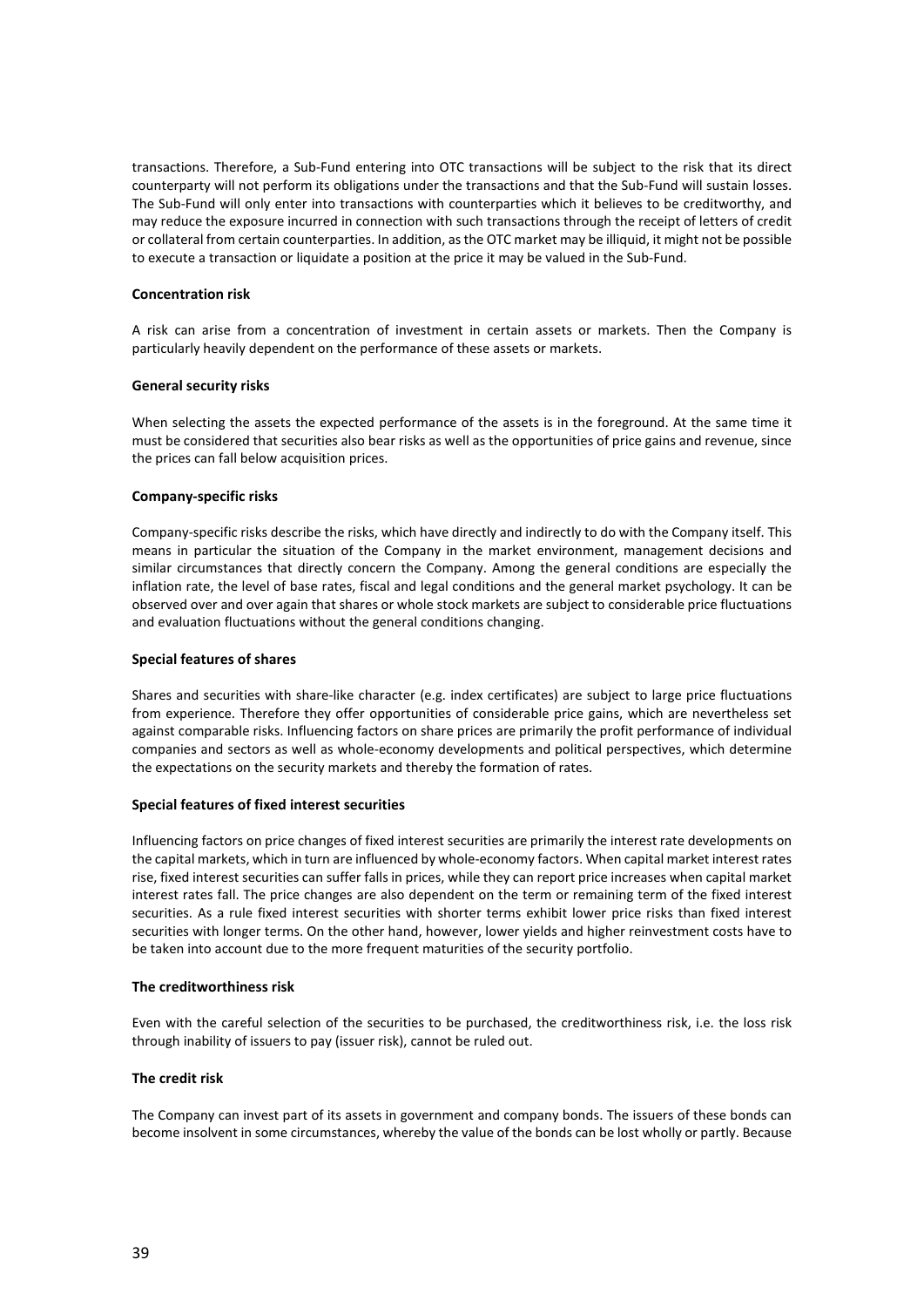transactions. Therefore, a Sub-Fund entering into OTC transactions will be subject to the risk that its direct counterparty will not perform its obligations under the transactions and that the Sub-Fund will sustain losses. The Sub-Fund will only enter into transactions with counterparties which it believes to be creditworthy, and may reduce the exposure incurred in connection with such transactions through the receipt of letters of credit or collateral from certain counterparties. In addition, as the OTC market may be illiquid, it might not be possible to execute a transaction or liquidate a position at the price it may be valued in the Sub-Fund.

**Concentration risk**

A risk can arise from a concentration of investment in certain assets or markets. Then the Company is particularly heavily dependent on the performance of these assets or markets.

**General security risks**

When selecting the assets the expected performance of the assets is in the foreground. At the same time it must be considered that securities also bear risks as well as the opportunities of price gains and revenue, since the prices can fall below acquisition prices.

**Company-specific risks**

Company-specific risks describe the risks, which have directly and indirectly to do with the Company itself. This means in particular the situation of the Company in the market environment, management decisions and similar circumstances that directly concern the Company. Among the general conditions are especially the inflation rate, the level of base rates, fiscal and legal conditions and the general market psychology. It can be observed over and over again that shares or whole stock markets are subject to considerable price fluctuations and evaluation fluctuations without the general conditions changing.

**Special features of shares**

Shares and securities with share-like character (e.g. index certificates) are subject to large price fluctuations from experience. Therefore they offer opportunities of considerable price gains, which are nevertheless set against comparable risks. Influencing factors on share prices are primarily the profit performance of individual companies and sectors as well as whole-economy developments and political perspectives, which determine the expectations on the security markets and thereby the formation of rates.

**Special features of fixed interest securities**

Influencing factors on price changes of fixed interest securities are primarily the interest rate developments on the capital markets, which in turn are influenced by whole-economy factors. When capital market interest rates rise, fixed interest securities can suffer falls in prices, while they can report price increases when capital market interest rates fall. The price changes are also dependent on the term or remaining term of the fixed interest securities. As a rule fixed interest securities with shorter terms exhibit lower price risks than fixed interest securities with longer terms. On the other hand, however, lower yields and higher reinvestment costs have to be taken into account due to the more frequent maturities of the security portfolio.

**The creditworthiness risk**

Even with the careful selection of the securities to be purchased, the creditworthiness risk, i.e. the loss risk through inability of issuers to pay (issuer risk), cannot be ruled out.

**The credit risk**

The Company can invest part of its assets in government and company bonds. The issuers of these bonds can become insolvent in some circumstances, whereby the value of the bonds can be lost wholly or partly. Because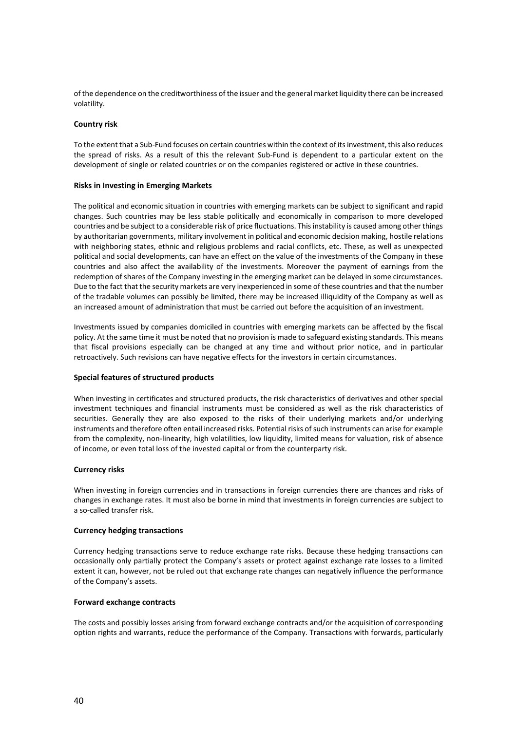of the dependence on the creditworthiness of the issuer and the general market liquidity there can be increased volatility.

**Country risk**

To the extent that a Sub-Fund focuses on certain countries within the context of its investment, this also reduces the spread of risks. As a result of this the relevant Sub-Fund is dependent to a particular extent on the development of single or related countries or on the companies registered or active in these countries.

**Risks in Investing in Emerging Markets**

The political and economic situation in countries with emerging markets can be subject to significant and rapid changes. Such countries may be less stable politically and economically in comparison to more developed countries and be subject to a considerable risk of price fluctuations. This instability is caused among other things by authoritarian governments, military involvement in political and economic decision making, hostile relations with neighboring states, ethnic and religious problems and racial conflicts, etc. These, as well as unexpected political and social developments, can have an effect on the value of the investments of the Company in these countries and also affect the availability of the investments. Moreover the payment of earnings from the redemption of shares of the Company investing in the emerging market can be delayed in some circumstances. Due to the fact that the security markets are very inexperienced in some of these countries and that the number of the tradable volumes can possibly be limited, there may be increased illiquidity of the Company as well as an increased amount of administration that must be carried out before the acquisition of an investment.

Investments issued by companies domiciled in countries with emerging markets can be affected by the fiscal policy. At the same time it must be noted that no provision is made to safeguard existing standards. This means that fiscal provisions especially can be changed at any time and without prior notice, and in particular retroactively. Such revisions can have negative effects for the investors in certain circumstances.

**Special features of structured products**

When investing in certificates and structured products, the risk characteristics of derivatives and other special investment techniques and financial instruments must be considered as well as the risk characteristics of securities. Generally they are also exposed to the risks of their underlying markets and/or underlying instruments and therefore often entail increased risks. Potential risks of such instruments can arise for example from the complexity, non-linearity, high volatilities, low liquidity, limited means for valuation, risk of absence of income, or even total loss of the invested capital or from the counterparty risk.

**Currency risks**

When investing in foreign currencies and in transactions in foreign currencies there are chances and risks of changes in exchange rates. It must also be borne in mind that investments in foreign currencies are subject to a so-called transfer risk.

**Currency hedging transactions**

Currency hedging transactions serve to reduce exchange rate risks. Because these hedging transactions can occasionally only partially protect the Company's assets or protect against exchange rate losses to a limited extent it can, however, not be ruled out that exchange rate changes can negatively influence the performance of the Company's assets.

**Forward exchange contracts**

The costs and possibly losses arising from forward exchange contracts and/or the acquisition of corresponding option rights and warrants, reduce the performance of the Company. Transactions with forwards, particularly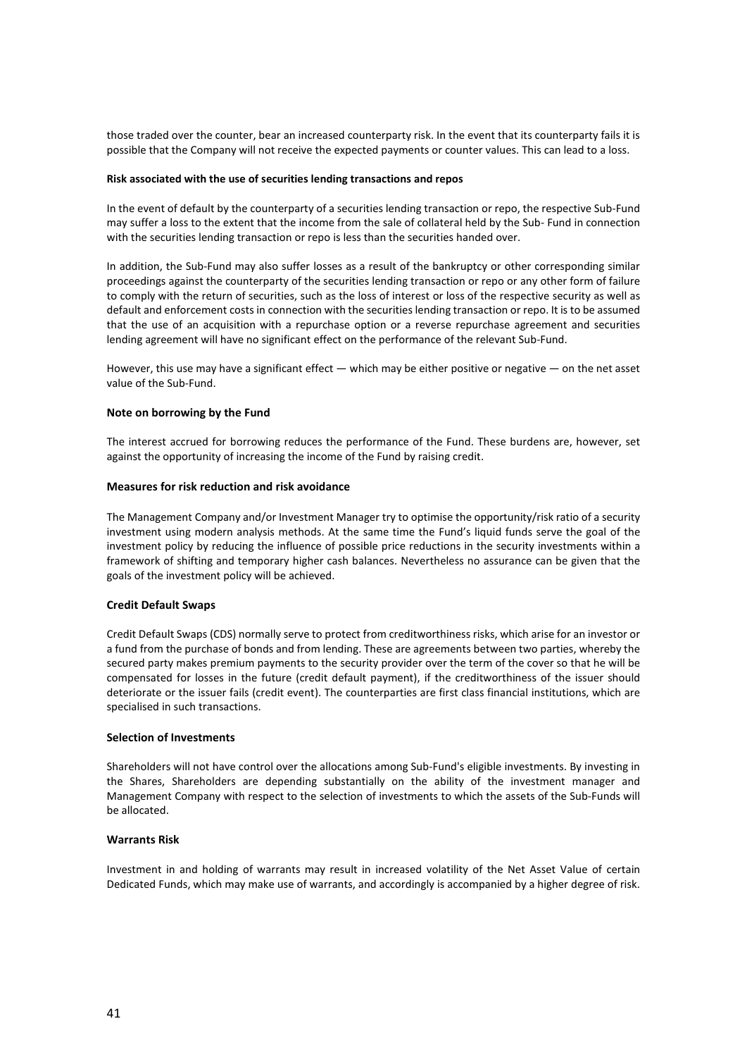those traded over the counter, bear an increased counterparty risk. In the event that its counterparty fails it is possible that the Company will not receive the expected payments or counter values. This can lead to a loss.

**Risk associated with the use of securities lending transactions and repos**

In the event of default by the counterparty of a securities lending transaction or repo, the respective Sub-Fund may suffer a loss to the extent that the income from the sale of collateral held by the Sub- Fund in connection with the securities lending transaction or repo is less than the securities handed over.

In addition, the Sub-Fund may also suffer losses as a result of the bankruptcy or other corresponding similar proceedings against the counterparty of the securities lending transaction or repo or any other form of failure to comply with the return of securities, such as the loss of interest or loss of the respective security as well as default and enforcement costs in connection with the securities lending transaction or repo. It is to be assumed that the use of an acquisition with a repurchase option or a reverse repurchase agreement and securities lending agreement will have no significant effect on the performance of the relevant Sub-Fund.

However, this use may have a significant effect — which may be either positive or negative — on the net asset value of the Sub-Fund.

**Note on borrowing by the Fund**

The interest accrued for borrowing reduces the performance of the Fund. These burdens are, however, set against the opportunity of increasing the income of the Fund by raising credit.

**Measures for risk reduction and risk avoidance**

The Management Company and/or Investment Manager try to optimise the opportunity/risk ratio of a security investment using modern analysis methods. At the same time the Fund's liquid funds serve the goal of the investment policy by reducing the influence of possible price reductions in the security investments within a framework of shifting and temporary higher cash balances. Nevertheless no assurance can be given that the goals of the investment policy will be achieved.

**Credit Default Swaps**

Credit Default Swaps (CDS) normally serve to protect from creditworthiness risks, which arise for an investor or a fund from the purchase of bonds and from lending. These are agreements between two parties, whereby the secured party makes premium payments to the security provider over the term of the cover so that he will be compensated for losses in the future (credit default payment), if the creditworthiness of the issuer should deteriorate or the issuer fails (credit event). The counterparties are first class financial institutions, which are specialised in such transactions.

**Selection of Investments**

Shareholders will not have control over the allocations among Sub-Fund's eligible investments. By investing in the Shares, Shareholders are depending substantially on the ability of the investment manager and Management Company with respect to the selection of investments to which the assets of the Sub-Funds will be allocated.

**Warrants Risk**

Investment in and holding of warrants may result in increased volatility of the Net Asset Value of certain Dedicated Funds, which may make use of warrants, and accordingly is accompanied by a higher degree of risk.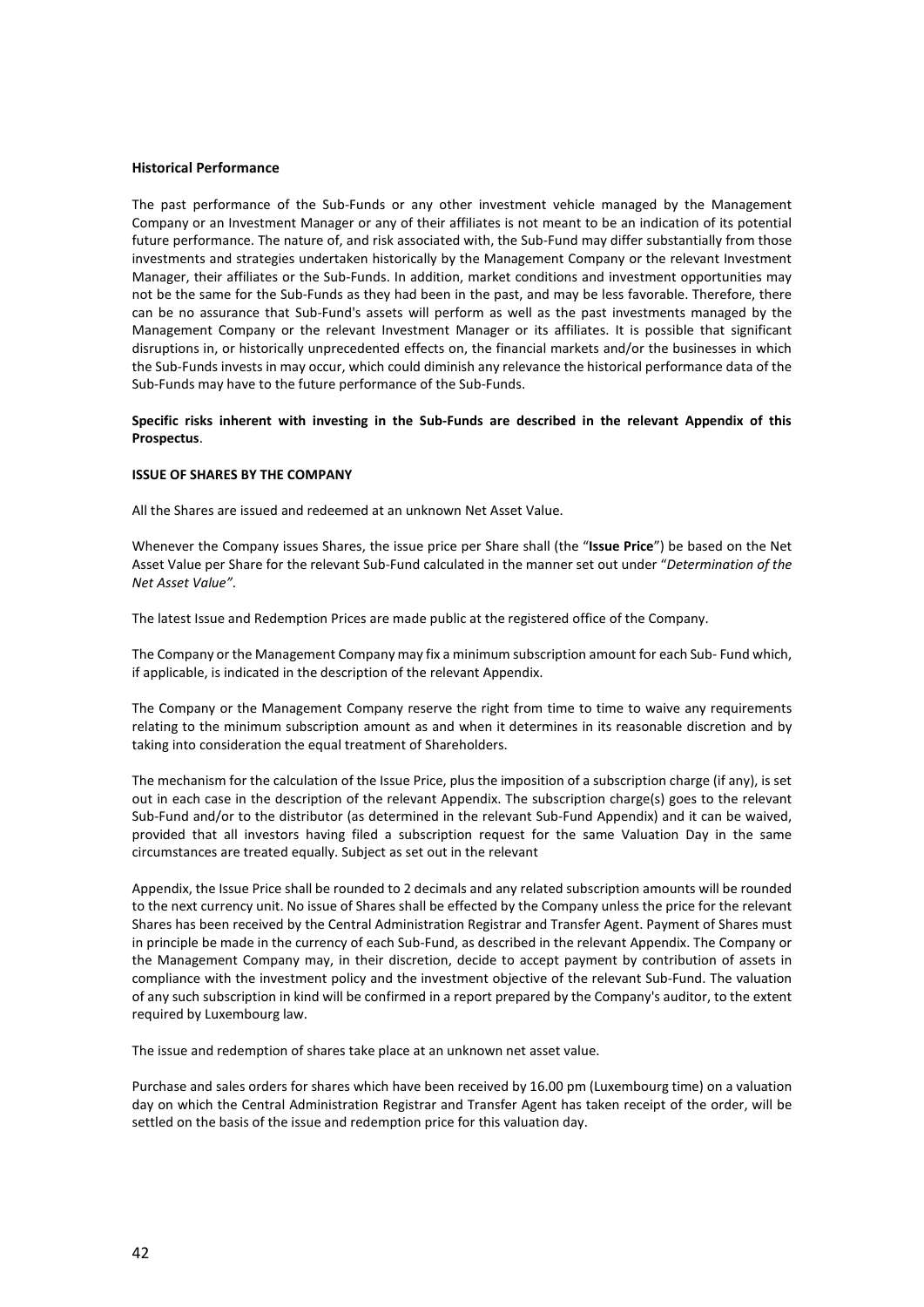**Historical Performance**

The past performance of the Sub-Funds or any other investment vehicle managed by the Management Company or an Investment Manager or any of their affiliates is not meant to be an indication of its potential future performance. The nature of, and risk associated with, the Sub-Fund may differ substantially from those investments and strategies undertaken historically by the Management Company or the relevant Investment Manager, their affiliates or the Sub-Funds. In addition, market conditions and investment opportunities may not be the same for the Sub-Funds as they had been in the past, and may be less favorable. Therefore, there can be no assurance that Sub-Fund's assets will perform as well as the past investments managed by the Management Company or the relevant Investment Manager or its affiliates. It is possible that significant disruptions in, or historically unprecedented effects on, the financial markets and/or the businesses in which the Sub-Funds invests in may occur, which could diminish any relevance the historical performance data of the Sub-Funds may have to the future performance of the Sub-Funds.

**Specific risks inherent with investing in the Sub-Funds are described in the relevant Appendix of this Prospectus**.

**ISSUE OF SHARES BY THE COMPANY**

All the Shares are issued and redeemed at an unknown Net Asset Value.

Whenever the Company issues Shares, the issue price per Share shall (the "**Issue Price**") be based on the Net Asset Value per Share for the relevant Sub-Fund calculated in the manner set out under "*Determination of the Net Asset Value"*.

The latest Issue and Redemption Prices are made public at the registered office of the Company.

The Company or the Management Company may fix a minimum subscription amount for each Sub- Fund which, if applicable, is indicated in the description of the relevant Appendix.

The Company or the Management Company reserve the right from time to time to waive any requirements relating to the minimum subscription amount as and when it determines in its reasonable discretion and by taking into consideration the equal treatment of Shareholders.

The mechanism for the calculation of the Issue Price, plus the imposition of a subscription charge (if any), is set out in each case in the description of the relevant Appendix. The subscription charge(s) goes to the relevant Sub-Fund and/or to the distributor (as determined in the relevant Sub-Fund Appendix) and it can be waived, provided that all investors having filed a subscription request for the same Valuation Day in the same circumstances are treated equally. Subject as set out in the relevant

Appendix, the Issue Price shall be rounded to 2 decimals and any related subscription amounts will be rounded to the next currency unit. No issue of Shares shall be effected by the Company unless the price for the relevant Shares has been received by the Central Administration Registrar and Transfer Agent. Payment of Shares must in principle be made in the currency of each Sub-Fund, as described in the relevant Appendix. The Company or the Management Company may, in their discretion, decide to accept payment by contribution of assets in compliance with the investment policy and the investment objective of the relevant Sub-Fund. The valuation of any such subscription in kind will be confirmed in a report prepared by the Company's auditor, to the extent required by Luxembourg law.

The issue and redemption of shares take place at an unknown net asset value.

Purchase and sales orders for shares which have been received by 16.00 pm (Luxembourg time) on a valuation day on which the Central Administration Registrar and Transfer Agent has taken receipt of the order, will be settled on the basis of the issue and redemption price for this valuation day.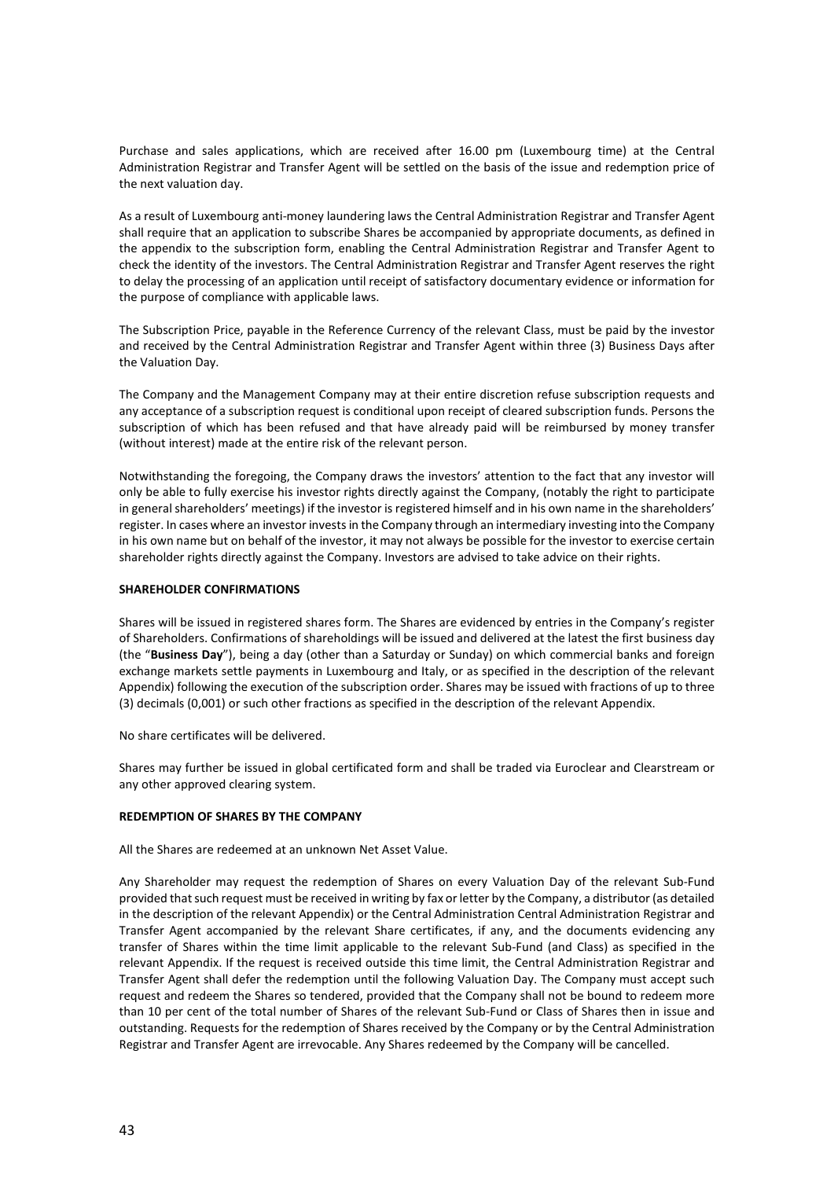Purchase and sales applications, which are received after 16.00 pm (Luxembourg time) at the Central Administration Registrar and Transfer Agent will be settled on the basis of the issue and redemption price of the next valuation day.

As a result of Luxembourg anti-money laundering laws the Central Administration Registrar and Transfer Agent shall require that an application to subscribe Shares be accompanied by appropriate documents, as defined in the appendix to the subscription form, enabling the Central Administration Registrar and Transfer Agent to check the identity of the investors. The Central Administration Registrar and Transfer Agent reserves the right to delay the processing of an application until receipt of satisfactory documentary evidence or information for the purpose of compliance with applicable laws.

The Subscription Price, payable in the Reference Currency of the relevant Class, must be paid by the investor and received by the Central Administration Registrar and Transfer Agent within three (3) Business Days after the Valuation Day.

The Company and the Management Company may at their entire discretion refuse subscription requests and any acceptance of a subscription request is conditional upon receipt of cleared subscription funds. Persons the subscription of which has been refused and that have already paid will be reimbursed by money transfer (without interest) made at the entire risk of the relevant person.

Notwithstanding the foregoing, the Company draws the investors' attention to the fact that any investor will only be able to fully exercise his investor rights directly against the Company, (notably the right to participate in general shareholders' meetings) if the investor is registered himself and in his own name in the shareholders' register. In cases where an investor invests in the Company through an intermediary investing into the Company in his own name but on behalf of the investor, it may not always be possible for the investor to exercise certain shareholder rights directly against the Company. Investors are advised to take advice on their rights.

**SHAREHOLDER CONFIRMATIONS**

Shares will be issued in registered shares form. The Shares are evidenced by entries in the Company's register of Shareholders. Confirmations of shareholdings will be issued and delivered at the latest the first business day (the "**Business Day**"), being a day (other than a Saturday or Sunday) on which commercial banks and foreign exchange markets settle payments in Luxembourg and Italy, or as specified in the description of the relevant Appendix) following the execution of the subscription order. Shares may be issued with fractions of up to three (3) decimals (0,001) or such other fractions as specified in the description of the relevant Appendix.

No share certificates will be delivered.

Shares may further be issued in global certificated form and shall be traded via Euroclear and Clearstream or any other approved clearing system.

**REDEMPTION OF SHARES BY THE COMPANY**

All the Shares are redeemed at an unknown Net Asset Value.

Any Shareholder may request the redemption of Shares on every Valuation Day of the relevant Sub-Fund provided that such request must be received in writing by fax or letter by the Company, a distributor (as detailed in the description of the relevant Appendix) or the Central Administration Central Administration Registrar and Transfer Agent accompanied by the relevant Share certificates, if any, and the documents evidencing any transfer of Shares within the time limit applicable to the relevant Sub-Fund (and Class) as specified in the relevant Appendix. If the request is received outside this time limit, the Central Administration Registrar and Transfer Agent shall defer the redemption until the following Valuation Day. The Company must accept such request and redeem the Shares so tendered, provided that the Company shall not be bound to redeem more than 10 per cent of the total number of Shares of the relevant Sub-Fund or Class of Shares then in issue and outstanding. Requests for the redemption of Shares received by the Company or by the Central Administration Registrar and Transfer Agent are irrevocable. Any Shares redeemed by the Company will be cancelled.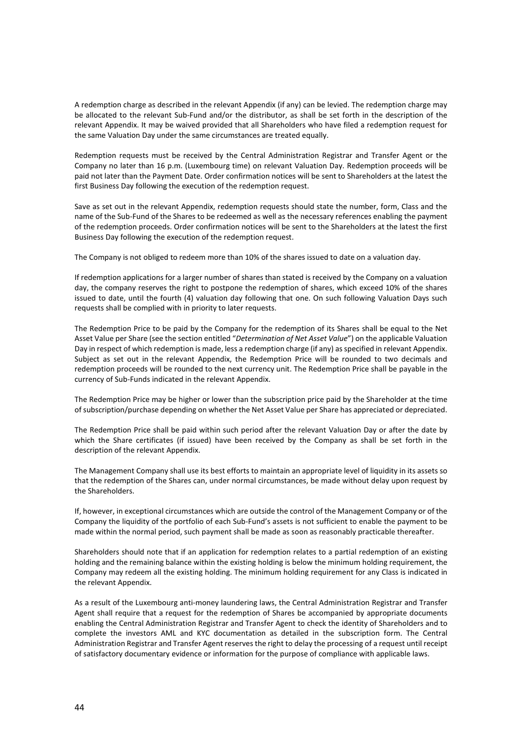A redemption charge as described in the relevant Appendix (if any) can be levied. The redemption charge may be allocated to the relevant Sub-Fund and/or the distributor, as shall be set forth in the description of the relevant Appendix. It may be waived provided that all Shareholders who have filed a redemption request for the same Valuation Day under the same circumstances are treated equally.

Redemption requests must be received by the Central Administration Registrar and Transfer Agent or the Company no later than 16 p.m. (Luxembourg time) on relevant Valuation Day. Redemption proceeds will be paid not later than the Payment Date. Order confirmation notices will be sent to Shareholders at the latest the first Business Day following the execution of the redemption request.

Save as set out in the relevant Appendix, redemption requests should state the number, form, Class and the name of the Sub-Fund of the Shares to be redeemed as well as the necessary references enabling the payment of the redemption proceeds. Order confirmation notices will be sent to the Shareholders at the latest the first Business Day following the execution of the redemption request.

The Company is not obliged to redeem more than 10% of the shares issued to date on a valuation day.

If redemption applications for a larger number of shares than stated is received by the Company on a valuation day, the company reserves the right to postpone the redemption of shares, which exceed 10% of the shares issued to date, until the fourth (4) valuation day following that one. On such following Valuation Days such requests shall be complied with in priority to later requests.

The Redemption Price to be paid by the Company for the redemption of its Shares shall be equal to the Net Asset Value per Share (see the section entitled "*Determination of Net Asset Value*") on the applicable Valuation Day in respect of which redemption is made, less a redemption charge (if any) as specified in relevant Appendix. Subject as set out in the relevant Appendix, the Redemption Price will be rounded to two decimals and redemption proceeds will be rounded to the next currency unit. The Redemption Price shall be payable in the currency of Sub-Funds indicated in the relevant Appendix.

The Redemption Price may be higher or lower than the subscription price paid by the Shareholder at the time of subscription/purchase depending on whether the Net Asset Value per Share has appreciated or depreciated.

The Redemption Price shall be paid within such period after the relevant Valuation Day or after the date by which the Share certificates (if issued) have been received by the Company as shall be set forth in the description of the relevant Appendix.

The Management Company shall use its best efforts to maintain an appropriate level of liquidity in its assets so that the redemption of the Shares can, under normal circumstances, be made without delay upon request by the Shareholders.

If, however, in exceptional circumstances which are outside the control of the Management Company or of the Company the liquidity of the portfolio of each Sub-Fund's assets is not sufficient to enable the payment to be made within the normal period, such payment shall be made as soon as reasonably practicable thereafter.

Shareholders should note that if an application for redemption relates to a partial redemption of an existing holding and the remaining balance within the existing holding is below the minimum holding requirement, the Company may redeem all the existing holding. The minimum holding requirement for any Class is indicated in the relevant Appendix.

As a result of the Luxembourg anti-money laundering laws, the Central Administration Registrar and Transfer Agent shall require that a request for the redemption of Shares be accompanied by appropriate documents enabling the Central Administration Registrar and Transfer Agent to check the identity of Shareholders and to complete the investors AML and KYC documentation as detailed in the subscription form. The Central Administration Registrar and Transfer Agent reserves the right to delay the processing of a request until receipt of satisfactory documentary evidence or information for the purpose of compliance with applicable laws.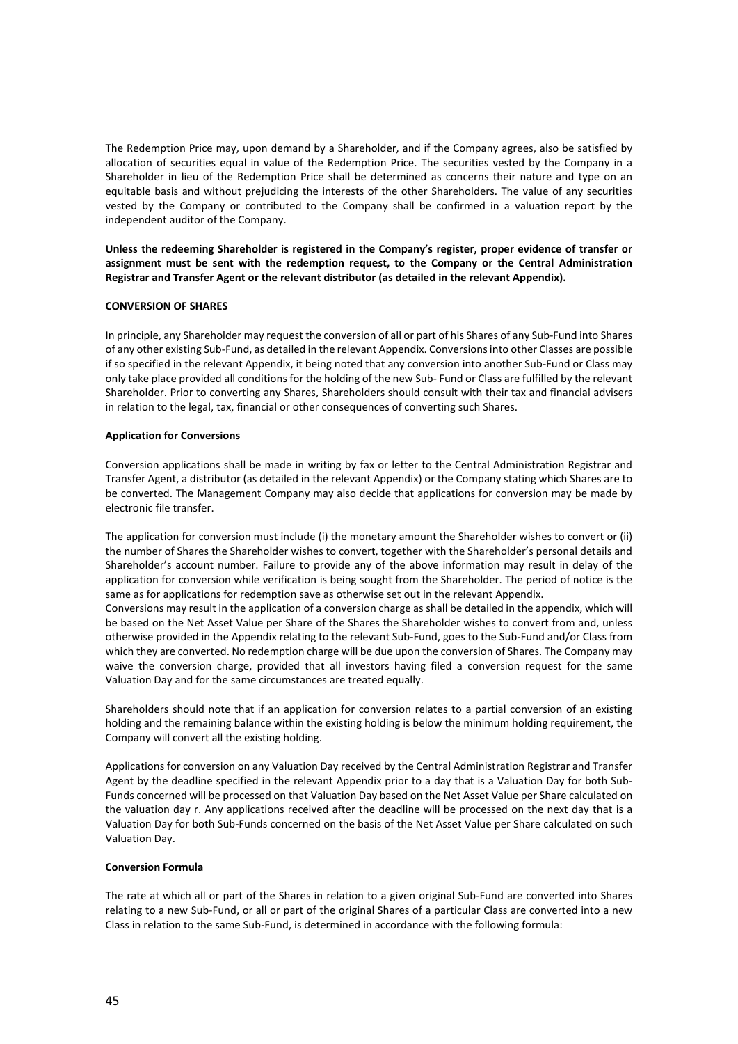The Redemption Price may, upon demand by a Shareholder, and if the Company agrees, also be satisfied by allocation of securities equal in value of the Redemption Price. The securities vested by the Company in a Shareholder in lieu of the Redemption Price shall be determined as concerns their nature and type on an equitable basis and without prejudicing the interests of the other Shareholders. The value of any securities vested by the Company or contributed to the Company shall be confirmed in a valuation report by the independent auditor of the Company.

**Unless the redeeming Shareholder is registered in the Company's register, proper evidence of transfer or assignment must be sent with the redemption request, to the Company or the Central Administration Registrar and Transfer Agent or the relevant distributor (as detailed in the relevant Appendix).**

**CONVERSION OF SHARES**

In principle, any Shareholder may request the conversion of all or part of his Shares of any Sub-Fund into Shares of any other existing Sub-Fund, as detailed in the relevant Appendix. Conversions into other Classes are possible if so specified in the relevant Appendix, it being noted that any conversion into another Sub-Fund or Class may only take place provided all conditions for the holding of the new Sub- Fund or Class are fulfilled by the relevant Shareholder. Prior to converting any Shares, Shareholders should consult with their tax and financial advisers in relation to the legal, tax, financial or other consequences of converting such Shares.

**Application for Conversions**

Conversion applications shall be made in writing by fax or letter to the Central Administration Registrar and Transfer Agent, a distributor (as detailed in the relevant Appendix) or the Company stating which Shares are to be converted. The Management Company may also decide that applications for conversion may be made by electronic file transfer.

The application for conversion must include (i) the monetary amount the Shareholder wishes to convert or (ii) the number of Shares the Shareholder wishes to convert, together with the Shareholder's personal details and Shareholder's account number. Failure to provide any of the above information may result in delay of the application for conversion while verification is being sought from the Shareholder. The period of notice is the same as for applications for redemption save as otherwise set out in the relevant Appendix.
Conversions may result in the application of a conversion charge as shall be detailed in the appendix, which will be based on the Net Asset Value per Share of the Shares the Shareholder wishes to convert from and, unless otherwise provided in the Appendix relating to the relevant Sub-Fund, goes to the Sub-Fund and/or Class from which they are converted. No redemption charge will be due upon the conversion of Shares. The Company may waive the conversion charge, provided that all investors having filed a conversion request for the same Valuation Day and for the same circumstances are treated equally.

Shareholders should note that if an application for conversion relates to a partial conversion of an existing holding and the remaining balance within the existing holding is below the minimum holding requirement, the Company will convert all the existing holding.

Applications for conversion on any Valuation Day received by the Central Administration Registrar and Transfer Agent by the deadline specified in the relevant Appendix prior to a day that is a Valuation Day for both Sub-Funds concerned will be processed on that Valuation Day based on the Net Asset Value per Share calculated on the valuation day r. Any applications received after the deadline will be processed on the next day that is a Valuation Day for both Sub-Funds concerned on the basis of the Net Asset Value per Share calculated on such Valuation Day.

**Conversion Formula**

The rate at which all or part of the Shares in relation to a given original Sub-Fund are converted into Shares relating to a new Sub-Fund, or all or part of the original Shares of a particular Class are converted into a new Class in relation to the same Sub-Fund, is determined in accordance with the following formula: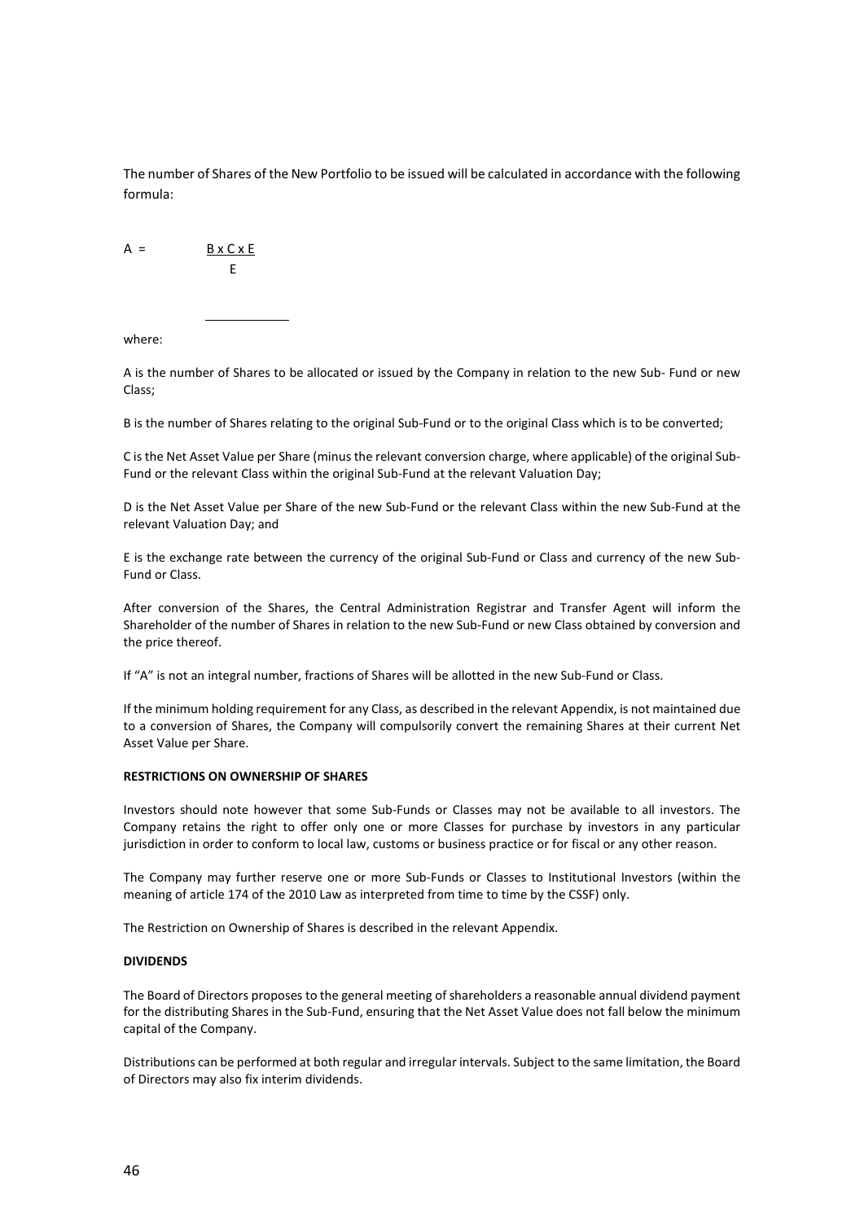The number of Shares of the New Portfolio to be issued will be calculated in accordance with the following formula:

$$A = \frac{B \times C \times E}{E}$$

where:

A is the number of Shares to be allocated or issued by the Company in relation to the new Sub- Fund or new Class;

B is the number of Shares relating to the original Sub-Fund or to the original Class which is to be converted;

C is the Net Asset Value per Share (minus the relevant conversion charge, where applicable) of the original Sub-Fund or the relevant Class within the original Sub-Fund at the relevant Valuation Day;

D is the Net Asset Value per Share of the new Sub-Fund or the relevant Class within the new Sub-Fund at the relevant Valuation Day; and

E is the exchange rate between the currency of the original Sub-Fund or Class and currency of the new Sub-Fund or Class.

After conversion of the Shares, the Central Administration Registrar and Transfer Agent will inform the Shareholder of the number of Shares in relation to the new Sub-Fund or new Class obtained by conversion and the price thereof.

If "A" is not an integral number, fractions of Shares will be allotted in the new Sub-Fund or Class.

If the minimum holding requirement for any Class, as described in the relevant Appendix, is not maintained due to a conversion of Shares, the Company will compulsorily convert the remaining Shares at their current Net Asset Value per Share.

**RESTRICTIONS ON OWNERSHIP OF SHARES**

Investors should note however that some Sub-Funds or Classes may not be available to all investors. The Company retains the right to offer only one or more Classes for purchase by investors in any particular jurisdiction in order to conform to local law, customs or business practice or for fiscal or any other reason.

The Company may further reserve one or more Sub-Funds or Classes to Institutional Investors (within the meaning of article 174 of the 2010 Law as interpreted from time to time by the CSSF) only.

The Restriction on Ownership of Shares is described in the relevant Appendix.

**DIVIDENDS**

The Board of Directors proposes to the general meeting of shareholders a reasonable annual dividend payment for the distributing Shares in the Sub-Fund, ensuring that the Net Asset Value does not fall below the minimum capital of the Company.

Distributions can be performed at both regular and irregular intervals. Subject to the same limitation, the Board of Directors may also fix interim dividends.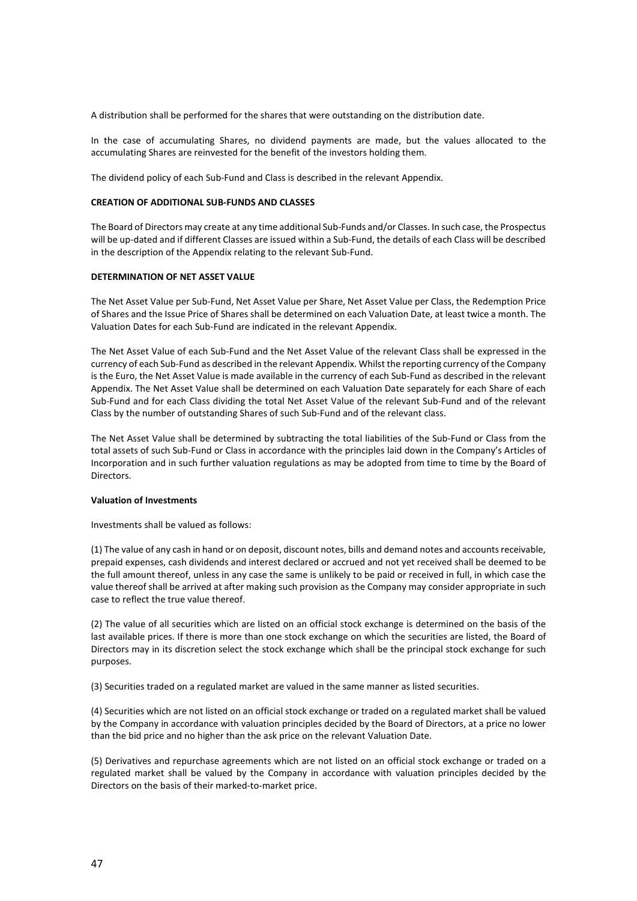A distribution shall be performed for the shares that were outstanding on the distribution date.

In the case of accumulating Shares, no dividend payments are made, but the values allocated to the accumulating Shares are reinvested for the benefit of the investors holding them.

The dividend policy of each Sub-Fund and Class is described in the relevant Appendix.

**CREATION OF ADDITIONAL SUB-FUNDS AND CLASSES**

The Board of Directors may create at any time additional Sub-Funds and/or Classes. In such case, the Prospectus will be up-dated and if different Classes are issued within a Sub-Fund, the details of each Class will be described in the description of the Appendix relating to the relevant Sub-Fund.

**DETERMINATION OF NET ASSET VALUE**

The Net Asset Value per Sub-Fund, Net Asset Value per Share, Net Asset Value per Class, the Redemption Price of Shares and the Issue Price of Shares shall be determined on each Valuation Date, at least twice a month. The Valuation Dates for each Sub-Fund are indicated in the relevant Appendix.

The Net Asset Value of each Sub-Fund and the Net Asset Value of the relevant Class shall be expressed in the currency of each Sub-Fund as described in the relevant Appendix. Whilst the reporting currency of the Company is the Euro, the Net Asset Value is made available in the currency of each Sub-Fund as described in the relevant Appendix. The Net Asset Value shall be determined on each Valuation Date separately for each Share of each Sub-Fund and for each Class dividing the total Net Asset Value of the relevant Sub-Fund and of the relevant Class by the number of outstanding Shares of such Sub-Fund and of the relevant class.

The Net Asset Value shall be determined by subtracting the total liabilities of the Sub-Fund or Class from the total assets of such Sub-Fund or Class in accordance with the principles laid down in the Company's Articles of Incorporation and in such further valuation regulations as may be adopted from time to time by the Board of Directors.

**Valuation of Investments**

Investments shall be valued as follows:

(1) The value of any cash in hand or on deposit, discount notes, bills and demand notes and accounts receivable, prepaid expenses, cash dividends and interest declared or accrued and not yet received shall be deemed to be the full amount thereof, unless in any case the same is unlikely to be paid or received in full, in which case the value thereof shall be arrived at after making such provision as the Company may consider appropriate in such case to reflect the true value thereof.

(2) The value of all securities which are listed on an official stock exchange is determined on the basis of the last available prices. If there is more than one stock exchange on which the securities are listed, the Board of Directors may in its discretion select the stock exchange which shall be the principal stock exchange for such purposes.

(3) Securities traded on a regulated market are valued in the same manner as listed securities.

(4) Securities which are not listed on an official stock exchange or traded on a regulated market shall be valued by the Company in accordance with valuation principles decided by the Board of Directors, at a price no lower than the bid price and no higher than the ask price on the relevant Valuation Date.

(5) Derivatives and repurchase agreements which are not listed on an official stock exchange or traded on a regulated market shall be valued by the Company in accordance with valuation principles decided by the Directors on the basis of their marked-to-market price.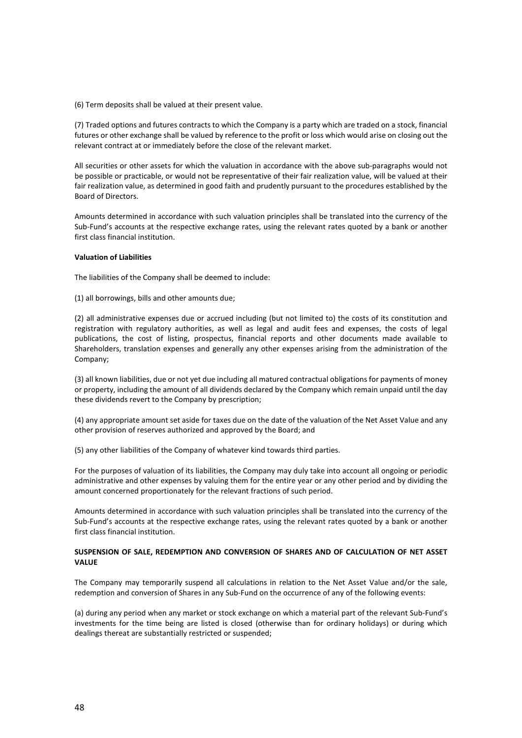(6) Term deposits shall be valued at their present value.

(7) Traded options and futures contracts to which the Company is a party which are traded on a stock, financial futures or other exchange shall be valued by reference to the profit or loss which would arise on closing out the relevant contract at or immediately before the close of the relevant market.

All securities or other assets for which the valuation in accordance with the above sub-paragraphs would not be possible or practicable, or would not be representative of their fair realization value, will be valued at their fair realization value, as determined in good faith and prudently pursuant to the procedures established by the Board of Directors.

Amounts determined in accordance with such valuation principles shall be translated into the currency of the Sub-Fund's accounts at the respective exchange rates, using the relevant rates quoted by a bank or another first class financial institution.

**Valuation of Liabilities**

The liabilities of the Company shall be deemed to include:

(1) all borrowings, bills and other amounts due;

(2) all administrative expenses due or accrued including (but not limited to) the costs of its constitution and registration with regulatory authorities, as well as legal and audit fees and expenses, the costs of legal publications, the cost of listing, prospectus, financial reports and other documents made available to Shareholders, translation expenses and generally any other expenses arising from the administration of the Company;

(3) all known liabilities, due or not yet due including all matured contractual obligations for payments of money or property, including the amount of all dividends declared by the Company which remain unpaid until the day these dividends revert to the Company by prescription;

(4) any appropriate amount set aside for taxes due on the date of the valuation of the Net Asset Value and any other provision of reserves authorized and approved by the Board; and

(5) any other liabilities of the Company of whatever kind towards third parties.

For the purposes of valuation of its liabilities, the Company may duly take into account all ongoing or periodic administrative and other expenses by valuing them for the entire year or any other period and by dividing the amount concerned proportionately for the relevant fractions of such period.

Amounts determined in accordance with such valuation principles shall be translated into the currency of the Sub-Fund's accounts at the respective exchange rates, using the relevant rates quoted by a bank or another first class financial institution.

**SUSPENSION OF SALE, REDEMPTION AND CONVERSION OF SHARES AND OF CALCULATION OF NET ASSET VALUE**

The Company may temporarily suspend all calculations in relation to the Net Asset Value and/or the sale, redemption and conversion of Shares in any Sub-Fund on the occurrence of any of the following events:

(a) during any period when any market or stock exchange on which a material part of the relevant Sub-Fund's investments for the time being are listed is closed (otherwise than for ordinary holidays) or during which dealings thereat are substantially restricted or suspended;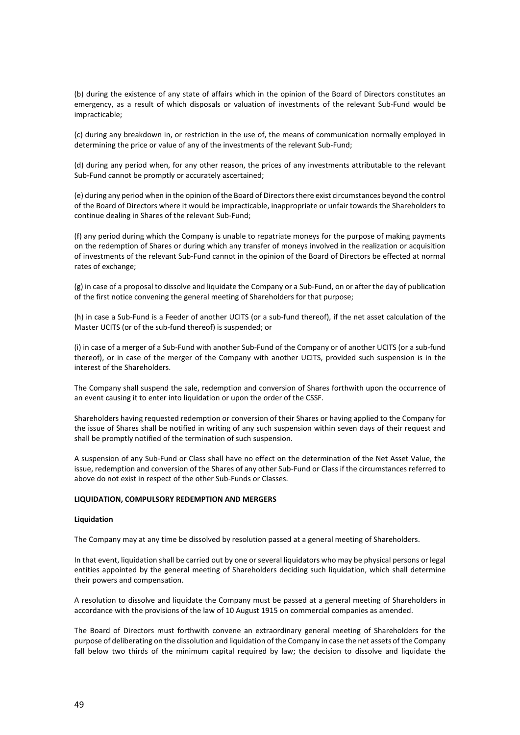(b) during the existence of any state of affairs which in the opinion of the Board of Directors constitutes an emergency, as a result of which disposals or valuation of investments of the relevant Sub-Fund would be impracticable;

(c) during any breakdown in, or restriction in the use of, the means of communication normally employed in determining the price or value of any of the investments of the relevant Sub-Fund;

(d) during any period when, for any other reason, the prices of any investments attributable to the relevant Sub-Fund cannot be promptly or accurately ascertained;

(e) during any period when in the opinion of the Board of Directors there exist circumstances beyond the control of the Board of Directors where it would be impracticable, inappropriate or unfair towards the Shareholders to continue dealing in Shares of the relevant Sub-Fund;

(f) any period during which the Company is unable to repatriate moneys for the purpose of making payments on the redemption of Shares or during which any transfer of moneys involved in the realization or acquisition of investments of the relevant Sub-Fund cannot in the opinion of the Board of Directors be effected at normal rates of exchange;

(g) in case of a proposal to dissolve and liquidate the Company or a Sub-Fund, on or after the day of publication of the first notice convening the general meeting of Shareholders for that purpose;

(h) in case a Sub-Fund is a Feeder of another UCITS (or a sub-fund thereof), if the net asset calculation of the Master UCITS (or of the sub-fund thereof) is suspended; or

(i) in case of a merger of a Sub-Fund with another Sub-Fund of the Company or of another UCITS (or a sub-fund thereof), or in case of the merger of the Company with another UCITS, provided such suspension is in the interest of the Shareholders.

The Company shall suspend the sale, redemption and conversion of Shares forthwith upon the occurrence of an event causing it to enter into liquidation or upon the order of the CSSF.

Shareholders having requested redemption or conversion of their Shares or having applied to the Company for the issue of Shares shall be notified in writing of any such suspension within seven days of their request and shall be promptly notified of the termination of such suspension.

A suspension of any Sub-Fund or Class shall have no effect on the determination of the Net Asset Value, the issue, redemption and conversion of the Shares of any other Sub-Fund or Class if the circumstances referred to above do not exist in respect of the other Sub-Funds or Classes.

## LIQUIDATION, COMPULSORY REDEMPTION AND MERGERS

### Liquidation

The Company may at any time be dissolved by resolution passed at a general meeting of Shareholders.

In that event, liquidation shall be carried out by one or several liquidators who may be physical persons or legal entities appointed by the general meeting of Shareholders deciding such liquidation, which shall determine their powers and compensation.

A resolution to dissolve and liquidate the Company must be passed at a general meeting of Shareholders in accordance with the provisions of the law of 10 August 1915 on commercial companies as amended.

The Board of Directors must forthwith convene an extraordinary general meeting of Shareholders for the purpose of deliberating on the dissolution and liquidation of the Company in case the net assets of the Company fall below two thirds of the minimum capital required by law; the decision to dissolve and liquidate the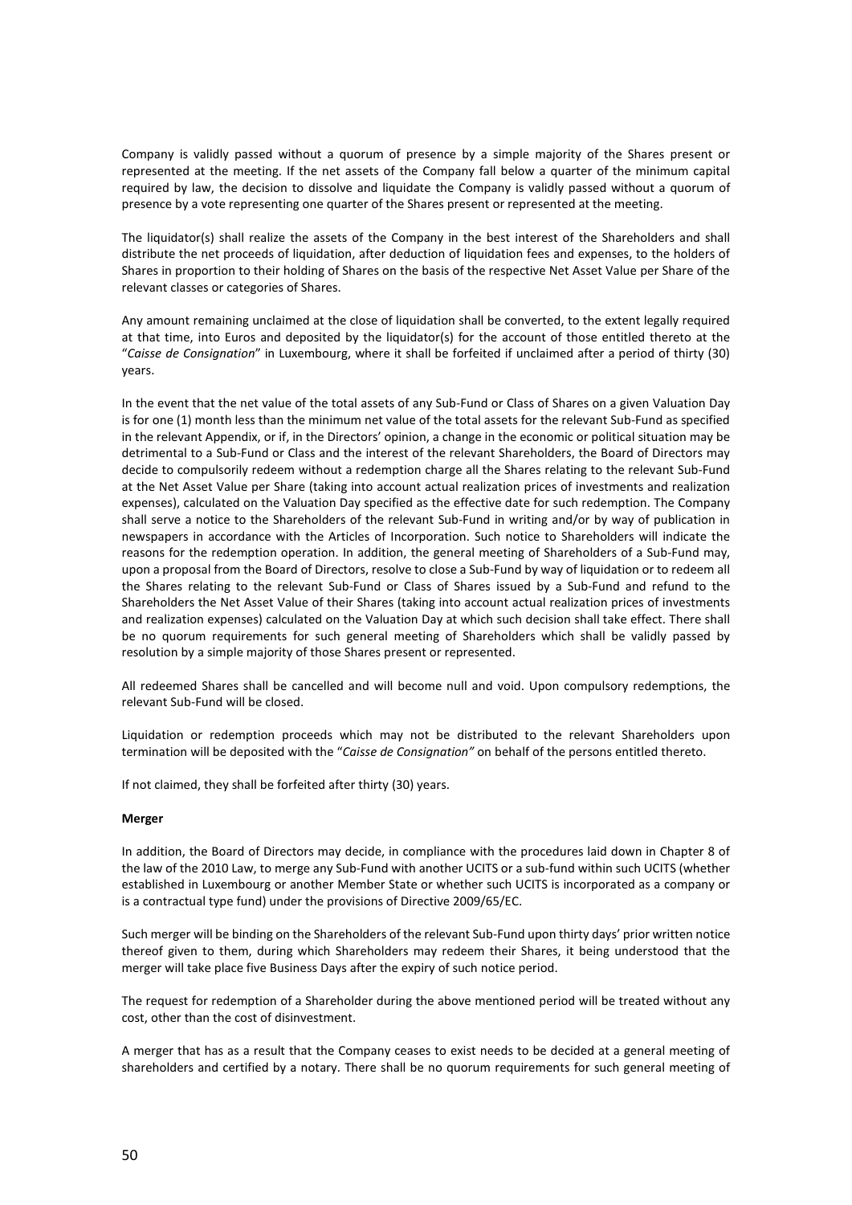Company is validly passed without a quorum of presence by a simple majority of the Shares present or represented at the meeting. If the net assets of the Company fall below a quarter of the minimum capital required by law, the decision to dissolve and liquidate the Company is validly passed without a quorum of presence by a vote representing one quarter of the Shares present or represented at the meeting.

The liquidator(s) shall realize the assets of the Company in the best interest of the Shareholders and shall distribute the net proceeds of liquidation, after deduction of liquidation fees and expenses, to the holders of Shares in proportion to their holding of Shares on the basis of the respective Net Asset Value per Share of the relevant classes or categories of Shares.

Any amount remaining unclaimed at the close of liquidation shall be converted, to the extent legally required at that time, into Euros and deposited by the liquidator(s) for the account of those entitled thereto at the "*Caisse de Consignation*" in Luxembourg, where it shall be forfeited if unclaimed after a period of thirty (30) years.

In the event that the net value of the total assets of any Sub-Fund or Class of Shares on a given Valuation Day is for one (1) month less than the minimum net value of the total assets for the relevant Sub-Fund as specified in the relevant Appendix, or if, in the Directors' opinion, a change in the economic or political situation may be detrimental to a Sub-Fund or Class and the interest of the relevant Shareholders, the Board of Directors may decide to compulsorily redeem without a redemption charge all the Shares relating to the relevant Sub-Fund at the Net Asset Value per Share (taking into account actual realization prices of investments and realization expenses), calculated on the Valuation Day specified as the effective date for such redemption. The Company shall serve a notice to the Shareholders of the relevant Sub-Fund in writing and/or by way of publication in newspapers in accordance with the Articles of Incorporation. Such notice to Shareholders will indicate the reasons for the redemption operation. In addition, the general meeting of Shareholders of a Sub-Fund may, upon a proposal from the Board of Directors, resolve to close a Sub-Fund by way of liquidation or to redeem all the Shares relating to the relevant Sub-Fund or Class of Shares issued by a Sub-Fund and refund to the Shareholders the Net Asset Value of their Shares (taking into account actual realization prices of investments and realization expenses) calculated on the Valuation Day at which such decision shall take effect. There shall be no quorum requirements for such general meeting of Shareholders which shall be validly passed by resolution by a simple majority of those Shares present or represented.

All redeemed Shares shall be cancelled and will become null and void. Upon compulsory redemptions, the relevant Sub-Fund will be closed.

Liquidation or redemption proceeds which may not be distributed to the relevant Shareholders upon termination will be deposited with the "*Caisse de Consignation"* on behalf of the persons entitled thereto.

If not claimed, they shall be forfeited after thirty (30) years.

**Merger**

In addition, the Board of Directors may decide, in compliance with the procedures laid down in Chapter 8 of the law of the 2010 Law, to merge any Sub-Fund with another UCITS or a sub-fund within such UCITS (whether established in Luxembourg or another Member State or whether such UCITS is incorporated as a company or is a contractual type fund) under the provisions of Directive 2009/65/EC.

Such merger will be binding on the Shareholders of the relevant Sub-Fund upon thirty days' prior written notice thereof given to them, during which Shareholders may redeem their Shares, it being understood that the merger will take place five Business Days after the expiry of such notice period.

The request for redemption of a Shareholder during the above mentioned period will be treated without any cost, other than the cost of disinvestment.

A merger that has as a result that the Company ceases to exist needs to be decided at a general meeting of shareholders and certified by a notary. There shall be no quorum requirements for such general meeting of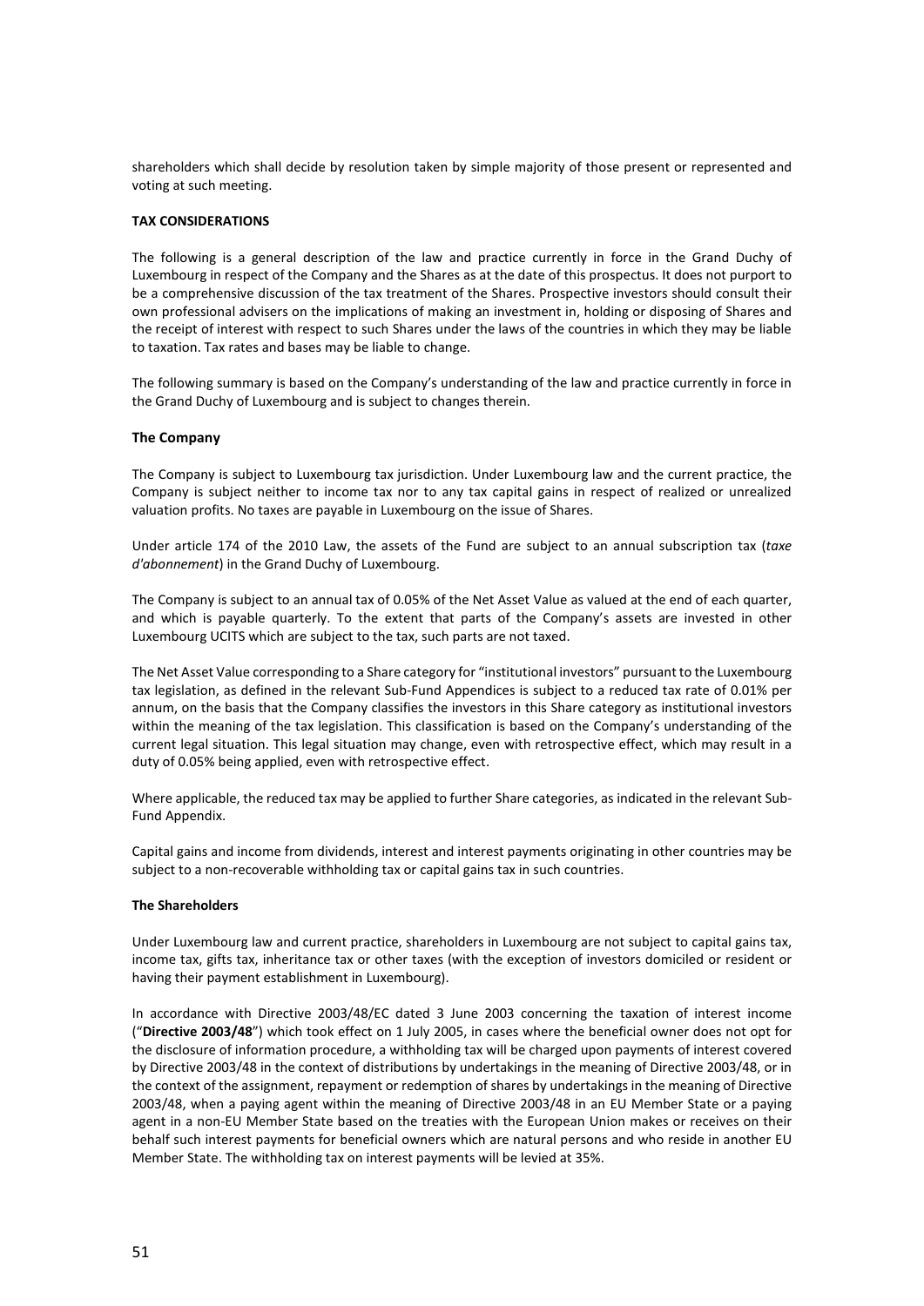shareholders which shall decide by resolution taken by simple majority of those present or represented and voting at such meeting.

## TAX CONSIDERATIONS

The following is a general description of the law and practice currently in force in the Grand Duchy of Luxembourg in respect of the Company and the Shares as at the date of this prospectus. It does not purport to be a comprehensive discussion of the tax treatment of the Shares. Prospective investors should consult their own professional advisers on the implications of making an investment in, holding or disposing of Shares and the receipt of interest with respect to such Shares under the laws of the countries in which they may be liable to taxation. Tax rates and bases may be liable to change.

The following summary is based on the Company's understanding of the law and practice currently in force in the Grand Duchy of Luxembourg and is subject to changes therein.

### The Company

The Company is subject to Luxembourg tax jurisdiction. Under Luxembourg law and the current practice, the Company is subject neither to income tax nor to any tax capital gains in respect of realized or unrealized valuation profits. No taxes are payable in Luxembourg on the issue of Shares.

Under article 174 of the 2010 Law, the assets of the Fund are subject to an annual subscription tax (*taxe d'abonnement*) in the Grand Duchy of Luxembourg.

The Company is subject to an annual tax of 0.05% of the Net Asset Value as valued at the end of each quarter, and which is payable quarterly. To the extent that parts of the Company's assets are invested in other Luxembourg UCITS which are subject to the tax, such parts are not taxed.

The Net Asset Value corresponding to a Share category for "institutional investors" pursuant to the Luxembourg tax legislation, as defined in the relevant Sub-Fund Appendices is subject to a reduced tax rate of 0.01% per annum, on the basis that the Company classifies the investors in this Share category as institutional investors within the meaning of the tax legislation. This classification is based on the Company's understanding of the current legal situation. This legal situation may change, even with retrospective effect, which may result in a duty of 0.05% being applied, even with retrospective effect.

Where applicable, the reduced tax may be applied to further Share categories, as indicated in the relevant Sub-Fund Appendix.

Capital gains and income from dividends, interest and interest payments originating in other countries may be subject to a non-recoverable withholding tax or capital gains tax in such countries.

### The Shareholders

Under Luxembourg law and current practice, shareholders in Luxembourg are not subject to capital gains tax, income tax, gifts tax, inheritance tax or other taxes (with the exception of investors domiciled or resident or having their payment establishment in Luxembourg).

In accordance with Directive 2003/48/EC dated 3 June 2003 concerning the taxation of interest income ("**Directive 2003/48**") which took effect on 1 July 2005, in cases where the beneficial owner does not opt for the disclosure of information procedure, a withholding tax will be charged upon payments of interest covered by Directive 2003/48 in the context of distributions by undertakings in the meaning of Directive 2003/48, or in the context of the assignment, repayment or redemption of shares by undertakings in the meaning of Directive 2003/48, when a paying agent within the meaning of Directive 2003/48 in an EU Member State or a paying agent in a non-EU Member State based on the treaties with the European Union makes or receives on their behalf such interest payments for beneficial owners which are natural persons and who reside in another EU Member State. The withholding tax on interest payments will be levied at 35%.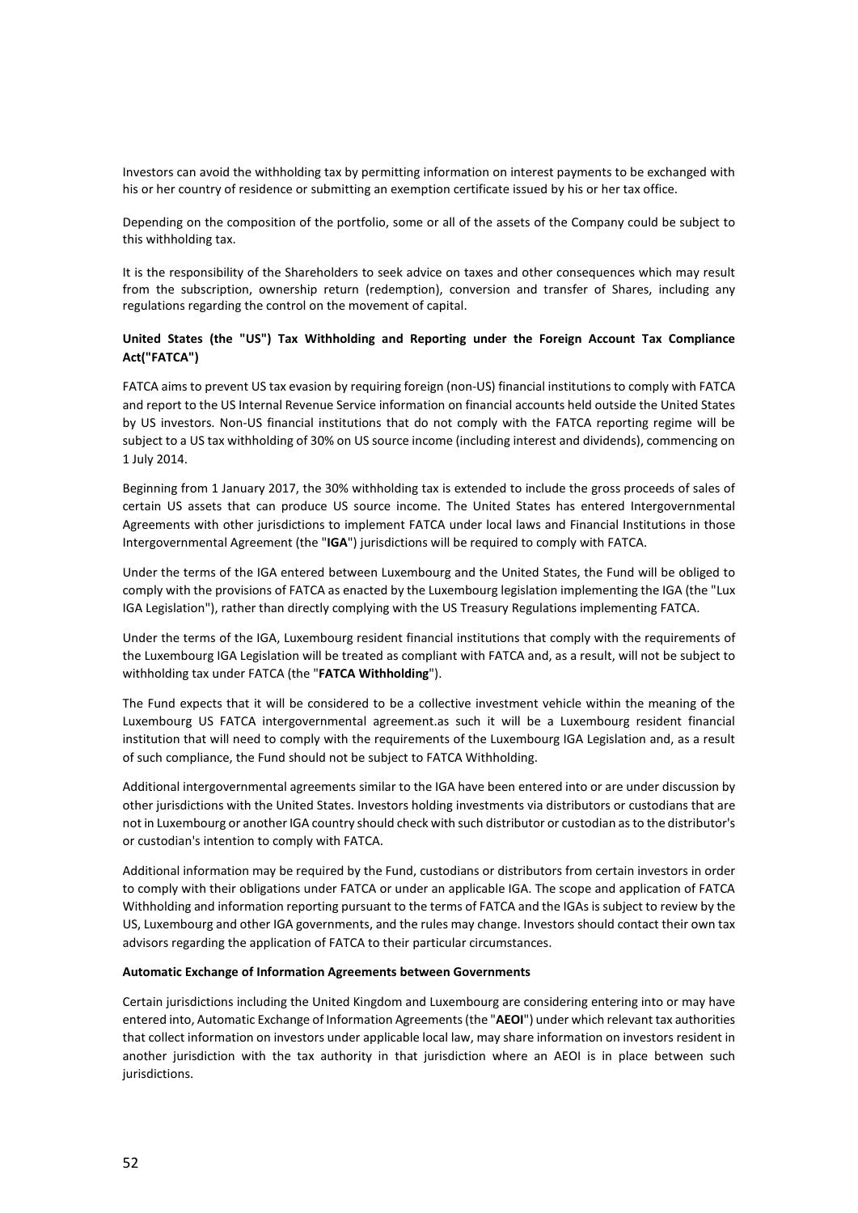Investors can avoid the withholding tax by permitting information on interest payments to be exchanged with his or her country of residence or submitting an exemption certificate issued by his or her tax office.

Depending on the composition of the portfolio, some or all of the assets of the Company could be subject to this withholding tax.

It is the responsibility of the Shareholders to seek advice on taxes and other consequences which may result from the subscription, ownership return (redemption), conversion and transfer of Shares, including any regulations regarding the control on the movement of capital.

**United States (the "US") Tax Withholding and Reporting under the Foreign Account Tax Compliance Act("FATCA")**

FATCA aims to prevent US tax evasion by requiring foreign (non-US) financial institutions to comply with FATCA and report to the US Internal Revenue Service information on financial accounts held outside the United States by US investors. Non-US financial institutions that do not comply with the FATCA reporting regime will be subject to a US tax withholding of 30% on US source income (including interest and dividends), commencing on 1 July 2014.

Beginning from 1 January 2017, the 30% withholding tax is extended to include the gross proceeds of sales of certain US assets that can produce US source income. The United States has entered Intergovernmental Agreements with other jurisdictions to implement FATCA under local laws and Financial Institutions in those Intergovernmental Agreement (the "**IGA**") jurisdictions will be required to comply with FATCA.

Under the terms of the IGA entered between Luxembourg and the United States, the Fund will be obliged to comply with the provisions of FATCA as enacted by the Luxembourg legislation implementing the IGA (the "Lux IGA Legislation"), rather than directly complying with the US Treasury Regulations implementing FATCA.

Under the terms of the IGA, Luxembourg resident financial institutions that comply with the requirements of the Luxembourg IGA Legislation will be treated as compliant with FATCA and, as a result, will not be subject to withholding tax under FATCA (the "**FATCA Withholding**").

The Fund expects that it will be considered to be a collective investment vehicle within the meaning of the Luxembourg US FATCA intergovernmental agreement.as such it will be a Luxembourg resident financial institution that will need to comply with the requirements of the Luxembourg IGA Legislation and, as a result of such compliance, the Fund should not be subject to FATCA Withholding.

Additional intergovernmental agreements similar to the IGA have been entered into or are under discussion by other jurisdictions with the United States. Investors holding investments via distributors or custodians that are not in Luxembourg or another IGA country should check with such distributor or custodian as to the distributor's or custodian's intention to comply with FATCA.

Additional information may be required by the Fund, custodians or distributors from certain investors in order to comply with their obligations under FATCA or under an applicable IGA. The scope and application of FATCA Withholding and information reporting pursuant to the terms of FATCA and the IGAs is subject to review by the US, Luxembourg and other IGA governments, and the rules may change. Investors should contact their own tax advisors regarding the application of FATCA to their particular circumstances.

**Automatic Exchange of Information Agreements between Governments**

Certain jurisdictions including the United Kingdom and Luxembourg are considering entering into or may have entered into, Automatic Exchange of Information Agreements (the "**AEOI**") under which relevant tax authorities that collect information on investors under applicable local law, may share information on investors resident in another jurisdiction with the tax authority in that jurisdiction where an AEOI is in place between such jurisdictions.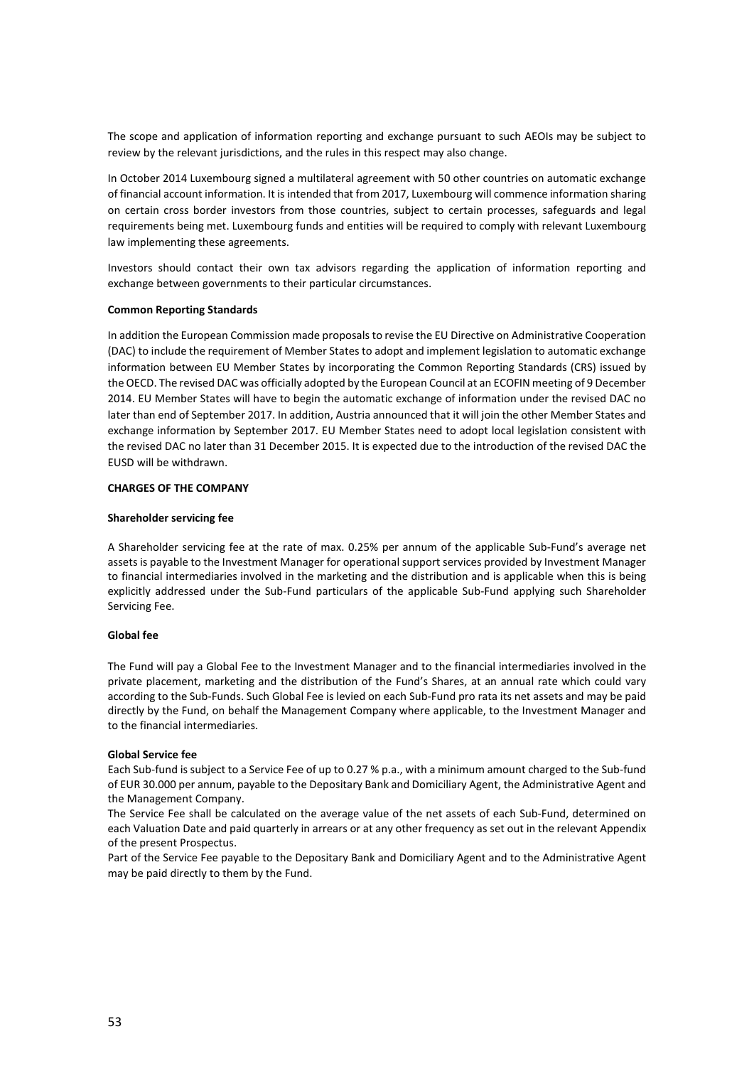The scope and application of information reporting and exchange pursuant to such AEOIs may be subject to review by the relevant jurisdictions, and the rules in this respect may also change.

In October 2014 Luxembourg signed a multilateral agreement with 50 other countries on automatic exchange of financial account information. It is intended that from 2017, Luxembourg will commence information sharing on certain cross border investors from those countries, subject to certain processes, safeguards and legal requirements being met. Luxembourg funds and entities will be required to comply with relevant Luxembourg law implementing these agreements.

Investors should contact their own tax advisors regarding the application of information reporting and exchange between governments to their particular circumstances.

**Common Reporting Standards**

In addition the European Commission made proposals to revise the EU Directive on Administrative Cooperation (DAC) to include the requirement of Member States to adopt and implement legislation to automatic exchange information between EU Member States by incorporating the Common Reporting Standards (CRS) issued by the OECD. The revised DAC was officially adopted by the European Council at an ECOFIN meeting of 9 December 2014. EU Member States will have to begin the automatic exchange of information under the revised DAC no later than end of September 2017. In addition, Austria announced that it will join the other Member States and exchange information by September 2017. EU Member States need to adopt local legislation consistent with the revised DAC no later than 31 December 2015. It is expected due to the introduction of the revised DAC the EUSD will be withdrawn.

## CHARGES OF THE COMPANY

**Shareholder servicing fee**

A Shareholder servicing fee at the rate of max. 0.25% per annum of the applicable Sub-Fund's average net assets is payable to the Investment Manager for operational support services provided by Investment Manager to financial intermediaries involved in the marketing and the distribution and is applicable when this is being explicitly addressed under the Sub-Fund particulars of the applicable Sub-Fund applying such Shareholder Servicing Fee.

**Global fee**

The Fund will pay a Global Fee to the Investment Manager and to the financial intermediaries involved in the private placement, marketing and the distribution of the Fund's Shares, at an annual rate which could vary according to the Sub-Funds. Such Global Fee is levied on each Sub-Fund pro rata its net assets and may be paid directly by the Fund, on behalf the Management Company where applicable, to the Investment Manager and to the financial intermediaries.

**Global Service fee**

Each Sub-fund is subject to a Service Fee of up to 0.27 % p.a., with a minimum amount charged to the Sub-fund of EUR 30.000 per annum, payable to the Depositary Bank and Domiciliary Agent, the Administrative Agent and the Management Company.

The Service Fee shall be calculated on the average value of the net assets of each Sub-Fund, determined on each Valuation Date and paid quarterly in arrears or at any other frequency as set out in the relevant Appendix of the present Prospectus.

Part of the Service Fee payable to the Depositary Bank and Domiciliary Agent and to the Administrative Agent may be paid directly to them by the Fund.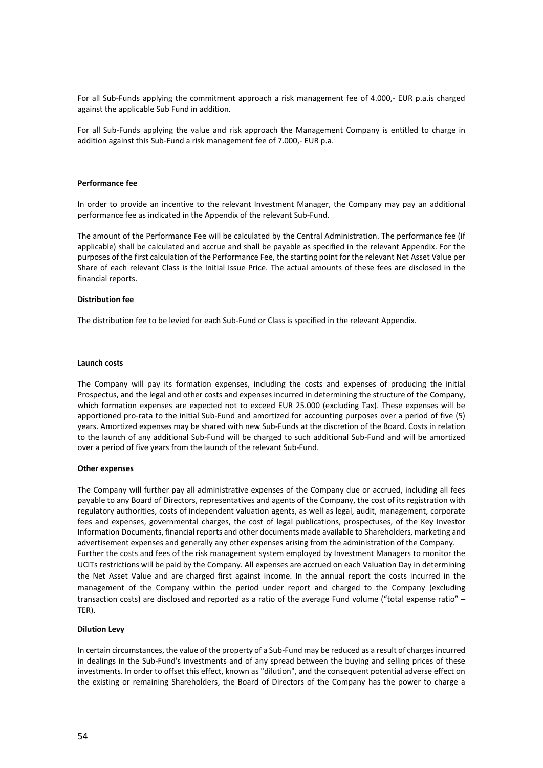For all Sub-Funds applying the commitment approach a risk management fee of 4.000,- EUR p.a.is charged against the applicable Sub Fund in addition.

For all Sub-Funds applying the value and risk approach the Management Company is entitled to charge in addition against this Sub-Fund a risk management fee of 7.000,- EUR p.a.

**Performance fee**

In order to provide an incentive to the relevant Investment Manager, the Company may pay an additional performance fee as indicated in the Appendix of the relevant Sub-Fund.

The amount of the Performance Fee will be calculated by the Central Administration. The performance fee (if applicable) shall be calculated and accrue and shall be payable as specified in the relevant Appendix. For the purposes of the first calculation of the Performance Fee, the starting point for the relevant Net Asset Value per Share of each relevant Class is the Initial Issue Price. The actual amounts of these fees are disclosed in the financial reports.

**Distribution fee**

The distribution fee to be levied for each Sub-Fund or Class is specified in the relevant Appendix.

**Launch costs**

The Company will pay its formation expenses, including the costs and expenses of producing the initial Prospectus, and the legal and other costs and expenses incurred in determining the structure of the Company, which formation expenses are expected not to exceed EUR 25.000 (excluding Tax). These expenses will be apportioned pro-rata to the initial Sub-Fund and amortized for accounting purposes over a period of five (5) years. Amortized expenses may be shared with new Sub-Funds at the discretion of the Board. Costs in relation to the launch of any additional Sub-Fund will be charged to such additional Sub-Fund and will be amortized over a period of five years from the launch of the relevant Sub-Fund.

**Other expenses**

The Company will further pay all administrative expenses of the Company due or accrued, including all fees payable to any Board of Directors, representatives and agents of the Company, the cost of its registration with regulatory authorities, costs of independent valuation agents, as well as legal, audit, management, corporate fees and expenses, governmental charges, the cost of legal publications, prospectuses, of the Key Investor Information Documents, financial reports and other documents made available to Shareholders, marketing and advertisement expenses and generally any other expenses arising from the administration of the Company.
Further the costs and fees of the risk management system employed by Investment Managers to monitor the UCITs restrictions will be paid by the Company. All expenses are accrued on each Valuation Day in determining the Net Asset Value and are charged first against income. In the annual report the costs incurred in the management of the Company within the period under report and charged to the Company (excluding transaction costs) are disclosed and reported as a ratio of the average Fund volume ("total expense ratio" – TER).

**Dilution Levy**

In certain circumstances, the value of the property of a Sub-Fund may be reduced as a result of charges incurred in dealings in the Sub-Fund's investments and of any spread between the buying and selling prices of these investments. In order to offset this effect, known as "dilution", and the consequent potential adverse effect on the existing or remaining Shareholders, the Board of Directors of the Company has the power to charge a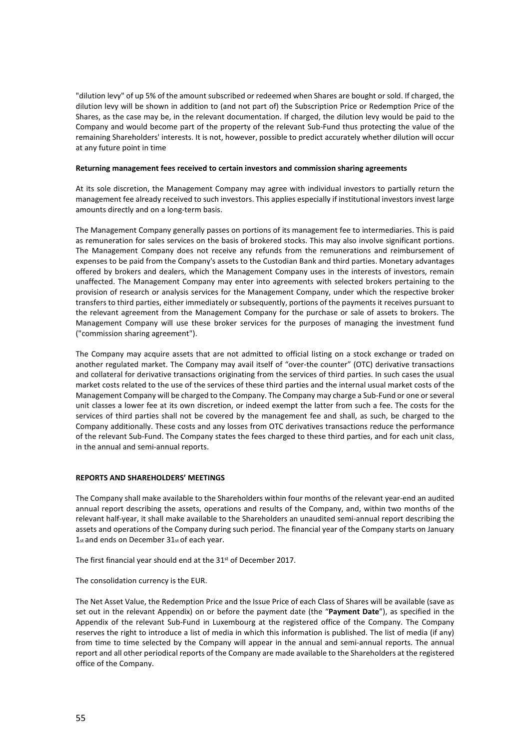"dilution levy" of up 5% of the amount subscribed or redeemed when Shares are bought or sold. If charged, the dilution levy will be shown in addition to (and not part of) the Subscription Price or Redemption Price of the Shares, as the case may be, in the relevant documentation. If charged, the dilution levy would be paid to the Company and would become part of the property of the relevant Sub-Fund thus protecting the value of the remaining Shareholders' interests. It is not, however, possible to predict accurately whether dilution will occur at any future point in time

**Returning management fees received to certain investors and commission sharing agreements**

At its sole discretion, the Management Company may agree with individual investors to partially return the management fee already received to such investors. This applies especially if institutional investors invest large amounts directly and on a long-term basis.

The Management Company generally passes on portions of its management fee to intermediaries. This is paid as remuneration for sales services on the basis of brokered stocks. This may also involve significant portions. The Management Company does not receive any refunds from the remunerations and reimbursement of expenses to be paid from the Company's assets to the Custodian Bank and third parties. Monetary advantages offered by brokers and dealers, which the Management Company uses in the interests of investors, remain unaffected. The Management Company may enter into agreements with selected brokers pertaining to the provision of research or analysis services for the Management Company, under which the respective broker transfers to third parties, either immediately or subsequently, portions of the payments it receives pursuant to the relevant agreement from the Management Company for the purchase or sale of assets to brokers. The Management Company will use these broker services for the purposes of managing the investment fund ("commission sharing agreement").

The Company may acquire assets that are not admitted to official listing on a stock exchange or traded on another regulated market. The Company may avail itself of "over-the counter" (OTC) derivative transactions and collateral for derivative transactions originating from the services of third parties. In such cases the usual market costs related to the use of the services of these third parties and the internal usual market costs of the Management Company will be charged to the Company. The Company may charge a Sub-Fund or one or several unit classes a lower fee at its own discretion, or indeed exempt the latter from such a fee. The costs for the services of third parties shall not be covered by the management fee and shall, as such, be charged to the Company additionally. These costs and any losses from OTC derivatives transactions reduce the performance of the relevant Sub-Fund. The Company states the fees charged to these third parties, and for each unit class, in the annual and semi-annual reports.

**REPORTS AND SHAREHOLDERS' MEETINGS**

The Company shall make available to the Shareholders within four months of the relevant year-end an audited annual report describing the assets, operations and results of the Company, and, within two months of the relevant half-year, it shall make available to the Shareholders an unaudited semi-annual report describing the assets and operations of the Company during such period. The financial year of the Company starts on January 1st and ends on December 31st of each year.

The first financial year should end at the 31st of December 2017.

The consolidation currency is the EUR.

The Net Asset Value, the Redemption Price and the Issue Price of each Class of Shares will be available (save as set out in the relevant Appendix) on or before the payment date (the "**Payment Date**"), as specified in the Appendix of the relevant Sub-Fund in Luxembourg at the registered office of the Company. The Company reserves the right to introduce a list of media in which this information is published. The list of media (if any) from time to time selected by the Company will appear in the annual and semi-annual reports. The annual report and all other periodical reports of the Company are made available to the Shareholders at the registered office of the Company.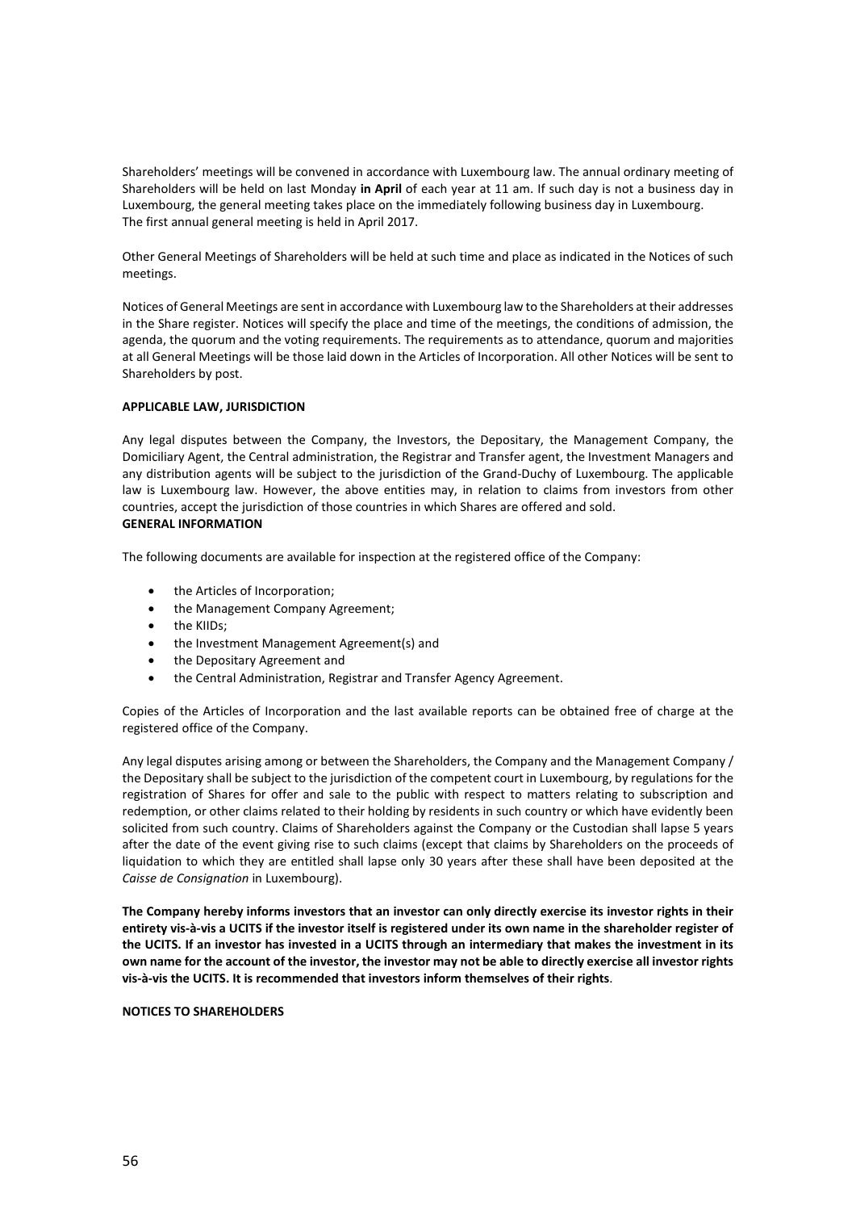Shareholders' meetings will be convened in accordance with Luxembourg law. The annual ordinary meeting of Shareholders will be held on last Monday **in April** of each year at 11 am. If such day is not a business day in Luxembourg, the general meeting takes place on the immediately following business day in Luxembourg. The first annual general meeting is held in April 2017.

Other General Meetings of Shareholders will be held at such time and place as indicated in the Notices of such meetings.

Notices of General Meetings are sent in accordance with Luxembourg law to the Shareholders at their addresses in the Share register. Notices will specify the place and time of the meetings, the conditions of admission, the agenda, the quorum and the voting requirements. The requirements as to attendance, quorum and majorities at all General Meetings will be those laid down in the Articles of Incorporation. All other Notices will be sent to Shareholders by post.

**APPLICABLE LAW, JURISDICTION**

Any legal disputes between the Company, the Investors, the Depositary, the Management Company, the Domiciliary Agent, the Central administration, the Registrar and Transfer agent, the Investment Managers and any distribution agents will be subject to the jurisdiction of the Grand-Duchy of Luxembourg. The applicable law is Luxembourg law. However, the above entities may, in relation to claims from investors from other countries, accept the jurisdiction of those countries in which Shares are offered and sold.

**GENERAL INFORMATION**

The following documents are available for inspection at the registered office of the Company:

- the Articles of Incorporation;
- the Management Company Agreement;
- the KIIDs;
- the Investment Management Agreement(s) and
- the Depositary Agreement and
- the Central Administration, Registrar and Transfer Agency Agreement.

Copies of the Articles of Incorporation and the last available reports can be obtained free of charge at the registered office of the Company.

Any legal disputes arising among or between the Shareholders, the Company and the Management Company / the Depositary shall be subject to the jurisdiction of the competent court in Luxembourg, by regulations for the registration of Shares for offer and sale to the public with respect to matters relating to subscription and redemption, or other claims related to their holding by residents in such country or which have evidently been solicited from such country. Claims of Shareholders against the Company or the Custodian shall lapse 5 years after the date of the event giving rise to such claims (except that claims by Shareholders on the proceeds of liquidation to which they are entitled shall lapse only 30 years after these shall have been deposited at the *Caisse de Consignation* in Luxembourg).

**The Company hereby informs investors that an investor can only directly exercise its investor rights in their entirety vis-à-vis a UCITS if the investor itself is registered under its own name in the shareholder register of the UCITS. If an investor has invested in a UCITS through an intermediary that makes the investment in its own name for the account of the investor, the investor may not be able to directly exercise all investor rights vis-à-vis the UCITS. It is recommended that investors inform themselves of their rights**.

**NOTICES TO SHAREHOLDERS**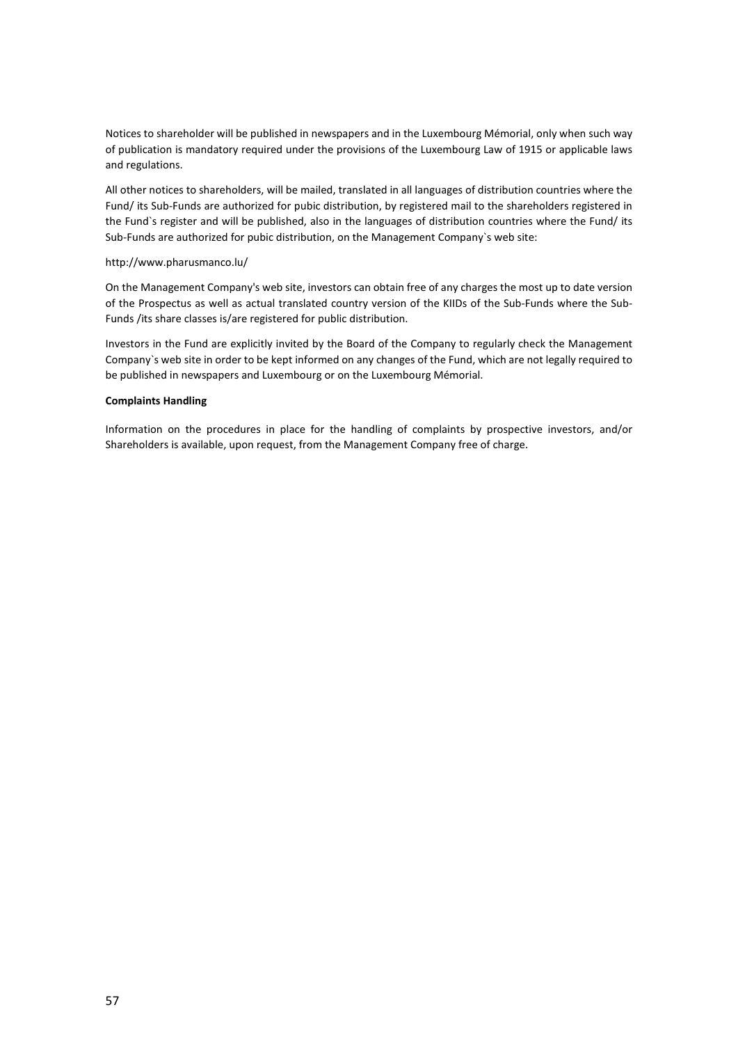Notices to shareholder will be published in newspapers and in the Luxembourg Mémorial, only when such way of publication is mandatory required under the provisions of the Luxembourg Law of 1915 or applicable laws and regulations.

All other notices to shareholders, will be mailed, translated in all languages of distribution countries where the Fund/ its Sub-Funds are authorized for pubic distribution, by registered mail to the shareholders registered in the Fund`s register and will be published, also in the languages of distribution countries where the Fund/ its Sub-Funds are authorized for pubic distribution, on the Management Company`s web site:

http://www.pharusmanco.lu/

On the Management Company's web site, investors can obtain free of any charges the most up to date version of the Prospectus as well as actual translated country version of the KIIDs of the Sub-Funds where the Sub-Funds /its share classes is/are registered for public distribution.

Investors in the Fund are explicitly invited by the Board of the Company to regularly check the Management Company`s web site in order to be kept informed on any changes of the Fund, which are not legally required to be published in newspapers and Luxembourg or on the Luxembourg Mémorial.

**Complaints Handling**

Information on the procedures in place for the handling of complaints by prospective investors, and/or Shareholders is available, upon request, from the Management Company free of charge.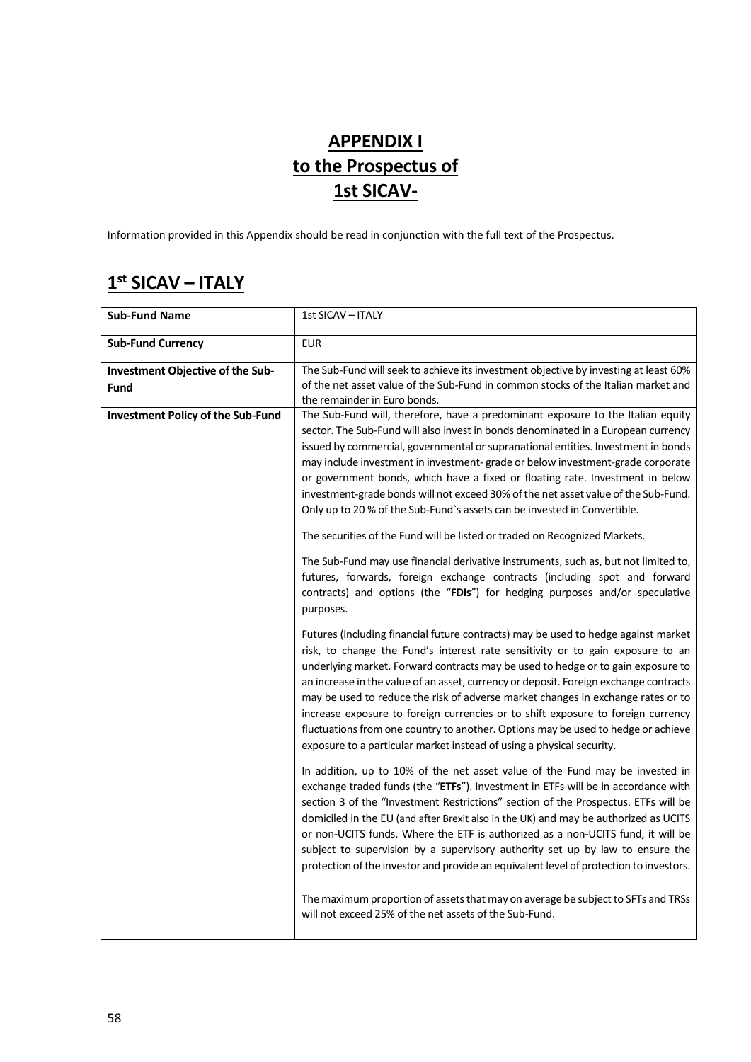# APPENDIX I
# to the Prospectus of
# 1st SICAV-

Information provided in this Appendix should be read in conjunction with the full text of the Prospectus.

## 1st SICAV – ITALY

| **Sub-Fund Name** | 1st SICAV – ITALY |
|---|---|
| **Sub-Fund Currency** | EUR |
| **Investment Objective of the Sub-Fund** | The Sub-Fund will seek to achieve its investment objective by investing at least 60% of the net asset value of the Sub-Fund in common stocks of the Italian market and the remainder in Euro bonds. |
| **Investment Policy of the Sub-Fund** | The Sub-Fund will, therefore, have a predominant exposure to the Italian equity sector. The Sub-Fund will also invest in bonds denominated in a European currency issued by commercial, governmental or supranational entities. Investment in bonds may include investment in investment- grade or below investment-grade corporate or government bonds, which have a fixed or floating rate. Investment in below investment-grade bonds will not exceed 30% of the net asset value of the Sub-Fund. Only up to 20 % of the Sub-Fund`s assets can be invested in Convertible.<br><br>The securities of the Fund will be listed or traded on Recognized Markets.<br><br>The Sub-Fund may use financial derivative instruments, such as, but not limited to, futures, forwards, foreign exchange contracts (including spot and forward contracts) and options (the "**FDIs**") for hedging purposes and/or speculative purposes.<br><br>Futures (including financial future contracts) may be used to hedge against market risk, to change the Fund's interest rate sensitivity or to gain exposure to an underlying market. Forward contracts may be used to hedge or to gain exposure to an increase in the value of an asset, currency or deposit. Foreign exchange contracts may be used to reduce the risk of adverse market changes in exchange rates or to increase exposure to foreign currencies or to shift exposure to foreign currency fluctuations from one country to another. Options may be used to hedge or achieve exposure to a particular market instead of using a physical security.<br><br>In addition, up to 10% of the net asset value of the Fund may be invested in exchange traded funds (the "**ETFs**"). Investment in ETFs will be in accordance with section 3 of the "Investment Restrictions" section of the Prospectus. ETFs will be domiciled in the EU (and after Brexit also in the UK) and may be authorized as UCITS or non-UCITS funds. Where the ETF is authorized as a non-UCITS fund, it will be subject to supervision by a supervisory authority set up by law to ensure the protection of the investor and provide an equivalent level of protection to investors.<br><br>The maximum proportion of assets that may on average be subject to SFTs and TRSs will not exceed 25% of the net assets of the Sub-Fund. |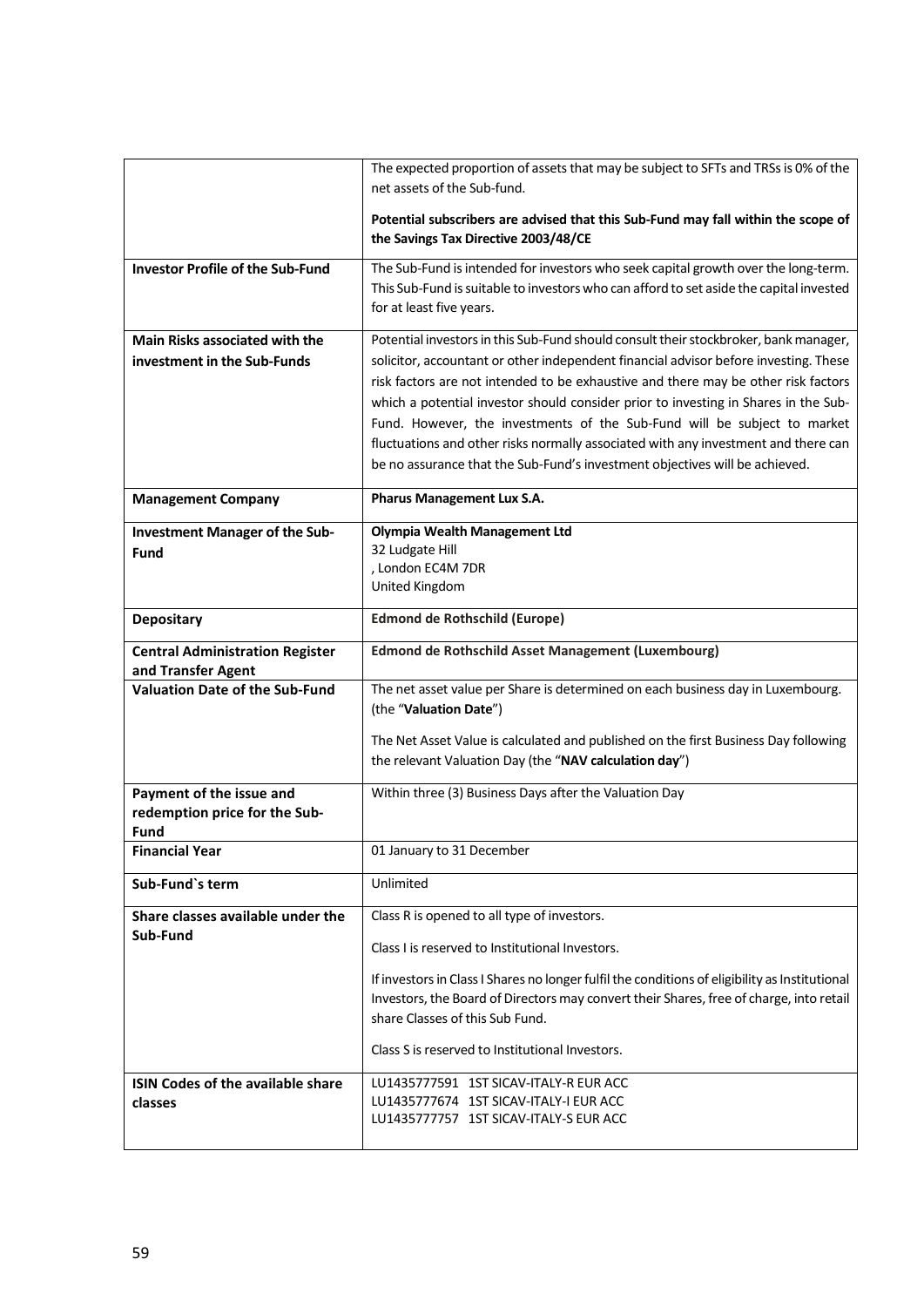| | |
|---|---|
| | The expected proportion of assets that may be subject to SFTs and TRSs is 0% of the net assets of the Sub-fund.<br><br>**Potential subscribers are advised that this Sub-Fund may fall within the scope of the Savings Tax Directive 2003/48/CE** |
| **Investor Profile of the Sub-Fund** | The Sub-Fund is intended for investors who seek capital growth over the long-term. This Sub-Fund is suitable to investors who can afford to set aside the capital invested for at least five years. |
| **Main Risks associated with the investment in the Sub-Funds** | Potential investors in this Sub-Fund should consult their stockbroker, bank manager, solicitor, accountant or other independent financial advisor before investing. These risk factors are not intended to be exhaustive and there may be other risk factors which a potential investor should consider prior to investing in Shares in the Sub-Fund. However, the investments of the Sub-Fund will be subject to market fluctuations and other risks normally associated with any investment and there can be no assurance that the Sub-Fund's investment objectives will be achieved. |
| **Management Company** | **Pharus Management Lux S.A.** |
| **Investment Manager of the Sub-Fund** | **Olympia Wealth Management Ltd**<br>32 Ludgate Hill<br>, London EC4M 7DR<br>United Kingdom |
| **Depositary** | **Edmond de Rothschild (Europe)** |
| **Central Administration Register and Transfer Agent** | **Edmond de Rothschild Asset Management (Luxembourg)** |
| **Valuation Date of the Sub-Fund** | The net asset value per Share is determined on each business day in Luxembourg. (the "**Valuation Date**")<br><br>The Net Asset Value is calculated and published on the first Business Day following the relevant Valuation Day (the "**NAV calculation day**") |
| **Payment of the issue and redemption price for the Sub-Fund** | Within three (3) Business Days after the Valuation Day |
| **Financial Year** | 01 January to 31 December |
| **Sub-Fund`s term** | Unlimited |
| **Share classes available under the Sub-Fund** | Class R is opened to all type of investors.<br><br>Class I is reserved to Institutional Investors.<br><br>If investors in Class I Shares no longer fulfil the conditions of eligibility as Institutional Investors, the Board of Directors may convert their Shares, free of charge, into retail share Classes of this Sub Fund.<br><br>Class S is reserved to Institutional Investors. |
| **ISIN Codes of the available share classes** | LU1435777591 1ST SICAV-ITALY-R EUR ACC<br>LU1435777674 1ST SICAV-ITALY-I EUR ACC<br>LU1435777757 1ST SICAV-ITALY-S EUR ACC |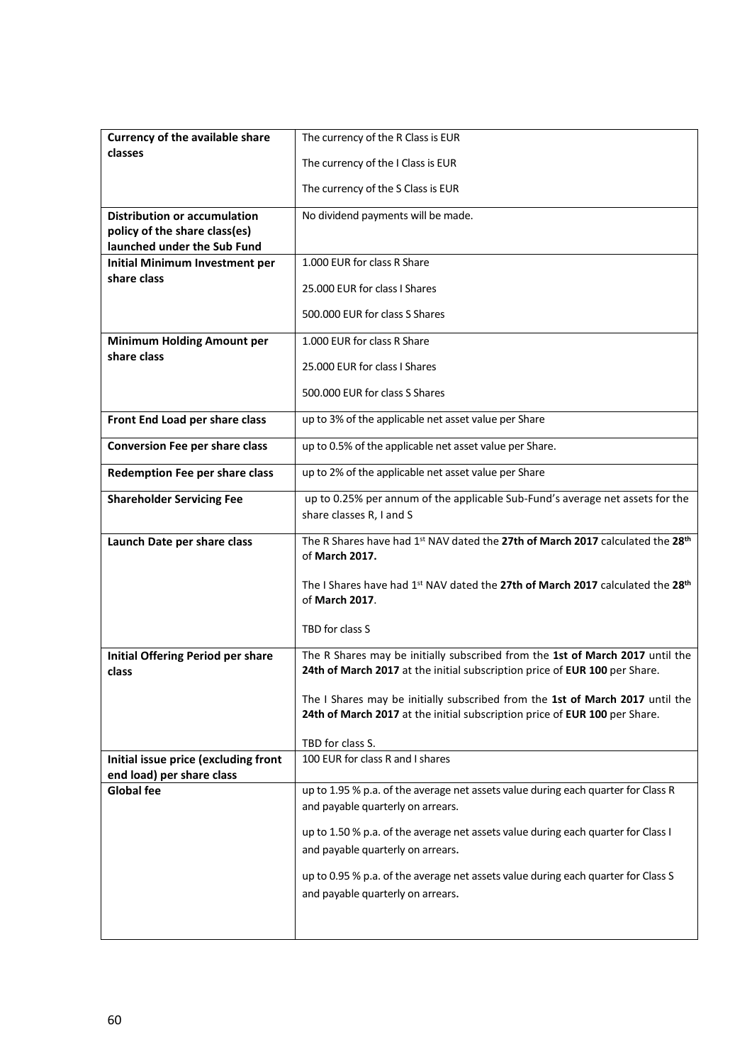| **Currency of the available share classes** | The currency of the R Class is EUR<br><br>The currency of the I Class is EUR<br><br>The currency of the S Class is EUR |
|---|---|
| **Distribution or accumulation policy of the share class(es) launched under the Sub Fund** | No dividend payments will be made. |
| **Initial Minimum Investment per share class** | 1.000 EUR for class R Share<br><br>25.000 EUR for class I Shares<br><br>500.000 EUR for class S Shares |
| **Minimum Holding Amount per share class** | 1.000 EUR for class R Share<br><br>25.000 EUR for class I Shares<br><br>500.000 EUR for class S Shares |
| **Front End Load per share class** | up to 3% of the applicable net asset value per Share |
| **Conversion Fee per share class** | up to 0.5% of the applicable net asset value per Share. |
| **Redemption Fee per share class** | up to 2% of the applicable net asset value per Share |
| **Shareholder Servicing Fee** | up to 0.25% per annum of the applicable Sub-Fund's average net assets for the share classes R, I and S |
| **Launch Date per share class** | The R Shares have had 1st NAV dated the **27th of March 2017** calculated the **28th** of **March 2017.**<br><br>The I Shares have had 1st NAV dated the **27th of March 2017** calculated the **28th** of **March 2017**.<br><br>TBD for class S |
| **Initial Offering Period per share class** | The R Shares may be initially subscribed from the **1st of March 2017** until the **24th of March 2017** at the initial subscription price of **EUR 100** per Share.<br><br>The I Shares may be initially subscribed from the **1st of March 2017** until the **24th of March 2017** at the initial subscription price of **EUR 100** per Share.<br><br>TBD for class S. |
| **Initial issue price (excluding front end load) per share class** | 100 EUR for class R and I shares |
| **Global fee** | up to 1.95 % p.a. of the average net assets value during each quarter for Class R and payable quarterly on arrears.<br><br>up to 1.50 % p.a. of the average net assets value during each quarter for Class I and payable quarterly on arrears.<br><br>up to 0.95 % p.a. of the average net assets value during each quarter for Class S and payable quarterly on arrears. |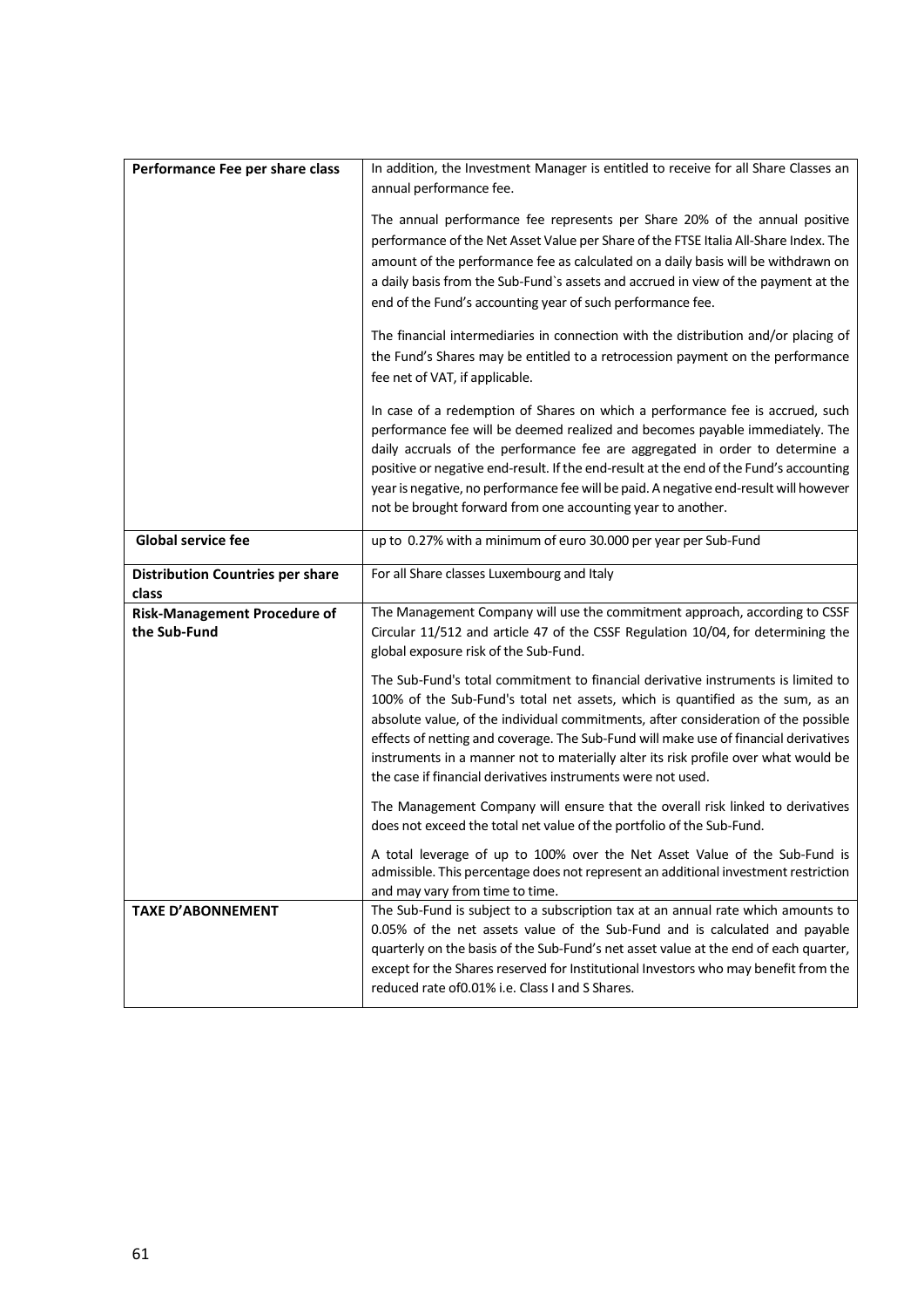| | |
|---|---|
| **Performance Fee per share class** | In addition, the Investment Manager is entitled to receive for all Share Classes an annual performance fee.<br><br>The annual performance fee represents per Share 20% of the annual positive performance of the Net Asset Value per Share of the FTSE Italia All-Share Index. The amount of the performance fee as calculated on a daily basis will be withdrawn on a daily basis from the Sub-Fund`s assets and accrued in view of the payment at the end of the Fund's accounting year of such performance fee.<br><br>The financial intermediaries in connection with the distribution and/or placing of the Fund's Shares may be entitled to a retrocession payment on the performance fee net of VAT, if applicable.<br><br>In case of a redemption of Shares on which a performance fee is accrued, such performance fee will be deemed realized and becomes payable immediately. The daily accruals of the performance fee are aggregated in order to determine a positive or negative end-result. If the end-result at the end of the Fund's accounting year is negative, no performance fee will be paid. A negative end-result will however not be brought forward from one accounting year to another. |
| **Global service fee** | up to 0.27% with a minimum of euro 30.000 per year per Sub-Fund |
| **Distribution Countries per share class** | For all Share classes Luxembourg and Italy |
| **Risk-Management Procedure of the Sub-Fund** | The Management Company will use the commitment approach, according to CSSF Circular 11/512 and article 47 of the CSSF Regulation 10/04, for determining the global exposure risk of the Sub-Fund.<br><br>The Sub-Fund's total commitment to financial derivative instruments is limited to 100% of the Sub-Fund's total net assets, which is quantified as the sum, as an absolute value, of the individual commitments, after consideration of the possible effects of netting and coverage. The Sub-Fund will make use of financial derivatives instruments in a manner not to materially alter its risk profile over what would be the case if financial derivatives instruments were not used.<br><br>The Management Company will ensure that the overall risk linked to derivatives does not exceed the total net value of the portfolio of the Sub-Fund.<br><br>A total leverage of up to 100% over the Net Asset Value of the Sub-Fund is admissible. This percentage does not represent an additional investment restriction and may vary from time to time. |
| **TAXE D'ABONNEMENT** | The Sub-Fund is subject to a subscription tax at an annual rate which amounts to 0.05% of the net assets value of the Sub-Fund and is calculated and payable quarterly on the basis of the Sub-Fund's net asset value at the end of each quarter, except for the Shares reserved for Institutional Investors who may benefit from the reduced rate of0.01% i.e. Class I and S Shares. |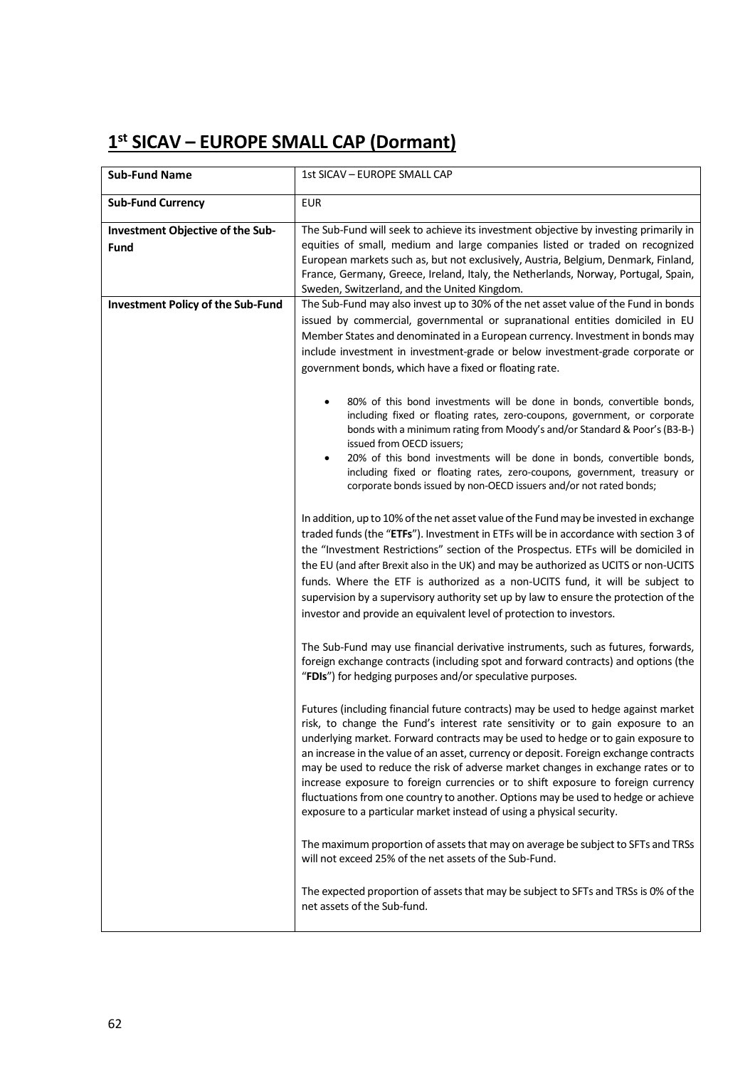# 1[st] SICAV – EUROPE SMALL CAP (Dormant)

| **Sub-Fund Name** | 1st SICAV – EUROPE SMALL CAP |
|---|---|
| **Sub-Fund Currency** | EUR |
| **Investment Objective of the Sub-Fund** | The Sub-Fund will seek to achieve its investment objective by investing primarily in equities of small, medium and large companies listed or traded on recognized European markets such as, but not exclusively, Austria, Belgium, Denmark, Finland, France, Germany, Greece, Ireland, Italy, the Netherlands, Norway, Portugal, Spain, Sweden, Switzerland, and the United Kingdom. |
| **Investment Policy of the Sub-Fund** | The Sub-Fund may also invest up to 30% of the net asset value of the Fund in bonds issued by commercial, governmental or supranational entities domiciled in EU Member States and denominated in a European currency. Investment in bonds may include investment in investment-grade or below investment-grade corporate or government bonds, which have a fixed or floating rate.<br><br>• 80% of this bond investments will be done in bonds, convertible bonds, including fixed or floating rates, zero-coupons, government, or corporate bonds with a minimum rating from Moody's and/or Standard & Poor's (B3-B-) issued from OECD issuers;<br>• 20% of this bond investments will be done in bonds, convertible bonds, including fixed or floating rates, zero-coupons, government, treasury or corporate bonds issued by non-OECD issuers and/or not rated bonds;<br><br>In addition, up to 10% of the net asset value of the Fund may be invested in exchange traded funds (the "**ETFs**"). Investment in ETFs will be in accordance with section 3 of the "Investment Restrictions" section of the Prospectus. ETFs will be domiciled in the EU (and after Brexit also in the UK) and may be authorized as UCITS or non-UCITS funds. Where the ETF is authorized as a non-UCITS fund, it will be subject to supervision by a supervisory authority set up by law to ensure the protection of the investor and provide an equivalent level of protection to investors.<br><br>The Sub-Fund may use financial derivative instruments, such as futures, forwards, foreign exchange contracts (including spot and forward contracts) and options (the "**FDIs**") for hedging purposes and/or speculative purposes.<br><br>Futures (including financial future contracts) may be used to hedge against market risk, to change the Fund's interest rate sensitivity or to gain exposure to an underlying market. Forward contracts may be used to hedge or to gain exposure to an increase in the value of an asset, currency or deposit. Foreign exchange contracts may be used to reduce the risk of adverse market changes in exchange rates or to increase exposure to foreign currencies or to shift exposure to foreign currency fluctuations from one country to another. Options may be used to hedge or achieve exposure to a particular market instead of using a physical security.<br><br>The maximum proportion of assets that may on average be subject to SFTs and TRSs will not exceed 25% of the net assets of the Sub-Fund.<br><br>The expected proportion of assets that may be subject to SFTs and TRSs is 0% of the net assets of the Sub-fund. |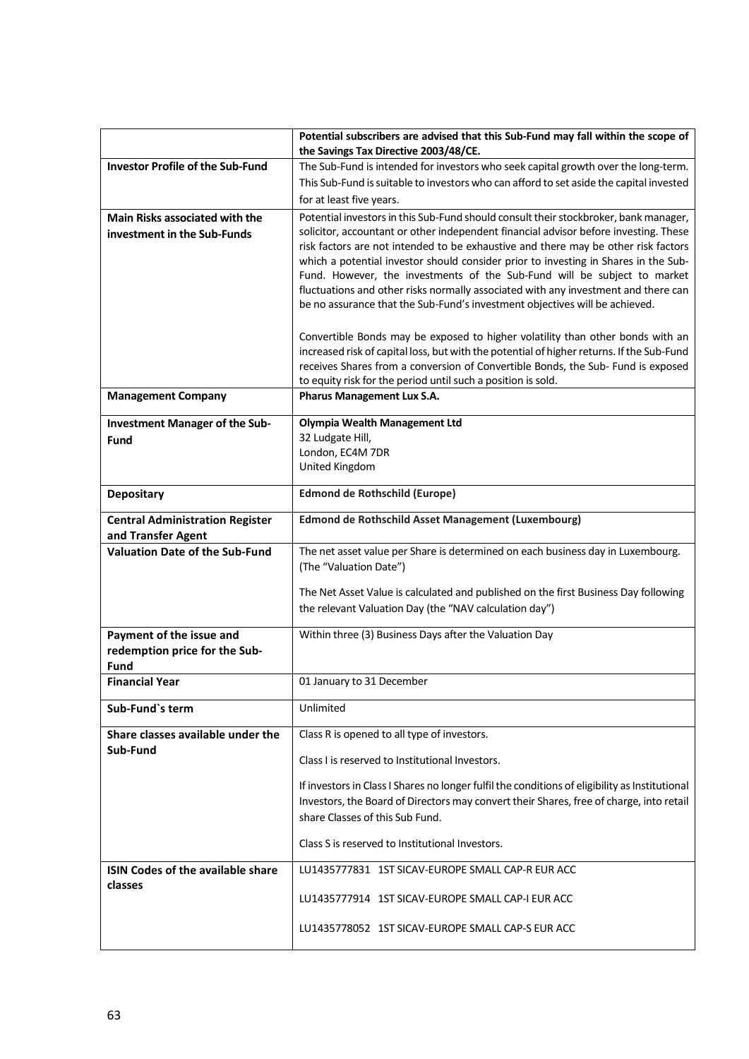| | |
|---|---|
| | **Potential subscribers are advised that this Sub-Fund may fall within the scope of the Savings Tax Directive 2003/48/CE.** |
| **Investor Profile of the Sub-Fund** | The Sub-Fund is intended for investors who seek capital growth over the long-term. This Sub-Fund is suitable to investors who can afford to set aside the capital invested for at least five years. |
| **Main Risks associated with the investment in the Sub-Funds** | Potential investors in this Sub-Fund should consult their stockbroker, bank manager, solicitor, accountant or other independent financial advisor before investing. These risk factors are not intended to be exhaustive and there may be other risk factors which a potential investor should consider prior to investing in Shares in the Sub-Fund. However, the investments of the Sub-Fund will be subject to market fluctuations and other risks normally associated with any investment and there can be no assurance that the Sub-Fund's investment objectives will be achieved.<br><br>Convertible Bonds may be exposed to higher volatility than other bonds with an increased risk of capital loss, but with the potential of higher returns. If the Sub-Fund receives Shares from a conversion of Convertible Bonds, the Sub- Fund is exposed to equity risk for the period until such a position is sold. |
| **Management Company** | **Pharus Management Lux S.A.** |
| **Investment Manager of the Sub-Fund** | **Olympia Wealth Management Ltd**<br>32 Ludgate Hill,<br>London, EC4M 7DR<br>United Kingdom |
| **Depositary** | **Edmond de Rothschild (Europe)** |
| **Central Administration Register and Transfer Agent** | **Edmond de Rothschild Asset Management (Luxembourg)** |
| **Valuation Date of the Sub-Fund** | The net asset value per Share is determined on each business day in Luxembourg. (The "Valuation Date")<br><br>The Net Asset Value is calculated and published on the first Business Day following the relevant Valuation Day (the "NAV calculation day") |
| **Payment of the issue and redemption price for the Sub-Fund** | Within three (3) Business Days after the Valuation Day |
| **Financial Year** | 01 January to 31 December |
| **Sub-Fund`s term** | Unlimited |
| **Share classes available under the Sub-Fund** | Class R is opened to all type of investors.<br><br>Class I is reserved to Institutional Investors.<br><br>If investors in Class I Shares no longer fulfil the conditions of eligibility as Institutional Investors, the Board of Directors may convert their Shares, free of charge, into retail share Classes of this Sub Fund.<br><br>Class S is reserved to Institutional Investors. |
| **ISIN Codes of the available share classes** | LU1435777831 1ST SICAV-EUROPE SMALL CAP-R EUR ACC<br><br>LU1435777914 1ST SICAV-EUROPE SMALL CAP-I EUR ACC<br><br>LU1435778052 1ST SICAV-EUROPE SMALL CAP-S EUR ACC |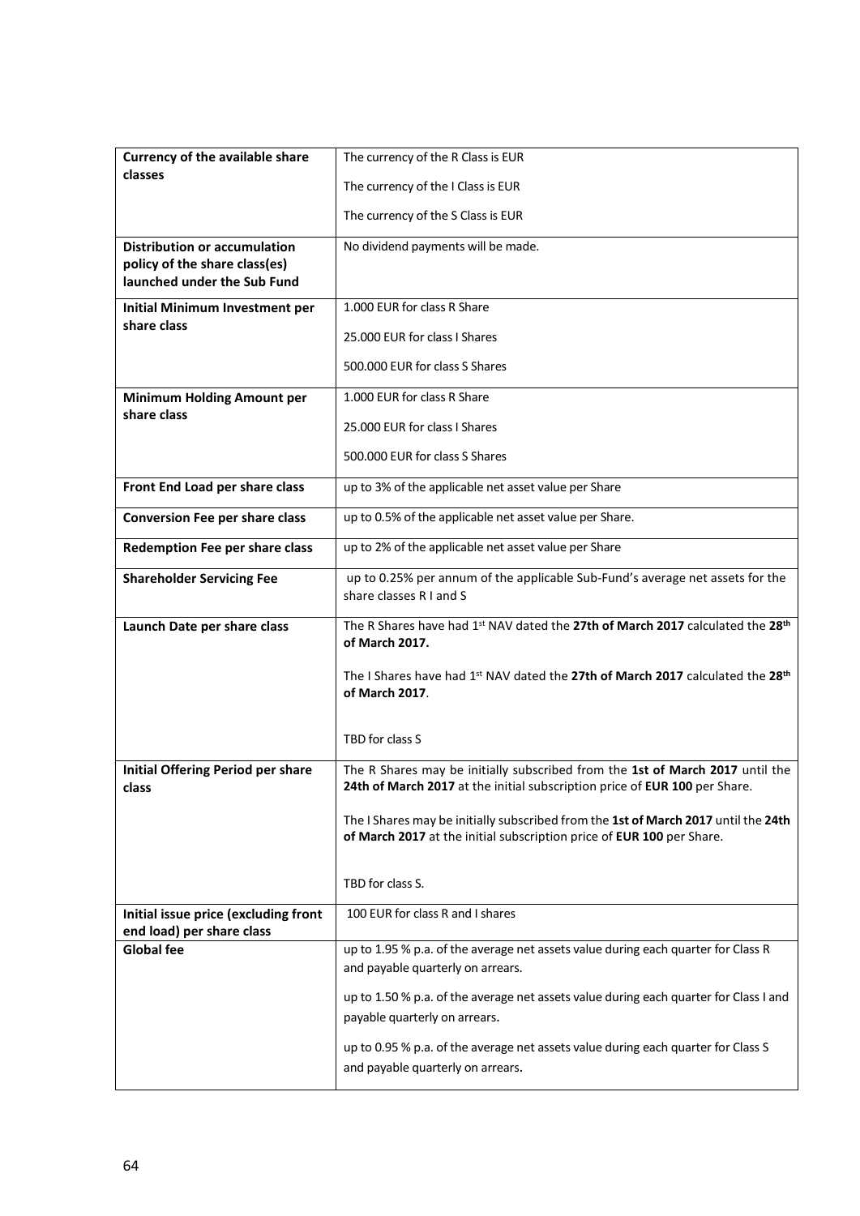| **Currency of the available share classes** | The currency of the R Class is EUR<br><br>The currency of the I Class is EUR<br><br>The currency of the S Class is EUR |
|---|---|
| **Distribution or accumulation policy of the share class(es) launched under the Sub Fund** | No dividend payments will be made. |
| **Initial Minimum Investment per share class** | 1.000 EUR for class R Share<br><br>25.000 EUR for class I Shares<br><br>500.000 EUR for class S Shares |
| **Minimum Holding Amount per share class** | 1.000 EUR for class R Share<br><br>25.000 EUR for class I Shares<br><br>500.000 EUR for class S Shares |
| **Front End Load per share class** | up to 3% of the applicable net asset value per Share |
| **Conversion Fee per share class** | up to 0.5% of the applicable net asset value per Share. |
| **Redemption Fee per share class** | up to 2% of the applicable net asset value per Share |
| **Shareholder Servicing Fee** | up to 0.25% per annum of the applicable Sub-Fund's average net assets for the share classes R I and S |
| **Launch Date per share class** | The R Shares have had 1st NAV dated the **27th of March 2017** calculated the **28th of March 2017.**<br><br>The I Shares have had 1st NAV dated the **27th of March 2017** calculated the **28th of March 2017**.<br><br>TBD for class S |
| **Initial Offering Period per share class** | The R Shares may be initially subscribed from the **1st of March 2017** until the **24th of March 2017** at the initial subscription price of **EUR 100** per Share.<br><br>The I Shares may be initially subscribed from the **1st of March 2017** until the **24th of March 2017** at the initial subscription price of **EUR 100** per Share.<br><br>TBD for class S. |
| **Initial issue price (excluding front end load) per share class** | 100 EUR for class R and I shares |
| **Global fee** | up to 1.95 % p.a. of the average net assets value during each quarter for Class R and payable quarterly on arrears.<br><br>up to 1.50 % p.a. of the average net assets value during each quarter for Class I and payable quarterly on arrears.<br><br>up to 0.95 % p.a. of the average net assets value during each quarter for Class S and payable quarterly on arrears. |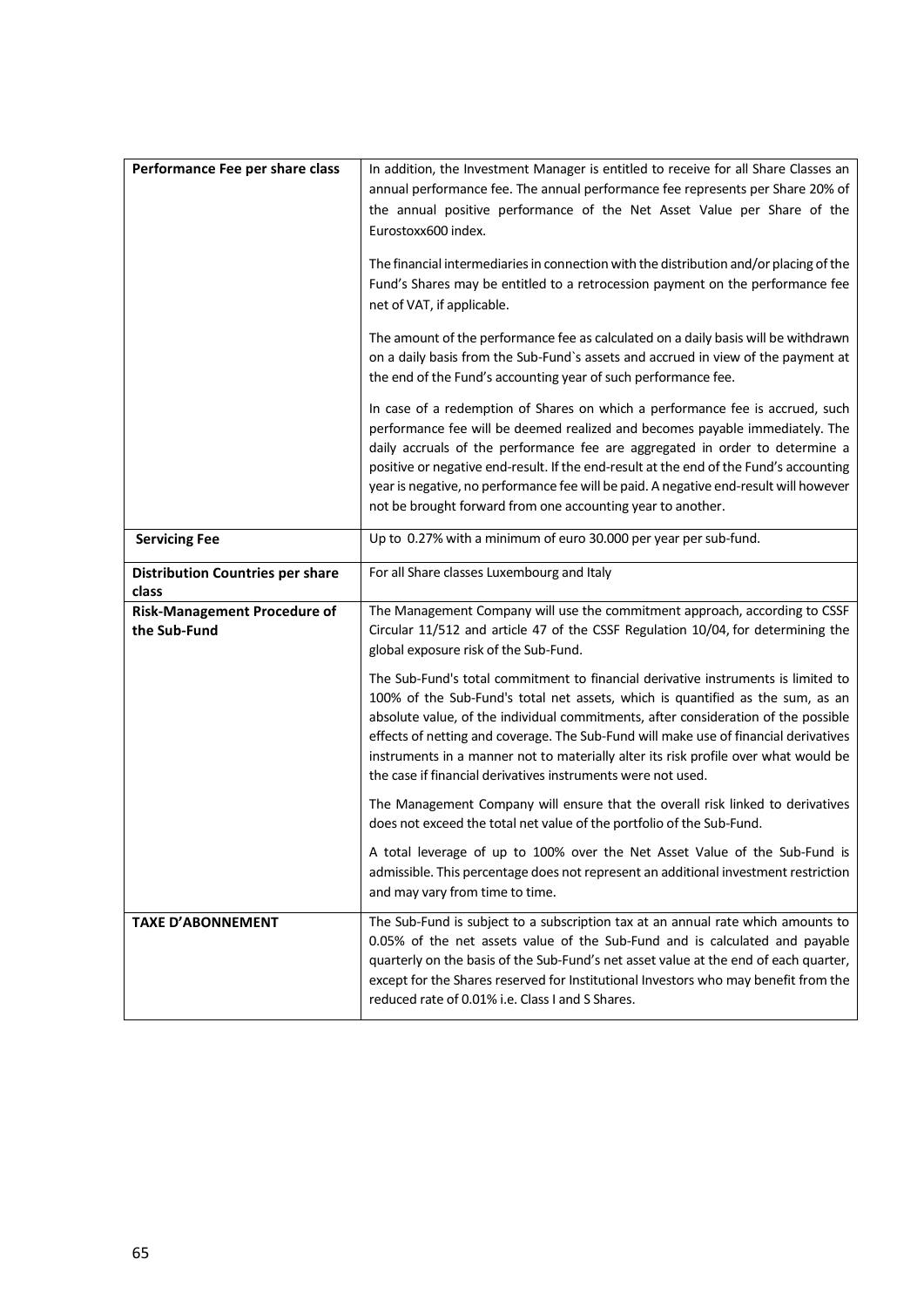| | |
|---|---|
| **Performance Fee per share class** | In addition, the Investment Manager is entitled to receive for all Share Classes an annual performance fee. The annual performance fee represents per Share 20% of the annual positive performance of the Net Asset Value per Share of the Eurostoxx600 index.<br><br>The financial intermediaries in connection with the distribution and/or placing of the Fund's Shares may be entitled to a retrocession payment on the performance fee net of VAT, if applicable.<br><br>The amount of the performance fee as calculated on a daily basis will be withdrawn on a daily basis from the Sub-Fund`s assets and accrued in view of the payment at the end of the Fund's accounting year of such performance fee.<br><br>In case of a redemption of Shares on which a performance fee is accrued, such performance fee will be deemed realized and becomes payable immediately. The daily accruals of the performance fee are aggregated in order to determine a positive or negative end-result. If the end-result at the end of the Fund's accounting year is negative, no performance fee will be paid. A negative end-result will however not be brought forward from one accounting year to another. |
| **Servicing Fee** | Up to 0.27% with a minimum of euro 30.000 per year per sub-fund. |
| **Distribution Countries per share class** | For all Share classes Luxembourg and Italy |
| **Risk-Management Procedure of the Sub-Fund** | The Management Company will use the commitment approach, according to CSSF Circular 11/512 and article 47 of the CSSF Regulation 10/04, for determining the global exposure risk of the Sub-Fund.<br><br>The Sub-Fund's total commitment to financial derivative instruments is limited to 100% of the Sub-Fund's total net assets, which is quantified as the sum, as an absolute value, of the individual commitments, after consideration of the possible effects of netting and coverage. The Sub-Fund will make use of financial derivatives instruments in a manner not to materially alter its risk profile over what would be the case if financial derivatives instruments were not used.<br><br>The Management Company will ensure that the overall risk linked to derivatives does not exceed the total net value of the portfolio of the Sub-Fund.<br><br>A total leverage of up to 100% over the Net Asset Value of the Sub-Fund is admissible. This percentage does not represent an additional investment restriction and may vary from time to time. |
| **TAXE D'ABONNEMENT** | The Sub-Fund is subject to a subscription tax at an annual rate which amounts to 0.05% of the net assets value of the Sub-Fund and is calculated and payable quarterly on the basis of the Sub-Fund's net asset value at the end of each quarter, except for the Shares reserved for Institutional Investors who may benefit from the reduced rate of 0.01% i.e. Class I and S Shares. |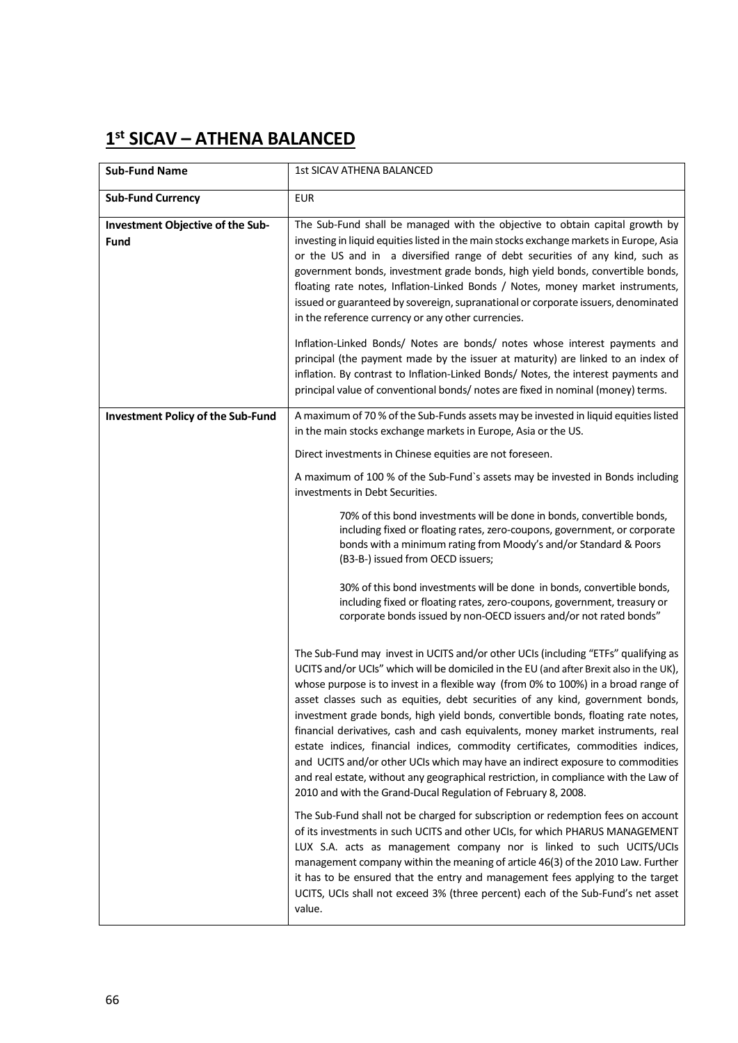## 1[st] SICAV – ATHENA BALANCED

| **Sub-Fund Name** | 1st SICAV ATHENA BALANCED |
|---|---|
| **Sub-Fund Currency** | EUR |
| **Investment Objective of the Sub-Fund** | The Sub-Fund shall be managed with the objective to obtain capital growth by investing in liquid equities listed in the main stocks exchange markets in Europe, Asia or the US and in a diversified range of debt securities of any kind, such as government bonds, investment grade bonds, high yield bonds, convertible bonds, floating rate notes, Inflation-Linked Bonds / Notes, money market instruments, issued or guaranteed by sovereign, supranational or corporate issuers, denominated in the reference currency or any other currencies.<br><br>Inflation-Linked Bonds/ Notes are bonds/ notes whose interest payments and principal (the payment made by the issuer at maturity) are linked to an index of inflation. By contrast to Inflation-Linked Bonds/ Notes, the interest payments and principal value of conventional bonds/ notes are fixed in nominal (money) terms. |
| **Investment Policy of the Sub-Fund** | A maximum of 70 % of the Sub-Funds assets may be invested in liquid equities listed in the main stocks exchange markets in Europe, Asia or the US.<br><br>Direct investments in Chinese equities are not foreseen.<br><br>A maximum of 100 % of the Sub-Fund`s assets may be invested in Bonds including investments in Debt Securities.<br><br>70% of this bond investments will be done in bonds, convertible bonds, including fixed or floating rates, zero-coupons, government, or corporate bonds with a minimum rating from Moody's and/or Standard & Poors (B3-B-) issued from OECD issuers;<br><br>30% of this bond investments will be done in bonds, convertible bonds, including fixed or floating rates, zero-coupons, government, treasury or corporate bonds issued by non-OECD issuers and/or not rated bonds"<br><br>The Sub-Fund may invest in UCITS and/or other UCIs (including "ETFs" qualifying as UCITS and/or UCIs" which will be domiciled in the EU (and after Brexit also in the UK), whose purpose is to invest in a flexible way (from 0% to 100%) in a broad range of asset classes such as equities, debt securities of any kind, government bonds, investment grade bonds, high yield bonds, convertible bonds, floating rate notes, financial derivatives, cash and cash equivalents, money market instruments, real estate indices, financial indices, commodity certificates, commodities indices, and UCITS and/or other UCIs which may have an indirect exposure to commodities and real estate, without any geographical restriction, in compliance with the Law of 2010 and with the Grand-Ducal Regulation of February 8, 2008.<br><br>The Sub-Fund shall not be charged for subscription or redemption fees on account of its investments in such UCITS and other UCIs, for which PHARUS MANAGEMENT LUX S.A. acts as management company nor is linked to such UCITS/UCIs management company within the meaning of article 46(3) of the 2010 Law. Further it has to be ensured that the entry and management fees applying to the target UCITS, UCIs shall not exceed 3% (three percent) each of the Sub-Fund's net asset value. |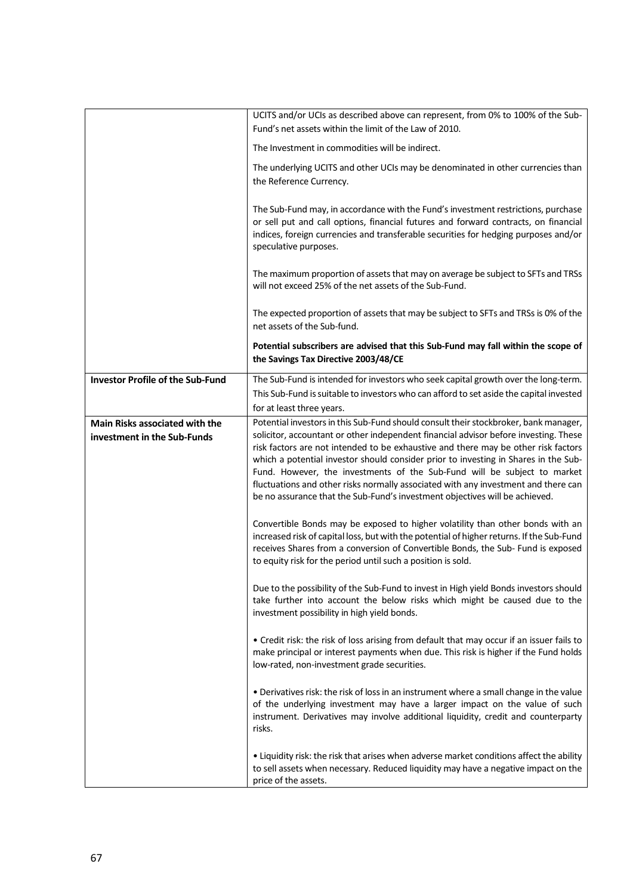| | |
|---|---|
| | UCITS and/or UCIs as described above can represent, from 0% to 100% of the Sub-Fund's net assets within the limit of the Law of 2010.<br><br>The Investment in commodities will be indirect.<br><br>The underlying UCITS and other UCIs may be denominated in other currencies than the Reference Currency.<br><br>The Sub-Fund may, in accordance with the Fund's investment restrictions, purchase or sell put and call options, financial futures and forward contracts, on financial indices, foreign currencies and transferable securities for hedging purposes and/or speculative purposes.<br><br>The maximum proportion of assets that may on average be subject to SFTs and TRSs will not exceed 25% of the net assets of the Sub-Fund.<br><br>The expected proportion of assets that may be subject to SFTs and TRSs is 0% of the net assets of the Sub-fund.<br><br>**Potential subscribers are advised that this Sub-Fund may fall within the scope of the Savings Tax Directive 2003/48/CE** |
| **Investor Profile of the Sub-Fund** | The Sub-Fund is intended for investors who seek capital growth over the long-term. This Sub-Fund is suitable to investors who can afford to set aside the capital invested for at least three years. |
| **Main Risks associated with the investment in the Sub-Funds** | Potential investors in this Sub-Fund should consult their stockbroker, bank manager, solicitor, accountant or other independent financial advisor before investing. These risk factors are not intended to be exhaustive and there may be other risk factors which a potential investor should consider prior to investing in Shares in the Sub-Fund. However, the investments of the Sub-Fund will be subject to market fluctuations and other risks normally associated with any investment and there can be no assurance that the Sub-Fund's investment objectives will be achieved.<br><br>Convertible Bonds may be exposed to higher volatility than other bonds with an increased risk of capital loss, but with the potential of higher returns. If the Sub-Fund receives Shares from a conversion of Convertible Bonds, the Sub- Fund is exposed to equity risk for the period until such a position is sold.<br><br>Due to the possibility of the Sub-Fund to invest in High yield Bonds investors should take further into account the below risks which might be caused due to the investment possibility in high yield bonds.<br><br>• Credit risk: the risk of loss arising from default that may occur if an issuer fails to make principal or interest payments when due. This risk is higher if the Fund holds low-rated, non-investment grade securities.<br><br>• Derivatives risk: the risk of loss in an instrument where a small change in the value of the underlying investment may have a larger impact on the value of such instrument. Derivatives may involve additional liquidity, credit and counterparty risks.<br><br>• Liquidity risk: the risk that arises when adverse market conditions affect the ability to sell assets when necessary. Reduced liquidity may have a negative impact on the price of the assets. |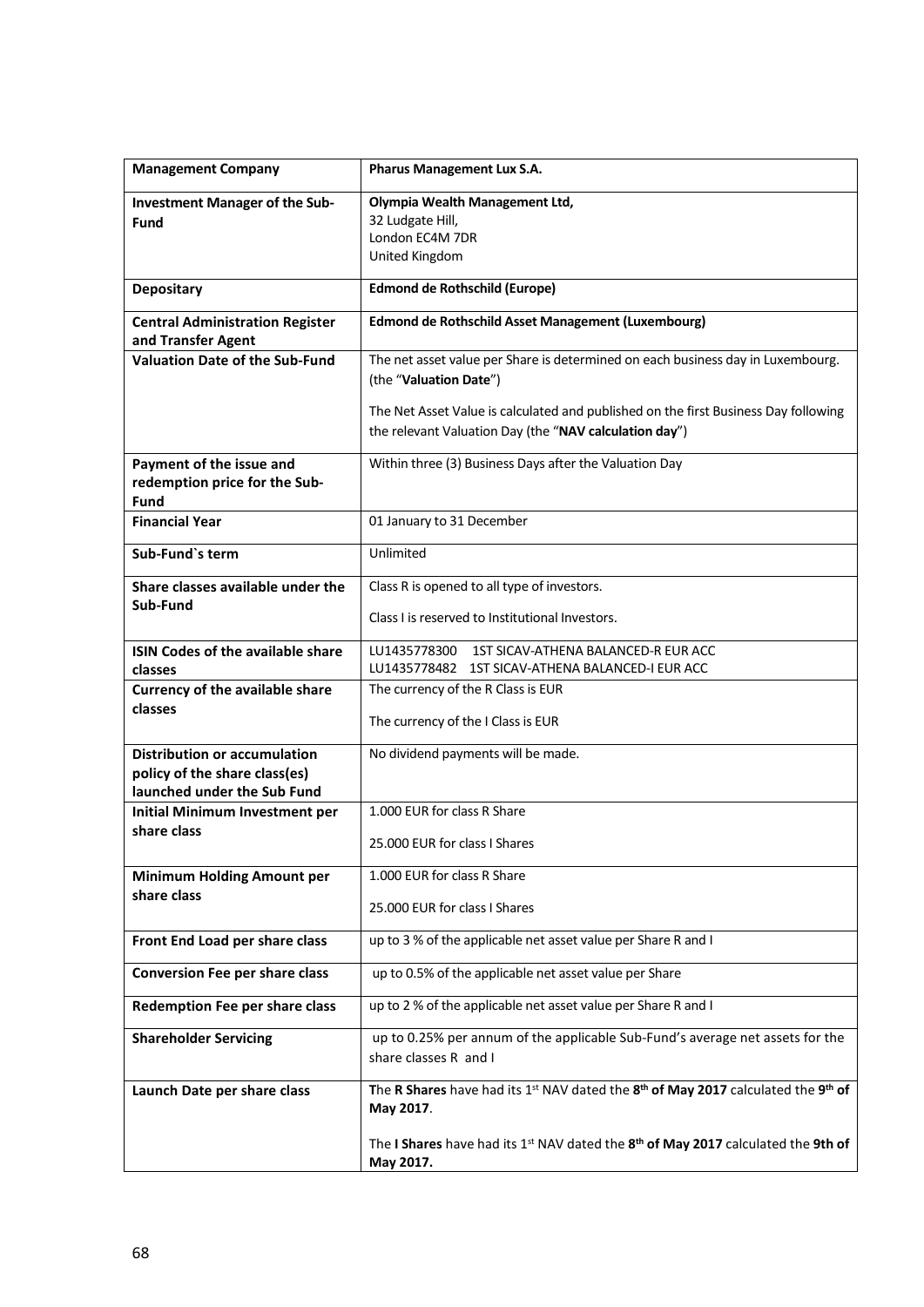| **Management Company** | **Pharus Management Lux S.A.** |
|---|---|
| **Investment Manager of the Sub-Fund** | **Olympia Wealth Management Ltd,**<br>32 Ludgate Hill,<br>London EC4M 7DR<br>United Kingdom |
| **Depositary** | **Edmond de Rothschild (Europe)** |
| **Central Administration Register and Transfer Agent** | **Edmond de Rothschild Asset Management (Luxembourg)** |
| **Valuation Date of the Sub-Fund** | The net asset value per Share is determined on each business day in Luxembourg. (the "**Valuation Date**")<br><br>The Net Asset Value is calculated and published on the first Business Day following the relevant Valuation Day (the "**NAV calculation day**") |
| **Payment of the issue and redemption price for the Sub-Fund** | Within three (3) Business Days after the Valuation Day |
| **Financial Year** | 01 January to 31 December |
| **Sub-Fund`s term** | Unlimited |
| **Share classes available under the Sub-Fund** | Class R is opened to all type of investors.<br><br>Class I is reserved to Institutional Investors. |
| **ISIN Codes of the available share classes** | LU1435778300 1ST SICAV-ATHENA BALANCED-R EUR ACC<br>LU1435778482 1ST SICAV-ATHENA BALANCED-I EUR ACC |
| **Currency of the available share classes** | The currency of the R Class is EUR<br><br>The currency of the I Class is EUR |
| **Distribution or accumulation policy of the share class(es) launched under the Sub Fund** | No dividend payments will be made. |
| **Initial Minimum Investment per share class** | 1.000 EUR for class R Share<br><br>25.000 EUR for class I Shares |
| **Minimum Holding Amount per share class** | 1.000 EUR for class R Share<br><br>25.000 EUR for class I Shares |
| **Front End Load per share class** | up to 3 % of the applicable net asset value per Share R and I |
| **Conversion Fee per share class** | up to 0.5% of the applicable net asset value per Share |
| **Redemption Fee per share class** | up to 2 % of the applicable net asset value per Share R and I |
| **Shareholder Servicing** | up to 0.25% per annum of the applicable Sub-Fund's average net assets for the share classes R and I |
| **Launch Date per share class** | The **R Shares** have had its 1st NAV dated the **8th of May 2017** calculated the **9th of May 2017**.<br><br>The **I Shares** have had its 1st NAV dated the **8th of May 2017** calculated the **9th of May 2017.** |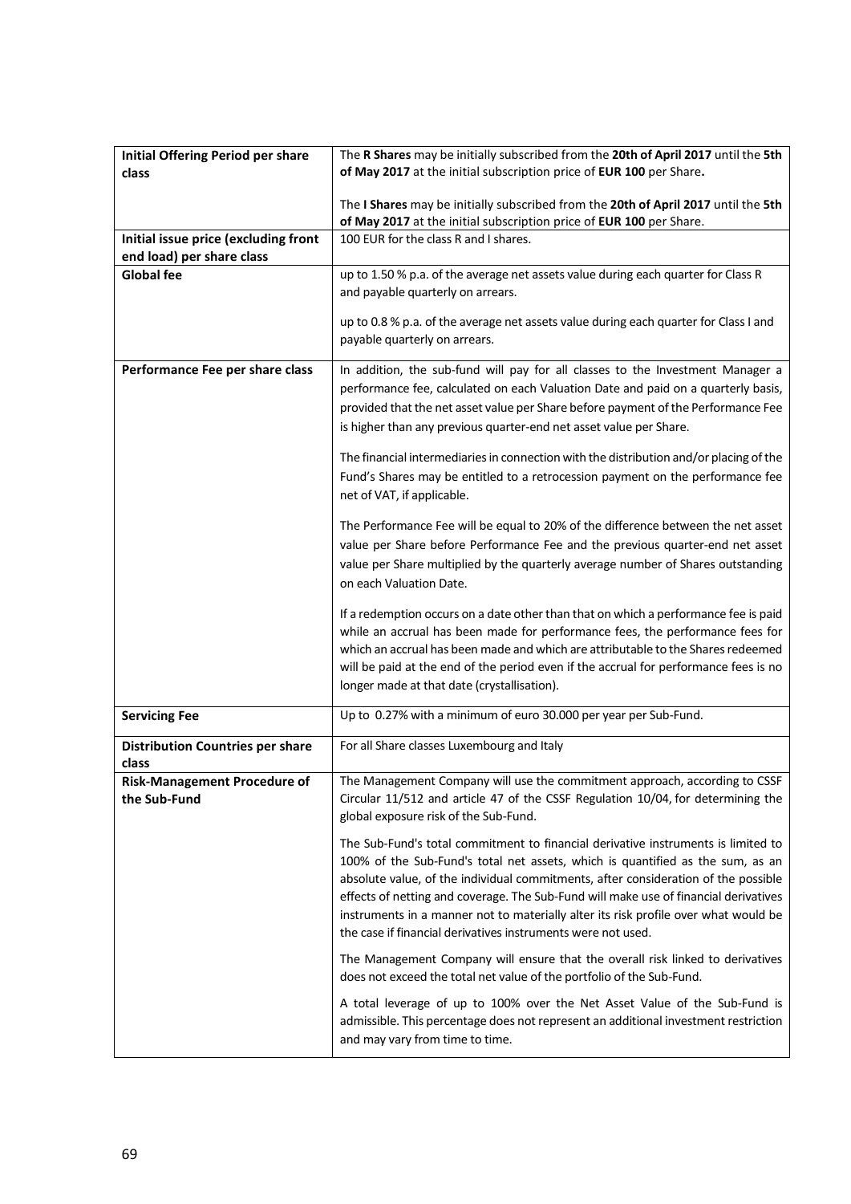| | |
|---|---|
| **Initial Offering Period per share class** | The **R Shares** may be initially subscribed from the **20th of April 2017** until the **5th of May 2017** at the initial subscription price of **EUR 100** per Share**.**<br><br>The **I Shares** may be initially subscribed from the **20th of April 2017** until the **5th of May 2017** at the initial subscription price of **EUR 100** per Share. |
| **Initial issue price (excluding front end load) per share class** | 100 EUR for the class R and I shares. |
| **Global fee** | up to 1.50 % p.a. of the average net assets value during each quarter for Class R and payable quarterly on arrears.<br><br>up to 0.8 % p.a. of the average net assets value during each quarter for Class I and payable quarterly on arrears. |
| **Performance Fee per share class** | In addition, the sub-fund will pay for all classes to the Investment Manager a performance fee, calculated on each Valuation Date and paid on a quarterly basis, provided that the net asset value per Share before payment of the Performance Fee is higher than any previous quarter-end net asset value per Share.<br><br>The financial intermediaries in connection with the distribution and/or placing of the Fund's Shares may be entitled to a retrocession payment on the performance fee net of VAT, if applicable.<br><br>The Performance Fee will be equal to 20% of the difference between the net asset value per Share before Performance Fee and the previous quarter-end net asset value per Share multiplied by the quarterly average number of Shares outstanding on each Valuation Date.<br><br>If a redemption occurs on a date other than that on which a performance fee is paid while an accrual has been made for performance fees, the performance fees for which an accrual has been made and which are attributable to the Shares redeemed will be paid at the end of the period even if the accrual for performance fees is no longer made at that date (crystallisation). |
| **Servicing Fee** | Up to 0.27% with a minimum of euro 30.000 per year per Sub-Fund. |
| **Distribution Countries per share class** | For all Share classes Luxembourg and Italy |
| **Risk-Management Procedure of the Sub-Fund** | The Management Company will use the commitment approach, according to CSSF Circular 11/512 and article 47 of the CSSF Regulation 10/04, for determining the global exposure risk of the Sub-Fund.<br><br>The Sub-Fund's total commitment to financial derivative instruments is limited to 100% of the Sub-Fund's total net assets, which is quantified as the sum, as an absolute value, of the individual commitments, after consideration of the possible effects of netting and coverage. The Sub-Fund will make use of financial derivatives instruments in a manner not to materially alter its risk profile over what would be the case if financial derivatives instruments were not used.<br><br>The Management Company will ensure that the overall risk linked to derivatives does not exceed the total net value of the portfolio of the Sub-Fund.<br><br>A total leverage of up to 100% over the Net Asset Value of the Sub-Fund is admissible. This percentage does not represent an additional investment restriction and may vary from time to time. |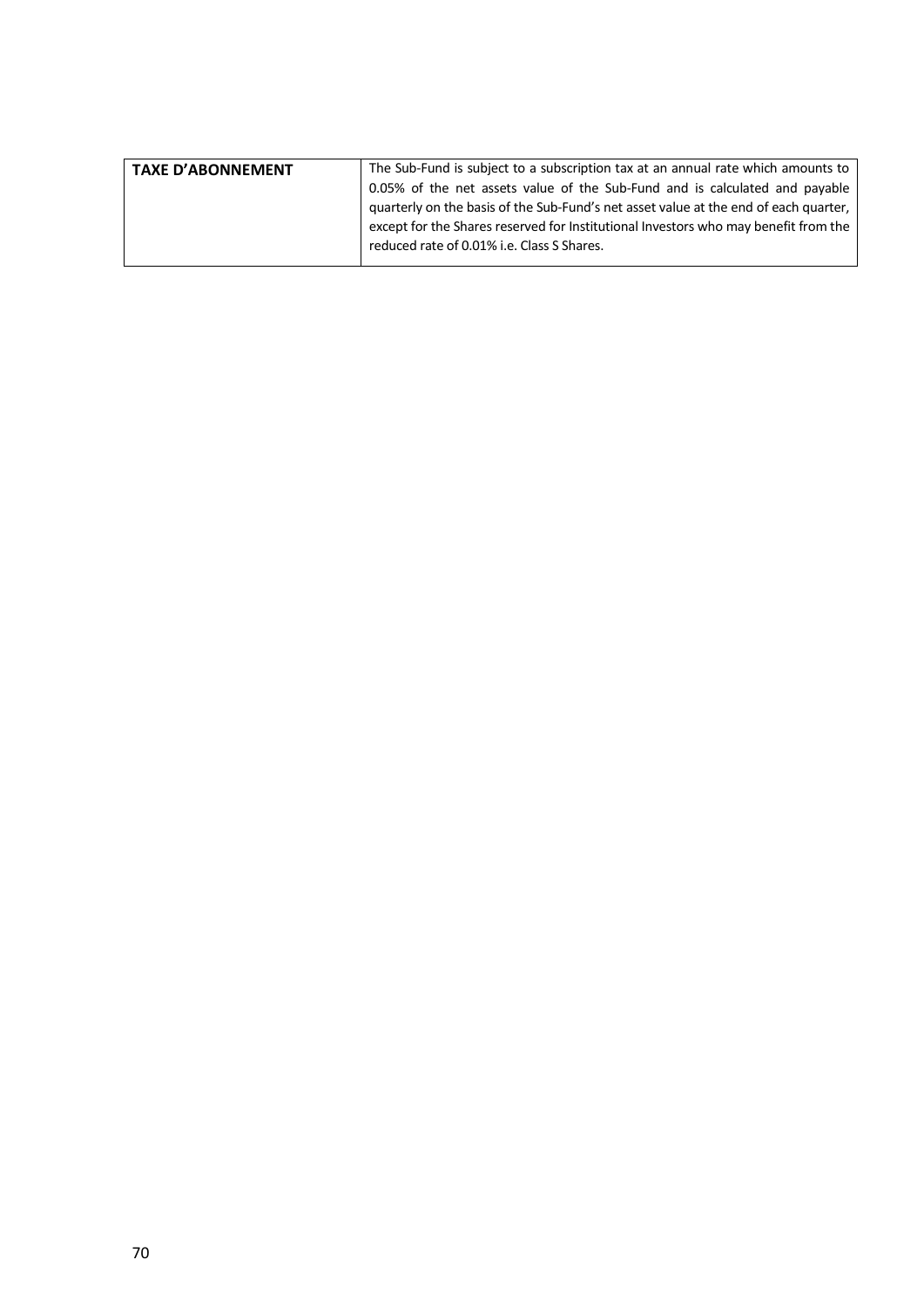| **TAXE D'ABONNEMENT** | The Sub-Fund is subject to a subscription tax at an annual rate which amounts to 0.05% of the net assets value of the Sub-Fund and is calculated and payable quarterly on the basis of the Sub-Fund's net asset value at the end of each quarter, except for the Shares reserved for Institutional Investors who may benefit from the reduced rate of 0.01% i.e. Class S Shares. |
|---|---|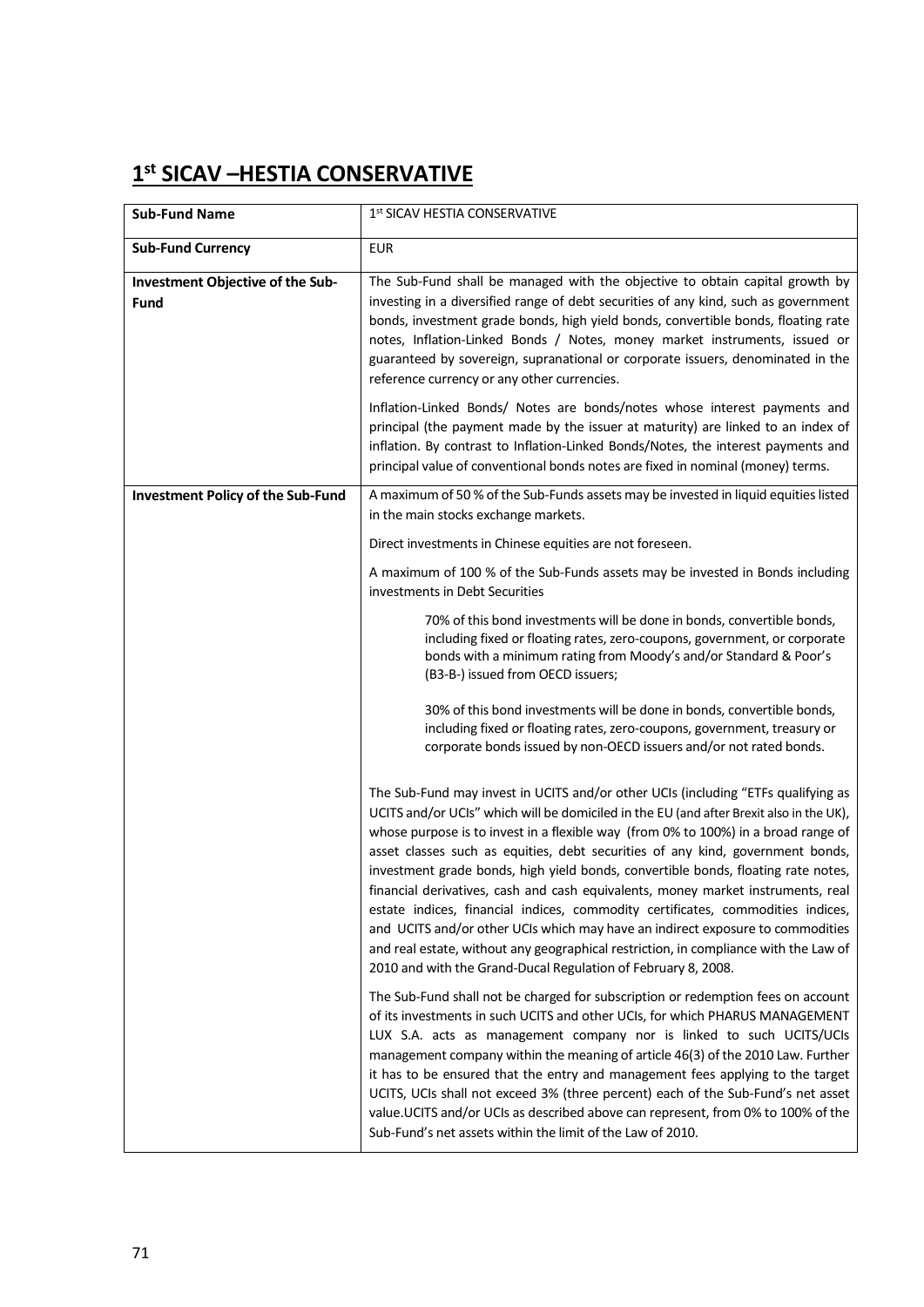## 1st SICAV –HESTIA CONSERVATIVE

| **Sub-Fund Name** | 1st SICAV HESTIA CONSERVATIVE |
|---|---|
| **Sub-Fund Currency** | EUR |
| **Investment Objective of the Sub-Fund** | The Sub-Fund shall be managed with the objective to obtain capital growth by investing in a diversified range of debt securities of any kind, such as government bonds, investment grade bonds, high yield bonds, convertible bonds, floating rate notes, Inflation-Linked Bonds / Notes, money market instruments, issued or guaranteed by sovereign, supranational or corporate issuers, denominated in the reference currency or any other currencies.<br><br>Inflation-Linked Bonds/ Notes are bonds/notes whose interest payments and principal (the payment made by the issuer at maturity) are linked to an index of inflation. By contrast to Inflation-Linked Bonds/Notes, the interest payments and principal value of conventional bonds notes are fixed in nominal (money) terms. |
| **Investment Policy of the Sub-Fund** | A maximum of 50 % of the Sub-Funds assets may be invested in liquid equities listed in the main stocks exchange markets.<br><br>Direct investments in Chinese equities are not foreseen.<br><br>A maximum of 100 % of the Sub-Funds assets may be invested in Bonds including investments in Debt Securities<br><br>70% of this bond investments will be done in bonds, convertible bonds, including fixed or floating rates, zero-coupons, government, or corporate bonds with a minimum rating from Moody's and/or Standard & Poor's (B3-B-) issued from OECD issuers;<br><br>30% of this bond investments will be done in bonds, convertible bonds, including fixed or floating rates, zero-coupons, government, treasury or corporate bonds issued by non-OECD issuers and/or not rated bonds.<br><br>The Sub-Fund may invest in UCITS and/or other UCIs (including "ETFs qualifying as UCITS and/or UCIs" which will be domiciled in the EU (and after Brexit also in the UK), whose purpose is to invest in a flexible way (from 0% to 100%) in a broad range of asset classes such as equities, debt securities of any kind, government bonds, investment grade bonds, high yield bonds, convertible bonds, floating rate notes, financial derivatives, cash and cash equivalents, money market instruments, real estate indices, financial indices, commodity certificates, commodities indices, and UCITS and/or other UCIs which may have an indirect exposure to commodities and real estate, without any geographical restriction, in compliance with the Law of 2010 and with the Grand-Ducal Regulation of February 8, 2008.<br><br>The Sub-Fund shall not be charged for subscription or redemption fees on account of its investments in such UCITS and other UCIs, for which PHARUS MANAGEMENT LUX S.A. acts as management company nor is linked to such UCITS/UCIs management company within the meaning of article 46(3) of the 2010 Law. Further it has to be ensured that the entry and management fees applying to the target UCITS, UCIs shall not exceed 3% (three percent) each of the Sub-Fund's net asset value.UCITS and/or UCIs as described above can represent, from 0% to 100% of the Sub-Fund's net assets within the limit of the Law of 2010. |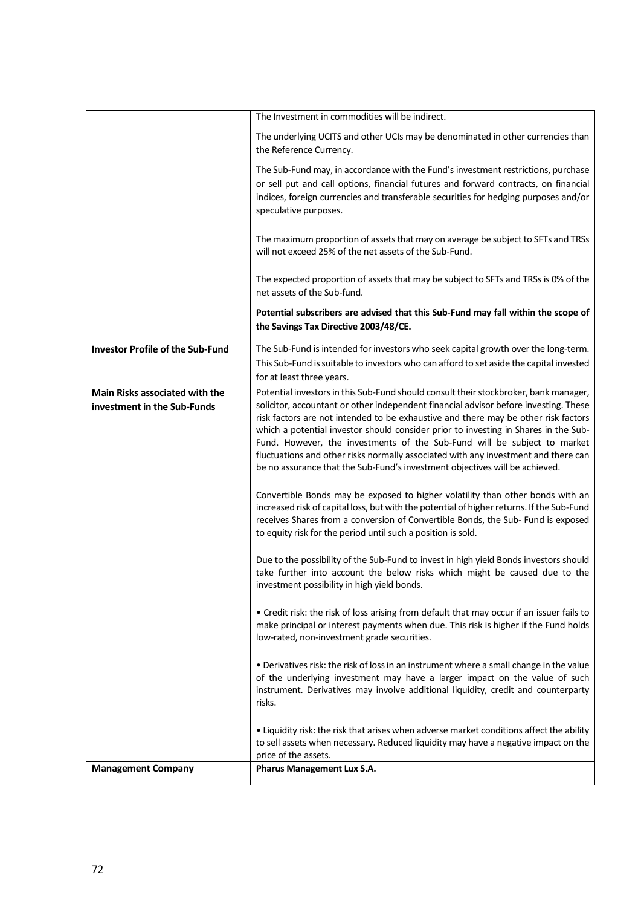| | |
|---|---|
| | The Investment in commodities will be indirect.<br><br>The underlying UCITS and other UCIs may be denominated in other currencies than the Reference Currency.<br><br>The Sub-Fund may, in accordance with the Fund's investment restrictions, purchase or sell put and call options, financial futures and forward contracts, on financial indices, foreign currencies and transferable securities for hedging purposes and/or speculative purposes.<br><br>The maximum proportion of assets that may on average be subject to SFTs and TRSs will not exceed 25% of the net assets of the Sub-Fund.<br><br>The expected proportion of assets that may be subject to SFTs and TRSs is 0% of the net assets of the Sub-fund.<br><br>**Potential subscribers are advised that this Sub-Fund may fall within the scope of the Savings Tax Directive 2003/48/CE.** |
| **Investor Profile of the Sub-Fund** | The Sub-Fund is intended for investors who seek capital growth over the long-term. This Sub-Fund is suitable to investors who can afford to set aside the capital invested for at least three years. |
| **Main Risks associated with the investment in the Sub-Funds** | Potential investors in this Sub-Fund should consult their stockbroker, bank manager, solicitor, accountant or other independent financial advisor before investing. These risk factors are not intended to be exhaustive and there may be other risk factors which a potential investor should consider prior to investing in Shares in the Sub-Fund. However, the investments of the Sub-Fund will be subject to market fluctuations and other risks normally associated with any investment and there can be no assurance that the Sub-Fund's investment objectives will be achieved.<br><br>Convertible Bonds may be exposed to higher volatility than other bonds with an increased risk of capital loss, but with the potential of higher returns. If the Sub-Fund receives Shares from a conversion of Convertible Bonds, the Sub- Fund is exposed to equity risk for the period until such a position is sold.<br><br>Due to the possibility of the Sub-Fund to invest in high yield Bonds investors should take further into account the below risks which might be caused due to the investment possibility in high yield bonds.<br><br>• Credit risk: the risk of loss arising from default that may occur if an issuer fails to make principal or interest payments when due. This risk is higher if the Fund holds low-rated, non-investment grade securities.<br><br>• Derivatives risk: the risk of loss in an instrument where a small change in the value of the underlying investment may have a larger impact on the value of such instrument. Derivatives may involve additional liquidity, credit and counterparty risks.<br><br>• Liquidity risk: the risk that arises when adverse market conditions affect the ability to sell assets when necessary. Reduced liquidity may have a negative impact on the price of the assets. |
| **Management Company** | **Pharus Management Lux S.A.** |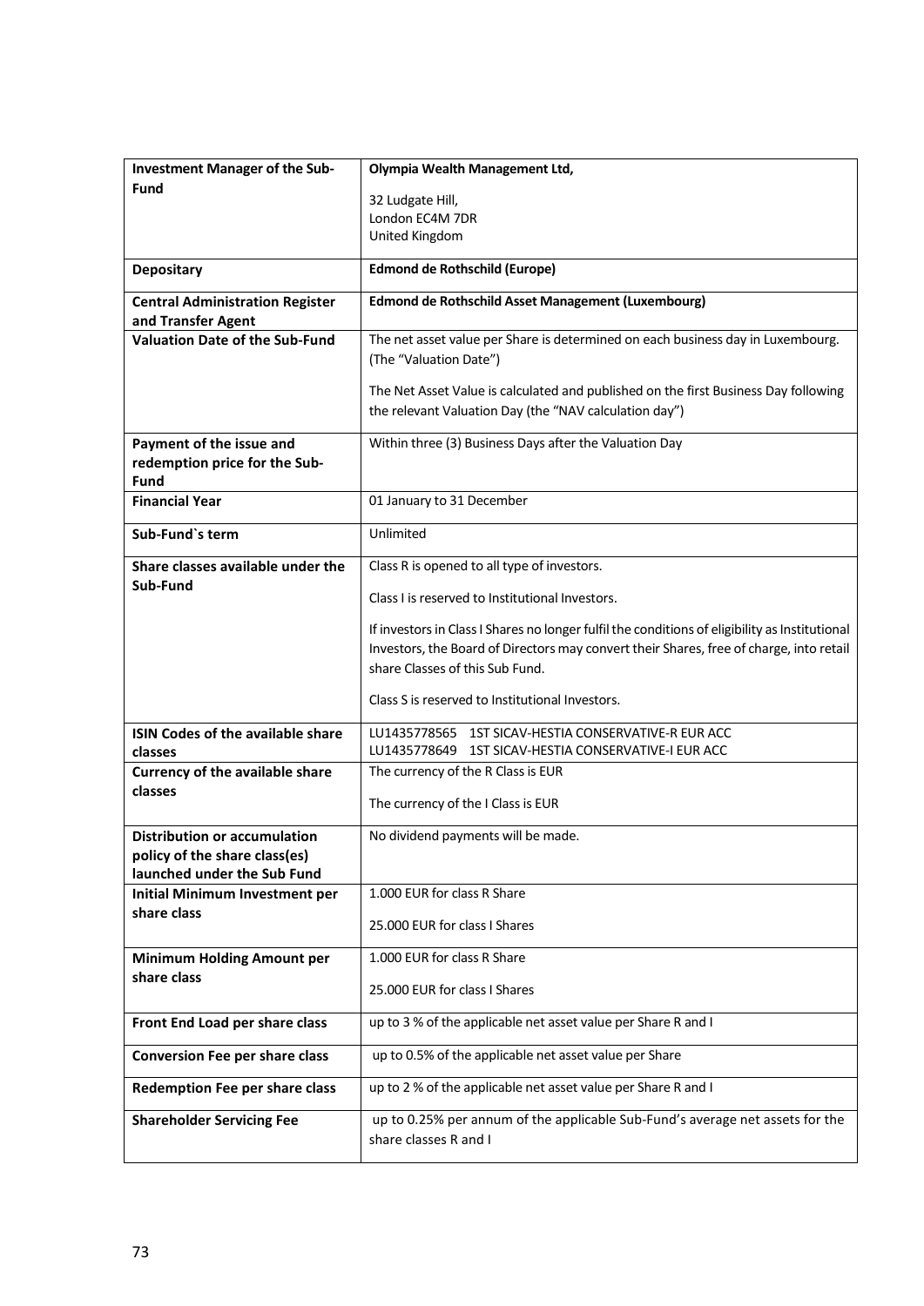| | |
|---|---|
| **Investment Manager of the Sub-Fund** | **Olympia Wealth Management Ltd,**<br><br>32 Ludgate Hill,<br>London EC4M 7DR<br>United Kingdom |
| **Depositary** | **Edmond de Rothschild (Europe)** |
| **Central Administration Register and Transfer Agent** | **Edmond de Rothschild Asset Management (Luxembourg)** |
| **Valuation Date of the Sub-Fund** | The net asset value per Share is determined on each business day in Luxembourg. (The "Valuation Date")<br><br>The Net Asset Value is calculated and published on the first Business Day following the relevant Valuation Day (the "NAV calculation day") |
| **Payment of the issue and redemption price for the Sub-Fund** | Within three (3) Business Days after the Valuation Day |
| **Financial Year** | 01 January to 31 December |
| **Sub-Fund`s term** | Unlimited |
| **Share classes available under the Sub-Fund** | Class R is opened to all type of investors.<br><br>Class I is reserved to Institutional Investors.<br><br>If investors in Class I Shares no longer fulfil the conditions of eligibility as Institutional Investors, the Board of Directors may convert their Shares, free of charge, into retail share Classes of this Sub Fund.<br><br>Class S is reserved to Institutional Investors. |
| **ISIN Codes of the available share classes** | LU1435778565 1ST SICAV-HESTIA CONSERVATIVE-R EUR ACC<br>LU1435778649 1ST SICAV-HESTIA CONSERVATIVE-I EUR ACC |
| **Currency of the available share classes** | The currency of the R Class is EUR<br><br>The currency of the I Class is EUR |
| **Distribution or accumulation policy of the share class(es) launched under the Sub Fund** | No dividend payments will be made. |
| **Initial Minimum Investment per share class** | 1.000 EUR for class R Share<br><br>25.000 EUR for class I Shares |
| **Minimum Holding Amount per share class** | 1.000 EUR for class R Share<br><br>25.000 EUR for class I Shares |
| **Front End Load per share class** | up to 3 % of the applicable net asset value per Share R and I |
| **Conversion Fee per share class** | up to 0.5% of the applicable net asset value per Share |
| **Redemption Fee per share class** | up to 2 % of the applicable net asset value per Share R and I |
| **Shareholder Servicing Fee** | up to 0.25% per annum of the applicable Sub-Fund's average net assets for the share classes R and I |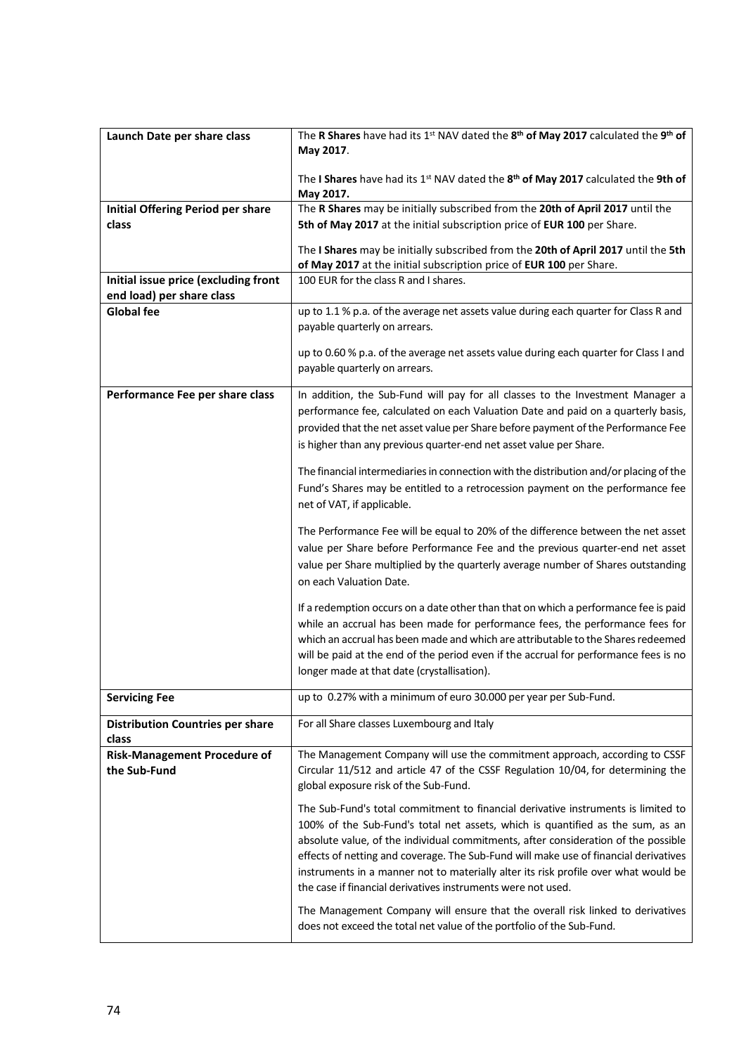| | |
|---|---|
| **Launch Date per share class** | The **R Shares** have had its 1st NAV dated the **8th of May 2017** calculated the **9th of May 2017**.<br><br>The **I Shares** have had its 1st NAV dated the **8th of May 2017** calculated the **9th of May 2017.** |
| **Initial Offering Period per share class** | The **R Shares** may be initially subscribed from the **20th of April 2017** until the **5th of May 2017** at the initial subscription price of **EUR 100** per Share.<br><br>The **I Shares** may be initially subscribed from the **20th of April 2017** until the **5th of May 2017** at the initial subscription price of **EUR 100** per Share. |
| **Initial issue price (excluding front end load) per share class** | 100 EUR for the class R and I shares. |
| **Global fee** | up to 1.1 % p.a. of the average net assets value during each quarter for Class R and payable quarterly on arrears.<br><br>up to 0.60 % p.a. of the average net assets value during each quarter for Class I and payable quarterly on arrears. |
| **Performance Fee per share class** | In addition, the Sub-Fund will pay for all classes to the Investment Manager a performance fee, calculated on each Valuation Date and paid on a quarterly basis, provided that the net asset value per Share before payment of the Performance Fee is higher than any previous quarter-end net asset value per Share.<br><br>The financial intermediaries in connection with the distribution and/or placing of the Fund's Shares may be entitled to a retrocession payment on the performance fee net of VAT, if applicable.<br><br>The Performance Fee will be equal to 20% of the difference between the net asset value per Share before Performance Fee and the previous quarter-end net asset value per Share multiplied by the quarterly average number of Shares outstanding on each Valuation Date.<br><br>If a redemption occurs on a date other than that on which a performance fee is paid while an accrual has been made for performance fees, the performance fees for which an accrual has been made and which are attributable to the Shares redeemed will be paid at the end of the period even if the accrual for performance fees is no longer made at that date (crystallisation). |
| **Servicing Fee** | up to 0.27% with a minimum of euro 30.000 per year per Sub-Fund. |
| **Distribution Countries per share class** | For all Share classes Luxembourg and Italy |
| **Risk-Management Procedure of the Sub-Fund** | The Management Company will use the commitment approach, according to CSSF Circular 11/512 and article 47 of the CSSF Regulation 10/04, for determining the global exposure risk of the Sub-Fund.<br><br>The Sub-Fund's total commitment to financial derivative instruments is limited to 100% of the Sub-Fund's total net assets, which is quantified as the sum, as an absolute value, of the individual commitments, after consideration of the possible effects of netting and coverage. The Sub-Fund will make use of financial derivatives instruments in a manner not to materially alter its risk profile over what would be the case if financial derivatives instruments were not used.<br><br>The Management Company will ensure that the overall risk linked to derivatives does not exceed the total net value of the portfolio of the Sub-Fund. |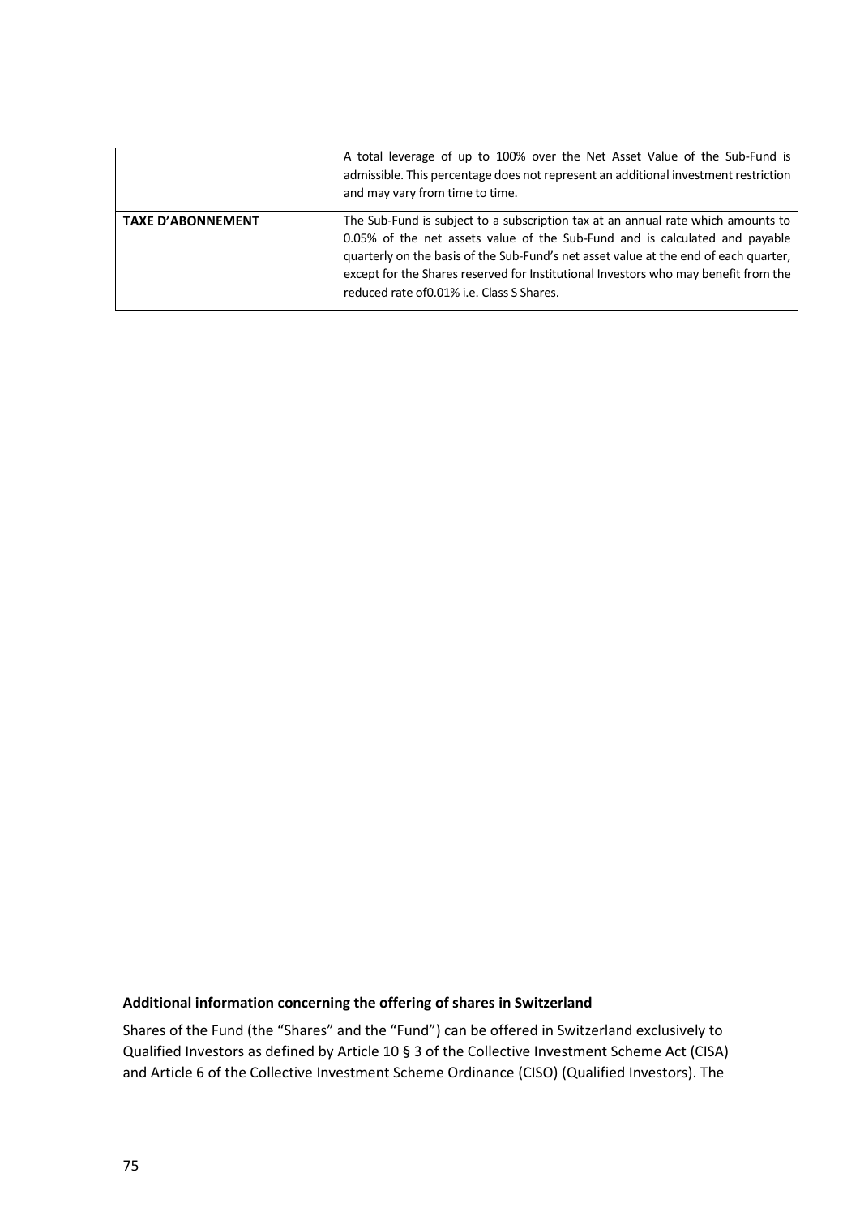| | |
|---|---|
| | A total leverage of up to 100% over the Net Asset Value of the Sub-Fund is admissible. This percentage does not represent an additional investment restriction and may vary from time to time. |
| **TAXE D'ABONNEMENT** | The Sub-Fund is subject to a subscription tax at an annual rate which amounts to 0.05% of the net assets value of the Sub-Fund and is calculated and payable quarterly on the basis of the Sub-Fund's net asset value at the end of each quarter, except for the Shares reserved for Institutional Investors who may benefit from the reduced rate of0.01% i.e. Class S Shares. |

**Additional information concerning the offering of shares in Switzerland**

Shares of the Fund (the "Shares" and the "Fund") can be offered in Switzerland exclusively to Qualified Investors as defined by Article 10 § 3 of the Collective Investment Scheme Act (CISA) and Article 6 of the Collective Investment Scheme Ordinance (CISO) (Qualified Investors). The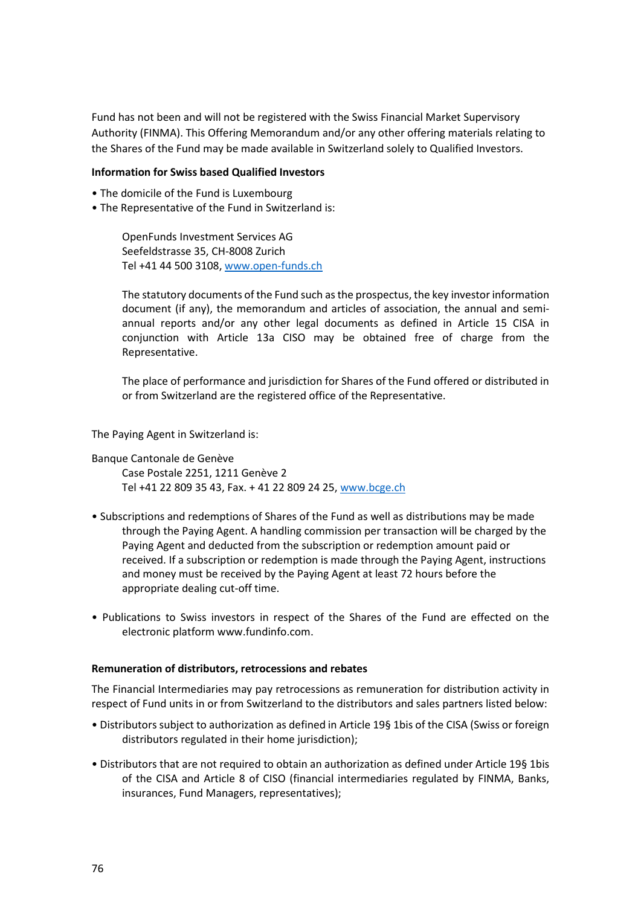Fund has not been and will not be registered with the Swiss Financial Market Supervisory Authority (FINMA). This Offering Memorandum and/or any other offering materials relating to the Shares of the Fund may be made available in Switzerland solely to Qualified Investors.

**Information for Swiss based Qualified Investors**

- The domicile of the Fund is Luxembourg
- The Representative of the Fund in Switzerland is:

  OpenFunds Investment Services AG
  Seefeldstrasse 35, CH-8008 Zurich
  Tel +41 44 500 3108, www.open-funds.ch

  The statutory documents of the Fund such as the prospectus, the key investor information document (if any), the memorandum and articles of association, the annual and semi-annual reports and/or any other legal documents as defined in Article 15 CISA in conjunction with Article 13a CISO may be obtained free of charge from the Representative.

  The place of performance and jurisdiction for Shares of the Fund offered or distributed in or from Switzerland are the registered office of the Representative.

The Paying Agent in Switzerland is:

Banque Cantonale de Genève
Case Postale 2251, 1211 Genève 2
Tel +41 22 809 35 43, Fax. + 41 22 809 24 25, www.bcge.ch

- Subscriptions and redemptions of Shares of the Fund as well as distributions may be made through the Paying Agent. A handling commission per transaction will be charged by the Paying Agent and deducted from the subscription or redemption amount paid or received. If a subscription or redemption is made through the Paying Agent, instructions and money must be received by the Paying Agent at least 72 hours before the appropriate dealing cut-off time.

- Publications to Swiss investors in respect of the Shares of the Fund are effected on the electronic platform www.fundinfo.com.

**Remuneration of distributors, retrocessions and rebates**

The Financial Intermediaries may pay retrocessions as remuneration for distribution activity in respect of Fund units in or from Switzerland to the distributors and sales partners listed below:

- Distributors subject to authorization as defined in Article 19§ 1bis of the CISA (Swiss or foreign distributors regulated in their home jurisdiction);

- Distributors that are not required to obtain an authorization as defined under Article 19§ 1bis of the CISA and Article 8 of CISO (financial intermediaries regulated by FINMA, Banks, insurances, Fund Managers, representatives);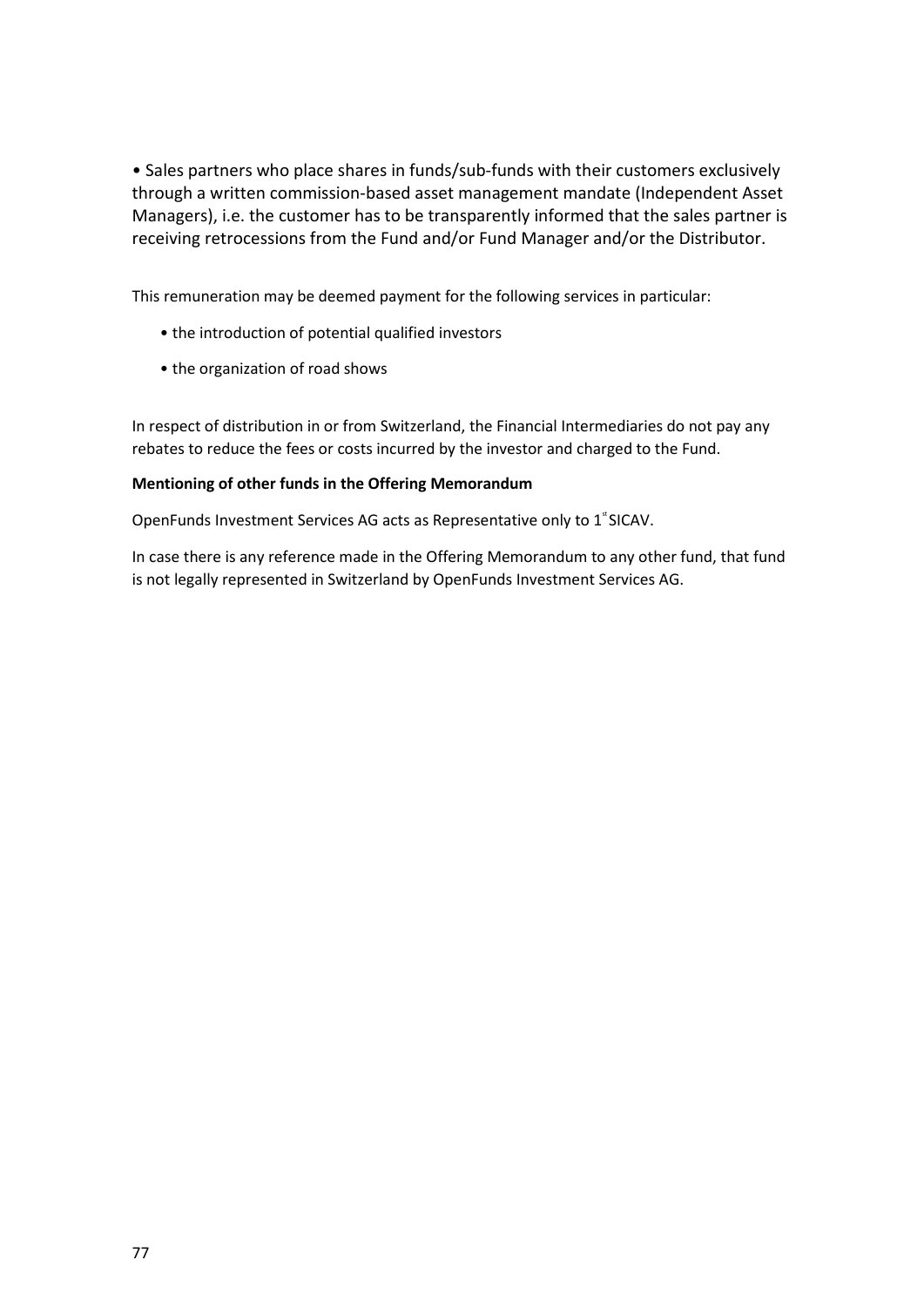• Sales partners who place shares in funds/sub-funds with their customers exclusively through a written commission-based asset management mandate (Independent Asset Managers), i.e. the customer has to be transparently informed that the sales partner is receiving retrocessions from the Fund and/or Fund Manager and/or the Distributor.

This remuneration may be deemed payment for the following services in particular:

- the introduction of potential qualified investors
- the organization of road shows

In respect of distribution in or from Switzerland, the Financial Intermediaries do not pay any rebates to reduce the fees or costs incurred by the investor and charged to the Fund.

**Mentioning of other funds in the Offering Memorandum**

OpenFunds Investment Services AG acts as Representative only to 1st SICAV.

In case there is any reference made in the Offering Memorandum to any other fund, that fund is not legally represented in Switzerland by OpenFunds Investment Services AG.